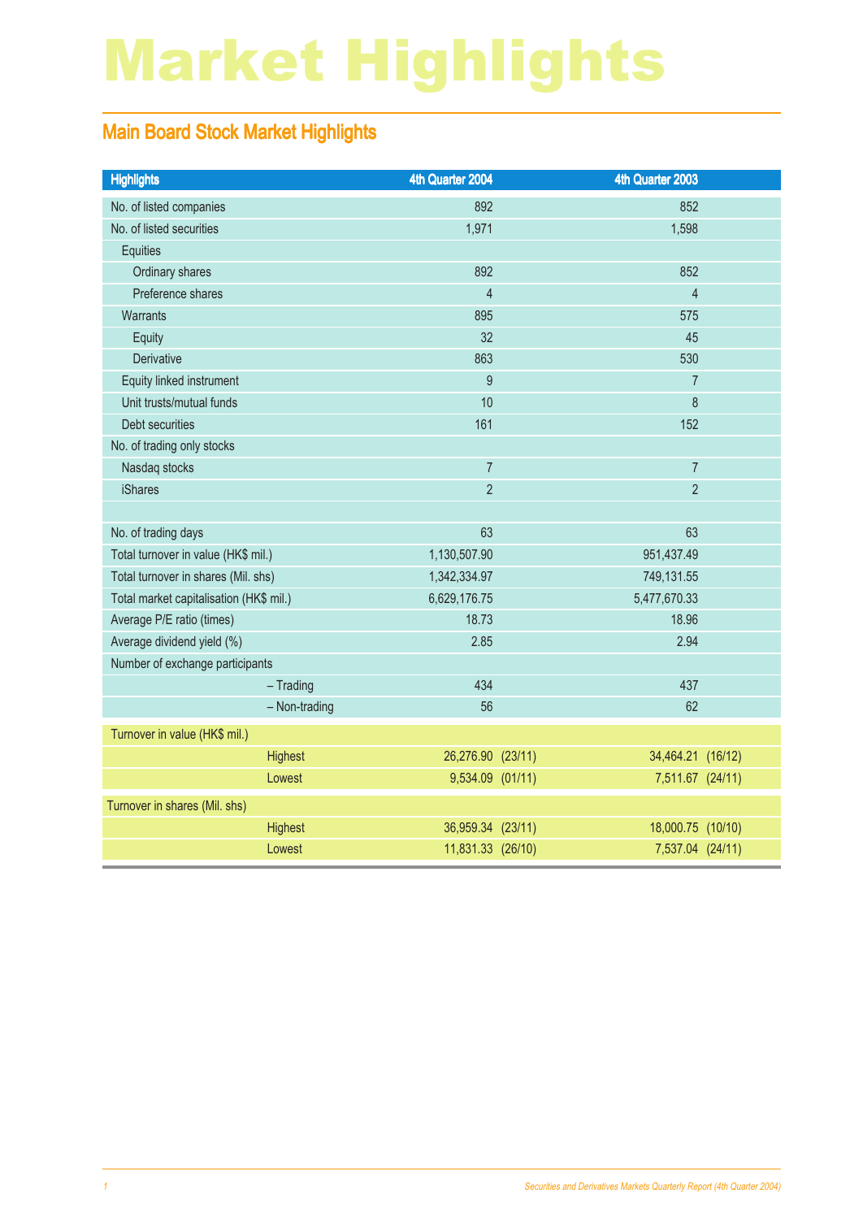# Market Highlights

## Main Board Stock Market Highlights

| Highlights | 4th Quarter 2004 | 4th Quarter 2003 |
|---|---|---|
| No. of listed companies | 892 | 852 |
| No. of listed securities | 1,971 | 1,598 |
| Equities | | |
| Ordinary shares | 892 | 852 |
| Preference shares | 4 | 4 |
| Warrants | 895 | 575 |
| Equity | 32 | 45 |
| Derivative | 863 | 530 |
| Equity linked instrument | 9 | 7 |
| Unit trusts/mutual funds | 10 | 8 |
| Debt securities | 161 | 152 |
| No. of trading only stocks | | |
| Nasdaq stocks | 7 | 7 |
| iShares | 2 | 2 |
| | | |
| No. of trading days | 63 | 63 |
| Total turnover in value (HK$ mil.) | 1,130,507.90 | 951,437.49 |
| Total turnover in shares (Mil. shs) | 1,342,334.97 | 749,131.55 |
| Total market capitalisation (HK$ mil.) | 6,629,176.75 | 5,477,670.33 |
| Average P/E ratio (times) | 18.73 | 18.96 |
| Average dividend yield (%) | 2.85 | 2.94 |
| Number of exchange participants | | |
| – Trading | 434 | 437 |
| – Non-trading | 56 | 62 |
| Turnover in value (HK$ mil.) | | |
| Highest | 26,276.90 (23/11) | 34,464.21 (16/12) |
| Lowest | 9,534.09 (01/11) | 7,511.67 (24/11) |
| Turnover in shares (Mil. shs) | | |
| Highest | 36,959.34 (23/11) | 18,000.75 (10/10) |
| Lowest | 11,831.33 (26/10) | 7,537.04 (24/11) |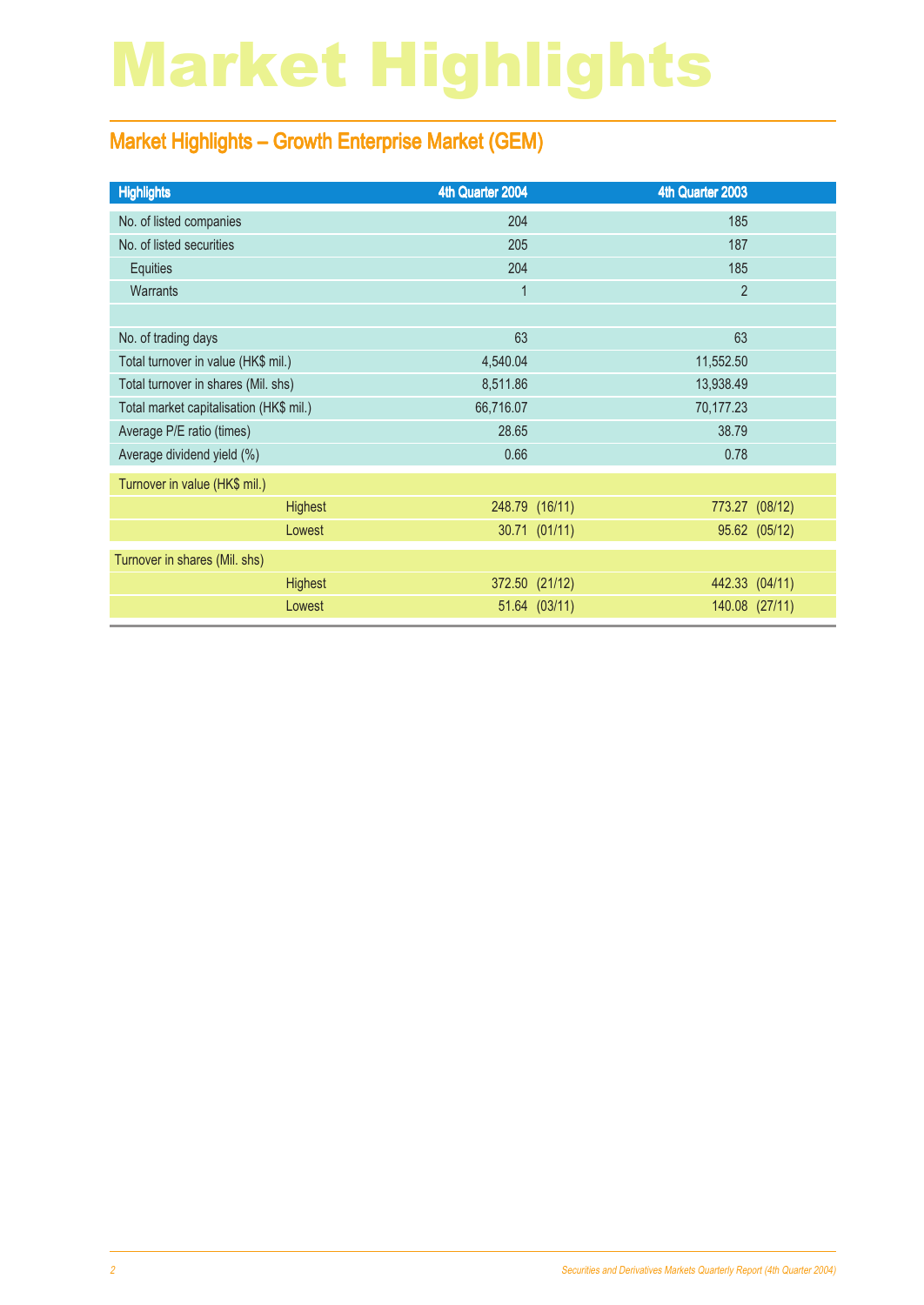# Market Highlights

## Market Highlights – Growth Enterprise Market (GEM)

| Highlights | 4th Quarter 2004 | 4th Quarter 2003 |
|---|---|---|
| No. of listed companies | 204 | 185 |
| No. of listed securities | 205 | 187 |
| Equities | 204 | 185 |
| Warrants | 1 | 2 |
| | | |
| No. of trading days | 63 | 63 |
| Total turnover in value (HK$ mil.) | 4,540.04 | 11,552.50 |
| Total turnover in shares (Mil. shs) | 8,511.86 | 13,938.49 |
| Total market capitalisation (HK$ mil.) | 66,716.07 | 70,177.23 |
| Average P/E ratio (times) | 28.65 | 38.79 |
| Average dividend yield (%) | 0.66 | 0.78 |
| Turnover in value (HK$ mil.) | | |
| Highest | 248.79 (16/11) | 773.27 (08/12) |
| Lowest | 30.71 (01/11) | 95.62 (05/12) |
| Turnover in shares (Mil. shs) | | |
| Highest | 372.50 (21/12) | 442.33 (04/11) |
| Lowest | 51.64 (03/11) | 140.08 (27/11) |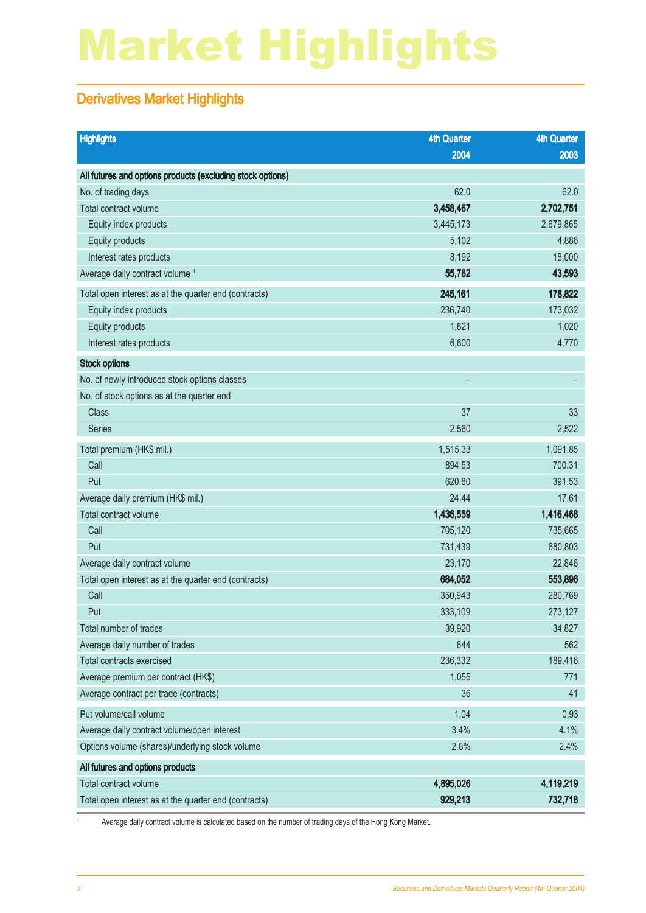# Market Highlights

## Derivatives Market Highlights

| Highlights | 4th Quarter 2004 | 4th Quarter 2003 |
|---|---|---|
| **All futures and options products (excluding stock options)** | | |
| No. of trading days | 62.0 | 62.0 |
| Total contract volume | **3,458,467** | **2,702,751** |
| Equity index products | 3,445,173 | 2,679,865 |
| Equity products | 5,102 | 4,886 |
| Interest rates products | 8,192 | 18,000 |
| Average daily contract volume [1] | **55,782** | **43,593** |
| Total open interest as at the quarter end (contracts) | **245,161** | **178,822** |
| Equity index products | 236,740 | 173,032 |
| Equity products | 1,821 | 1,020 |
| Interest rates products | 6,600 | 4,770 |
| **Stock options** | | |
| No. of newly introduced stock options classes | – | – |
| No. of stock options as at the quarter end | | |
| Class | 37 | 33 |
| Series | 2,560 | 2,522 |
| Total premium (HK$ mil.) | 1,515.33 | 1,091.85 |
| Call | 894.53 | 700.31 |
| Put | 620.80 | 391.53 |
| Average daily premium (HK$ mil.) | 24.44 | 17.61 |
| Total contract volume | **1,436,559** | **1,416,468** |
| Call | 705,120 | 735,665 |
| Put | 731,439 | 680,803 |
| Average daily contract volume | 23,170 | 22,846 |
| Total open interest as at the quarter end (contracts) | **684,052** | **553,896** |
| Call | 350,943 | 280,769 |
| Put | 333,109 | 273,127 |
| Total number of trades | 39,920 | 34,827 |
| Average daily number of trades | 644 | 562 |
| Total contracts exercised | 236,332 | 189,416 |
| Average premium per contract (HK$) | 1,055 | 771 |
| Average contract per trade (contracts) | 36 | 41 |
| Put volume/call volume | 1.04 | 0.93 |
| Average daily contract volume/open interest | 3.4% | 4.1% |
| Options volume (shares)/underlying stock volume | 2.8% | 2.4% |
| **All futures and options products** | | |
| Total contract volume | **4,895,026** | **4,119,219** |
| Total open interest as at the quarter end (contracts) | **929,213** | **732,718** |

[1] Average daily contract volume is calculated based on the number of trading days of the Hong Kong Market.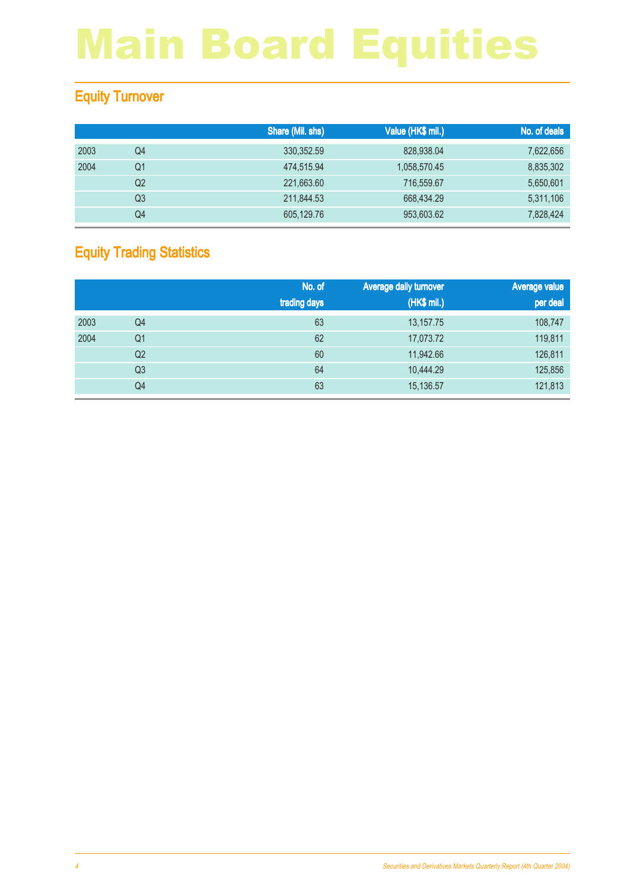# Main Board Equities

## Equity Turnover

| | | Share (Mil. shs) | Value (HK$ mil.) | No. of deals |
|---|---|---|---|---|
| 2003 | Q4 | 330,352.59 | 828,938.04 | 7,622,656 |
| 2004 | Q1 | 474,515.94 | 1,058,570.45 | 8,835,302 |
| | Q2 | 221,663.60 | 716,559.67 | 5,650,601 |
| | Q3 | 211,844.53 | 668,434.29 | 5,311,106 |
| | Q4 | 605,129.76 | 953,603.62 | 7,828,424 |

## Equity Trading Statistics

| | | No. of trading days | Average daily turnover (HK$ mil.) | Average value per deal |
|---|---|---|---|---|
| 2003 | Q4 | 63 | 13,157.75 | 108,747 |
| 2004 | Q1 | 62 | 17,073.72 | 119,811 |
| | Q2 | 60 | 11,942.66 | 126,811 |
| | Q3 | 64 | 10,444.29 | 125,856 |
| | Q4 | 63 | 15,136.57 | 121,813 |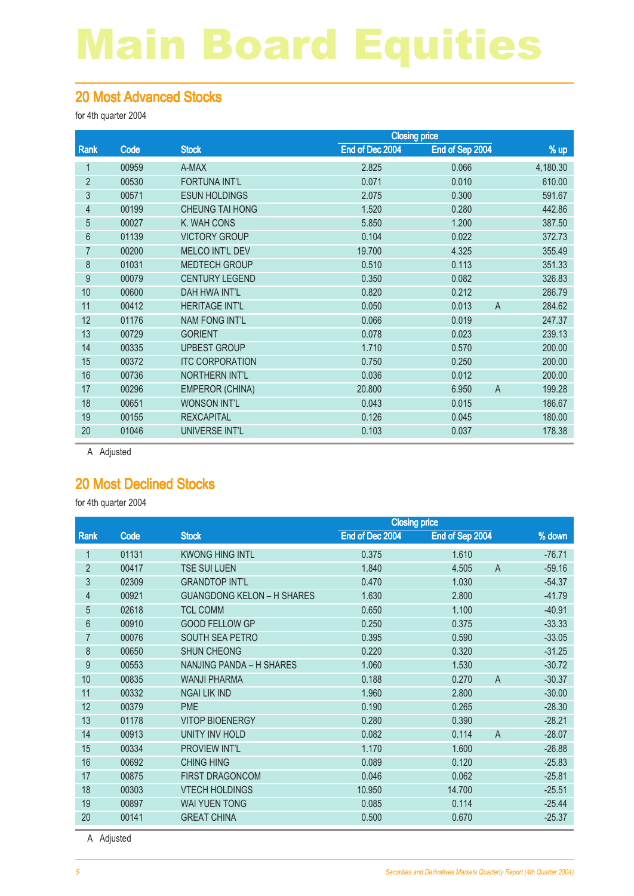# Main Board Equities

## 20 Most Advanced Stocks

for 4th quarter 2004

| Rank | Code | Stock | Closing price | | | % up |
|---|---|---|---|---|---|---|
| | | | End of Dec 2004 | End of Sep 2004 | | |
| 1 | 00959 | A-MAX | 2.825 | 0.066 | | 4,180.30 |
| 2 | 00530 | FORTUNA INT'L | 0.071 | 0.010 | | 610.00 |
| 3 | 00571 | ESUN HOLDINGS | 2.075 | 0.300 | | 591.67 |
| 4 | 00199 | CHEUNG TAI HONG | 1.520 | 0.280 | | 442.86 |
| 5 | 00027 | K. WAH CONS | 5.850 | 1.200 | | 387.50 |
| 6 | 01139 | VICTORY GROUP | 0.104 | 0.022 | | 372.73 |
| 7 | 00200 | MELCO INT'L DEV | 19.700 | 4.325 | | 355.49 |
| 8 | 01031 | MEDTECH GROUP | 0.510 | 0.113 | | 351.33 |
| 9 | 00079 | CENTURY LEGEND | 0.350 | 0.082 | | 326.83 |
| 10 | 00600 | DAH HWA INT'L | 0.820 | 0.212 | | 286.79 |
| 11 | 00412 | HERITAGE INT'L | 0.050 | 0.013 | A | 284.62 |
| 12 | 01176 | NAM FONG INT'L | 0.066 | 0.019 | | 247.37 |
| 13 | 00729 | GORIENT | 0.078 | 0.023 | | 239.13 |
| 14 | 00335 | UPBEST GROUP | 1.710 | 0.570 | | 200.00 |
| 15 | 00372 | ITC CORPORATION | 0.750 | 0.250 | | 200.00 |
| 16 | 00736 | NORTHERN INT'L | 0.036 | 0.012 | | 200.00 |
| 17 | 00296 | EMPEROR (CHINA) | 20.800 | 6.950 | A | 199.28 |
| 18 | 00651 | WONSON INT'L | 0.043 | 0.015 | | 186.67 |
| 19 | 00155 | REXCAPITAL | 0.126 | 0.045 | | 180.00 |
| 20 | 01046 | UNIVERSE INT'L | 0.103 | 0.037 | | 178.38 |

A Adjusted

## 20 Most Declined Stocks

for 4th quarter 2004

| Rank | Code | Stock | Closing price | | | % down |
|---|---|---|---|---|---|---|
| | | | End of Dec 2004 | End of Sep 2004 | | |
| 1 | 01131 | KWONG HING INTL | 0.375 | 1.610 | | -76.71 |
| 2 | 00417 | TSE SUI LUEN | 1.840 | 4.505 | A | -59.16 |
| 3 | 02309 | GRANDTOP INT'L | 0.470 | 1.030 | | -54.37 |
| 4 | 00921 | GUANGDONG KELON – H SHARES | 1.630 | 2.800 | | -41.79 |
| 5 | 02618 | TCL COMM | 0.650 | 1.100 | | -40.91 |
| 6 | 00910 | GOOD FELLOW GP | 0.250 | 0.375 | | -33.33 |
| 7 | 00076 | SOUTH SEA PETRO | 0.395 | 0.590 | | -33.05 |
| 8 | 00650 | SHUN CHEONG | 0.220 | 0.320 | | -31.25 |
| 9 | 00553 | NANJING PANDA – H SHARES | 1.060 | 1.530 | | -30.72 |
| 10 | 00835 | WANJI PHARMA | 0.188 | 0.270 | A | -30.37 |
| 11 | 00332 | NGAI LIK IND | 1.960 | 2.800 | | -30.00 |
| 12 | 00379 | PME | 0.190 | 0.265 | | -28.30 |
| 13 | 01178 | VITOP BIOENERGY | 0.280 | 0.390 | | -28.21 |
| 14 | 00913 | UNITY INV HOLD | 0.082 | 0.114 | A | -28.07 |
| 15 | 00334 | PROVIEW INT'L | 1.170 | 1.600 | | -26.88 |
| 16 | 00692 | CHING HING | 0.089 | 0.120 | | -25.83 |
| 17 | 00875 | FIRST DRAGONCOM | 0.046 | 0.062 | | -25.81 |
| 18 | 00303 | VTECH HOLDINGS | 10.950 | 14.700 | | -25.51 |
| 19 | 00897 | WAI YUEN TONG | 0.085 | 0.114 | | -25.44 |
| 20 | 00141 | GREAT CHINA | 0.500 | 0.670 | | -25.37 |

A Adjusted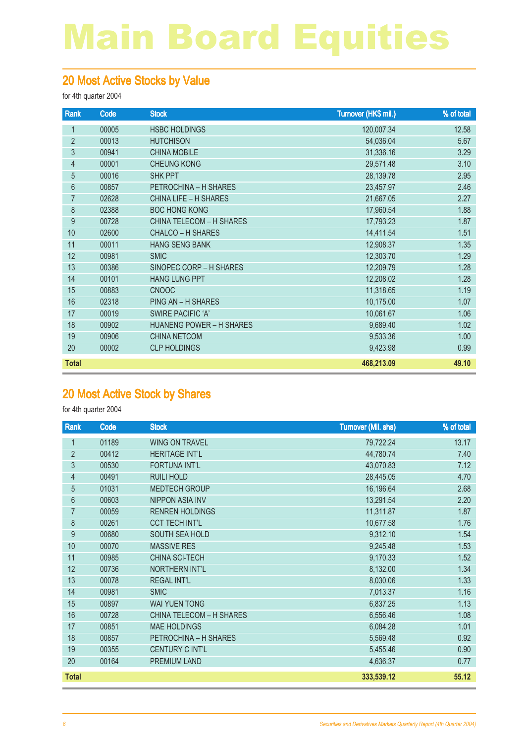# Main Board Equities

## 20 Most Active Stocks by Value

for 4th quarter 2004

| Rank | Code | Stock | Turnover (HK$ mil.) | % of total |
|---|---|---|---|---|
| 1 | 00005 | HSBC HOLDINGS | 120,007.34 | 12.58 |
| 2 | 00013 | HUTCHISON | 54,036.04 | 5.67 |
| 3 | 00941 | CHINA MOBILE | 31,336.16 | 3.29 |
| 4 | 00001 | CHEUNG KONG | 29,571.48 | 3.10 |
| 5 | 00016 | SHK PPT | 28,139.78 | 2.95 |
| 6 | 00857 | PETROCHINA – H SHARES | 23,457.97 | 2.46 |
| 7 | 02628 | CHINA LIFE – H SHARES | 21,667.05 | 2.27 |
| 8 | 02388 | BOC HONG KONG | 17,960.54 | 1.88 |
| 9 | 00728 | CHINA TELECOM – H SHARES | 17,793.23 | 1.87 |
| 10 | 02600 | CHALCO – H SHARES | 14,411.54 | 1.51 |
| 11 | 00011 | HANG SENG BANK | 12,908.37 | 1.35 |
| 12 | 00981 | SMIC | 12,303.70 | 1.29 |
| 13 | 00386 | SINOPEC CORP – H SHARES | 12,209.79 | 1.28 |
| 14 | 00101 | HANG LUNG PPT | 12,208.02 | 1.28 |
| 15 | 00883 | CNOOC | 11,318.65 | 1.19 |
| 16 | 02318 | PING AN – H SHARES | 10,175.00 | 1.07 |
| 17 | 00019 | SWIRE PACIFIC 'A' | 10,061.67 | 1.06 |
| 18 | 00902 | HUANENG POWER – H SHARES | 9,689.40 | 1.02 |
| 19 | 00906 | CHINA NETCOM | 9,533.36 | 1.00 |
| 20 | 00002 | CLP HOLDINGS | 9,423.98 | 0.99 |
| **Total** | | | **468,213.09** | **49.10** |

## 20 Most Active Stock by Shares

for 4th quarter 2004

| Rank | Code | Stock | Turnover (Mil. shs) | % of total |
|---|---|---|---|---|
| 1 | 01189 | WING ON TRAVEL | 79,722.24 | 13.17 |
| 2 | 00412 | HERITAGE INT'L | 44,780.74 | 7.40 |
| 3 | 00530 | FORTUNA INT'L | 43,070.83 | 7.12 |
| 4 | 00491 | RUILI HOLD | 28,445.05 | 4.70 |
| 5 | 01031 | MEDTECH GROUP | 16,196.64 | 2.68 |
| 6 | 00603 | NIPPON ASIA INV | 13,291.54 | 2.20 |
| 7 | 00059 | RENREN HOLDINGS | 11,311.87 | 1.87 |
| 8 | 00261 | CCT TECH INT'L | 10,677.58 | 1.76 |
| 9 | 00680 | SOUTH SEA HOLD | 9,312.10 | 1.54 |
| 10 | 00070 | MASSIVE RES | 9,245.48 | 1.53 |
| 11 | 00985 | CHINA SCI-TECH | 9,170.33 | 1.52 |
| 12 | 00736 | NORTHERN INT'L | 8,132.00 | 1.34 |
| 13 | 00078 | REGAL INT'L | 8,030.06 | 1.33 |
| 14 | 00981 | SMIC | 7,013.37 | 1.16 |
| 15 | 00897 | WAI YUEN TONG | 6,837.25 | 1.13 |
| 16 | 00728 | CHINA TELECOM – H SHARES | 6,556.46 | 1.08 |
| 17 | 00851 | MAE HOLDINGS | 6,084.28 | 1.01 |
| 18 | 00857 | PETROCHINA – H SHARES | 5,569.48 | 0.92 |
| 19 | 00355 | CENTURY C INT'L | 5,455.46 | 0.90 |
| 20 | 00164 | PREMIUM LAND | 4,636.37 | 0.77 |
| **Total** | | | **333,539.12** | **55.12** |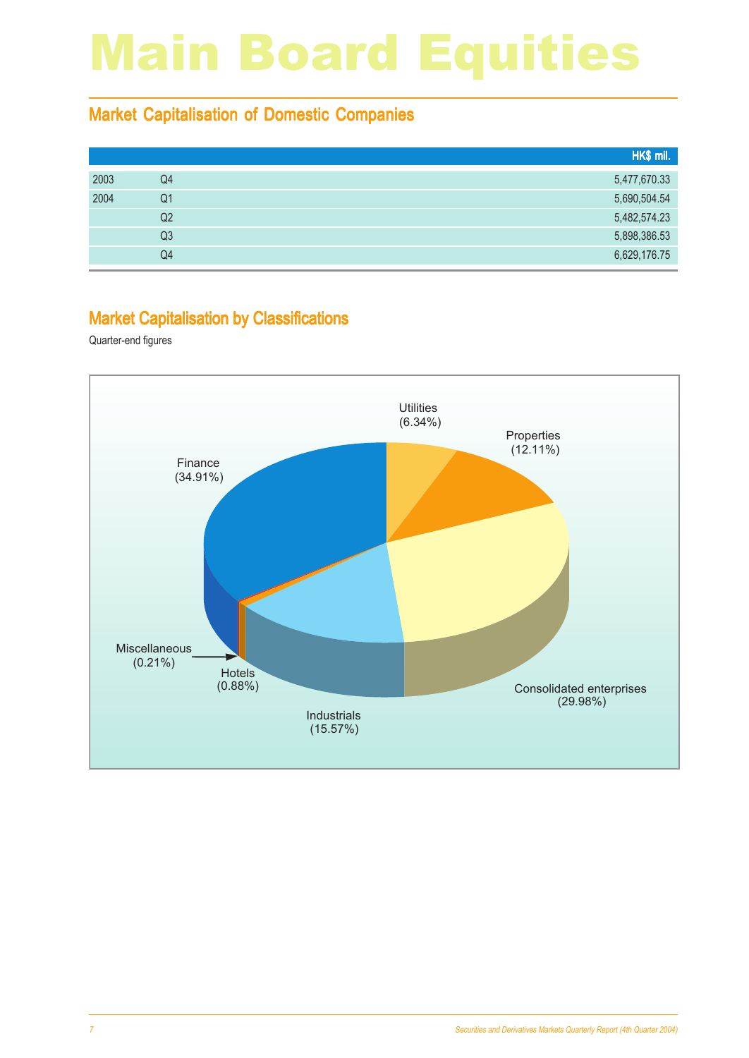# Main Board Equities

## Market Capitalisation of Domestic Companies

| | | HK$ mil. |
|---|---|---|
| 2003 | Q4 | 5,477,670.33 |
| 2004 | Q1 | 5,690,504.54 |
| | Q2 | 5,482,574.23 |
| | Q3 | 5,898,386.53 |
| | Q4 | 6,629,176.75 |

## Market Capitalisation by Classifications

Quarter-end figures

Utilities (6.34%)
Properties (12.11%)
Finance (34.91%)
Consolidated enterprises (29.98%)
Industrials (15.57%)
Hotels (0.88%)
Miscellaneous (0.21%)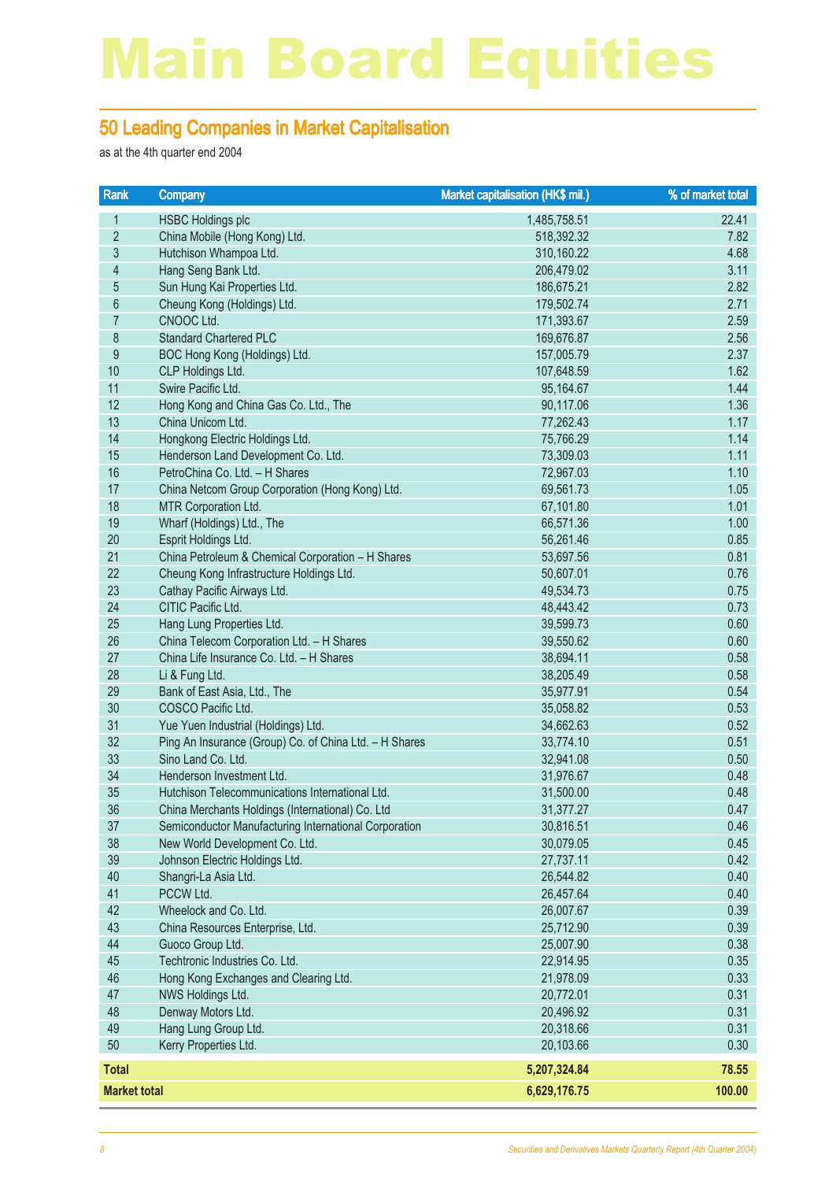# Main Board Equities

## 50 Leading Companies in Market Capitalisation

as at the 4th quarter end 2004

| Rank | Company | Market capitalisation (HK$ mil.) | % of market total |
|---|---|---|---|
| 1 | HSBC Holdings plc | 1,485,758.51 | 22.41 |
| 2 | China Mobile (Hong Kong) Ltd. | 518,392.32 | 7.82 |
| 3 | Hutchison Whampoa Ltd. | 310,160.22 | 4.68 |
| 4 | Hang Seng Bank Ltd. | 206,479.02 | 3.11 |
| 5 | Sun Hung Kai Properties Ltd. | 186,675.21 | 2.82 |
| 6 | Cheung Kong (Holdings) Ltd. | 179,502.74 | 2.71 |
| 7 | CNOOC Ltd. | 171,393.67 | 2.59 |
| 8 | Standard Chartered PLC | 169,676.87 | 2.56 |
| 9 | BOC Hong Kong (Holdings) Ltd. | 157,005.79 | 2.37 |
| 10 | CLP Holdings Ltd. | 107,648.59 | 1.62 |
| 11 | Swire Pacific Ltd. | 95,164.67 | 1.44 |
| 12 | Hong Kong and China Gas Co. Ltd., The | 90,117.06 | 1.36 |
| 13 | China Unicom Ltd. | 77,262.43 | 1.17 |
| 14 | Hongkong Electric Holdings Ltd. | 75,766.29 | 1.14 |
| 15 | Henderson Land Development Co. Ltd. | 73,309.03 | 1.11 |
| 16 | PetroChina Co. Ltd. – H Shares | 72,967.03 | 1.10 |
| 17 | China Netcom Group Corporation (Hong Kong) Ltd. | 69,561.73 | 1.05 |
| 18 | MTR Corporation Ltd. | 67,101.80 | 1.01 |
| 19 | Wharf (Holdings) Ltd., The | 66,571.36 | 1.00 |
| 20 | Esprit Holdings Ltd. | 56,261.46 | 0.85 |
| 21 | China Petroleum & Chemical Corporation – H Shares | 53,697.56 | 0.81 |
| 22 | Cheung Kong Infrastructure Holdings Ltd. | 50,607.01 | 0.76 |
| 23 | Cathay Pacific Airways Ltd. | 49,534.73 | 0.75 |
| 24 | CITIC Pacific Ltd. | 48,443.42 | 0.73 |
| 25 | Hang Lung Properties Ltd. | 39,599.73 | 0.60 |
| 26 | China Telecom Corporation Ltd. – H Shares | 39,550.62 | 0.60 |
| 27 | China Life Insurance Co. Ltd. – H Shares | 38,694.11 | 0.58 |
| 28 | Li & Fung Ltd. | 38,205.49 | 0.58 |
| 29 | Bank of East Asia, Ltd., The | 35,977.91 | 0.54 |
| 30 | COSCO Pacific Ltd. | 35,058.82 | 0.53 |
| 31 | Yue Yuen Industrial (Holdings) Ltd. | 34,662.63 | 0.52 |
| 32 | Ping An Insurance (Group) Co. of China Ltd. – H Shares | 33,774.10 | 0.51 |
| 33 | Sino Land Co. Ltd. | 32,941.08 | 0.50 |
| 34 | Henderson Investment Ltd. | 31,976.67 | 0.48 |
| 35 | Hutchison Telecommunications International Ltd. | 31,500.00 | 0.48 |
| 36 | China Merchants Holdings (International) Co. Ltd | 31,377.27 | 0.47 |
| 37 | Semiconductor Manufacturing International Corporation | 30,816.51 | 0.46 |
| 38 | New World Development Co. Ltd. | 30,079.05 | 0.45 |
| 39 | Johnson Electric Holdings Ltd. | 27,737.11 | 0.42 |
| 40 | Shangri-La Asia Ltd. | 26,544.82 | 0.40 |
| 41 | PCCW Ltd. | 26,457.64 | 0.40 |
| 42 | Wheelock and Co. Ltd. | 26,007.67 | 0.39 |
| 43 | China Resources Enterprise, Ltd. | 25,712.90 | 0.39 |
| 44 | Guoco Group Ltd. | 25,007.90 | 0.38 |
| 45 | Techtronic Industries Co. Ltd. | 22,914.95 | 0.35 |
| 46 | Hong Kong Exchanges and Clearing Ltd. | 21,978.09 | 0.33 |
| 47 | NWS Holdings Ltd. | 20,772.01 | 0.31 |
| 48 | Denway Motors Ltd. | 20,496.92 | 0.31 |
| 49 | Hang Lung Group Ltd. | 20,318.66 | 0.31 |
| 50 | Kerry Properties Ltd. | 20,103.66 | 0.30 |
| **Total** | | **5,207,324.84** | **78.55** |
| **Market total** | | **6,629,176.75** | **100.00** |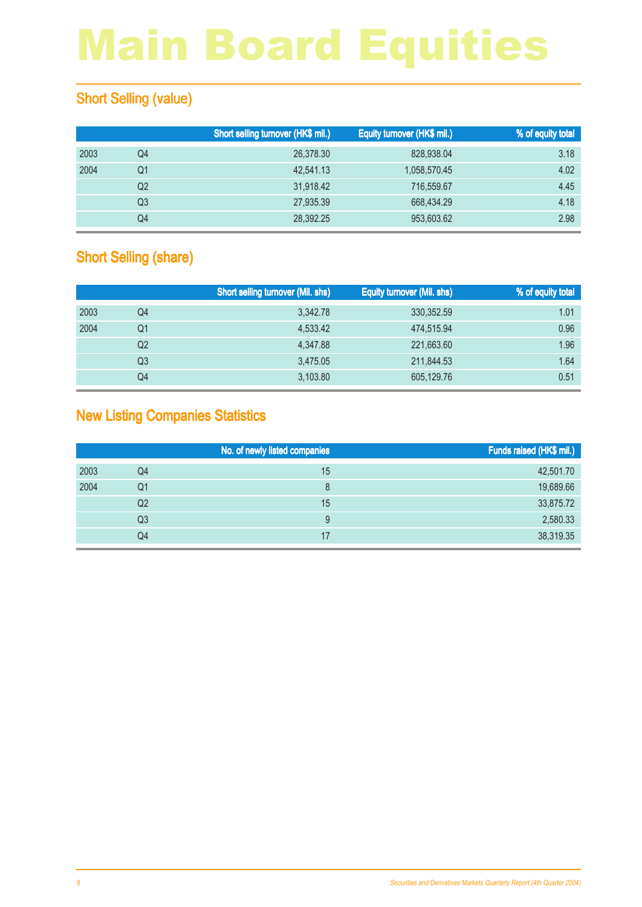# Main Board Equities

## Short Selling (value)

| | | Short selling turnover (HK$ mil.) | Equity turnover (HK$ mil.) | % of equity total |
|---|---|---|---|---|
| 2003 | Q4 | 26,378.30 | 828,938.04 | 3.18 |
| 2004 | Q1 | 42,541.13 | 1,058,570.45 | 4.02 |
| | Q2 | 31,918.42 | 716,559.67 | 4.45 |
| | Q3 | 27,935.39 | 668,434.29 | 4.18 |
| | Q4 | 28,392.25 | 953,603.62 | 2.98 |

## Short Selling (share)

| | | Short selling turnover (Mil. shs) | Equity turnover (Mil. shs) | % of equity total |
|---|---|---|---|---|
| 2003 | Q4 | 3,342.78 | 330,352.59 | 1.01 |
| 2004 | Q1 | 4,533.42 | 474,515.94 | 0.96 |
| | Q2 | 4,347.88 | 221,663.60 | 1.96 |
| | Q3 | 3,475.05 | 211,844.53 | 1.64 |
| | Q4 | 3,103.80 | 605,129.76 | 0.51 |

## New Listing Companies Statistics

| | | No. of newly listed companies | Funds raised (HK$ mil.) |
|---|---|---|---|
| 2003 | Q4 | 15 | 42,501.70 |
| 2004 | Q1 | 8 | 19,689.66 |
| | Q2 | 15 | 33,875.72 |
| | Q3 | 9 | 2,580.33 |
| | Q4 | 17 | 38,319.35 |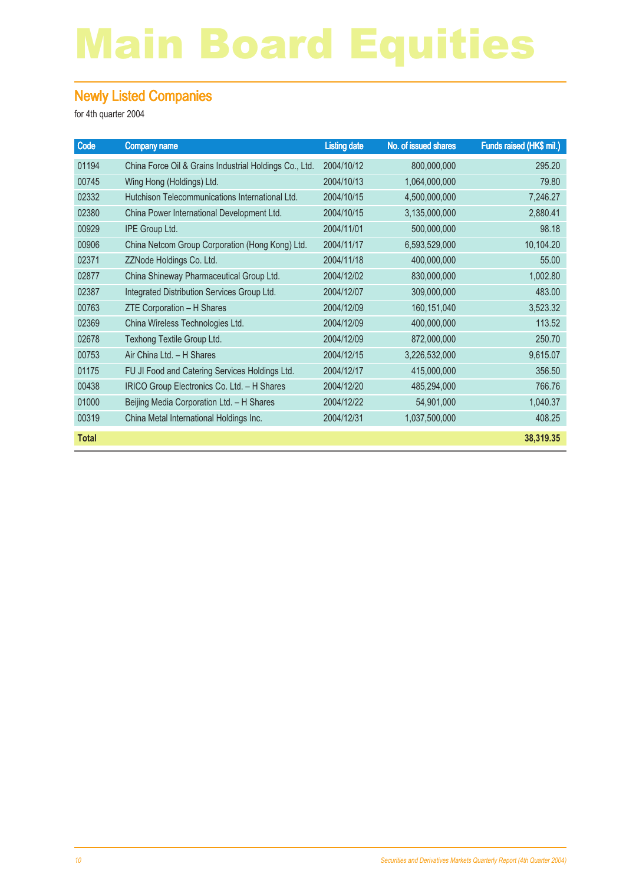# Main Board Equities

## Newly Listed Companies

for 4th quarter 2004

| Code | Company name | Listing date | No. of issued shares | Funds raised (HK$ mil.) |
|---|---|---|---|---|
| 01194 | China Force Oil & Grains Industrial Holdings Co., Ltd. | 2004/10/12 | 800,000,000 | 295.20 |
| 00745 | Wing Hong (Holdings) Ltd. | 2004/10/13 | 1,064,000,000 | 79.80 |
| 02332 | Hutchison Telecommunications International Ltd. | 2004/10/15 | 4,500,000,000 | 7,246.27 |
| 02380 | China Power International Development Ltd. | 2004/10/15 | 3,135,000,000 | 2,880.41 |
| 00929 | IPE Group Ltd. | 2004/11/01 | 500,000,000 | 98.18 |
| 00906 | China Netcom Group Corporation (Hong Kong) Ltd. | 2004/11/17 | 6,593,529,000 | 10,104.20 |
| 02371 | ZZNode Holdings Co. Ltd. | 2004/11/18 | 400,000,000 | 55.00 |
| 02877 | China Shineway Pharmaceutical Group Ltd. | 2004/12/02 | 830,000,000 | 1,002.80 |
| 02387 | Integrated Distribution Services Group Ltd. | 2004/12/07 | 309,000,000 | 483.00 |
| 00763 | ZTE Corporation – H Shares | 2004/12/09 | 160,151,040 | 3,523.32 |
| 02369 | China Wireless Technologies Ltd. | 2004/12/09 | 400,000,000 | 113.52 |
| 02678 | Texhong Textile Group Ltd. | 2004/12/09 | 872,000,000 | 250.70 |
| 00753 | Air China Ltd. – H Shares | 2004/12/15 | 3,226,532,000 | 9,615.07 |
| 01175 | FU JI Food and Catering Services Holdings Ltd. | 2004/12/17 | 415,000,000 | 356.50 |
| 00438 | IRICO Group Electronics Co. Ltd. – H Shares | 2004/12/20 | 485,294,000 | 766.76 |
| 01000 | Beijing Media Corporation Ltd. – H Shares | 2004/12/22 | 54,901,000 | 1,040.37 |
| 00319 | China Metal International Holdings Inc. | 2004/12/31 | 1,037,500,000 | 408.25 |
| **Total** | | | | **38,319.35** |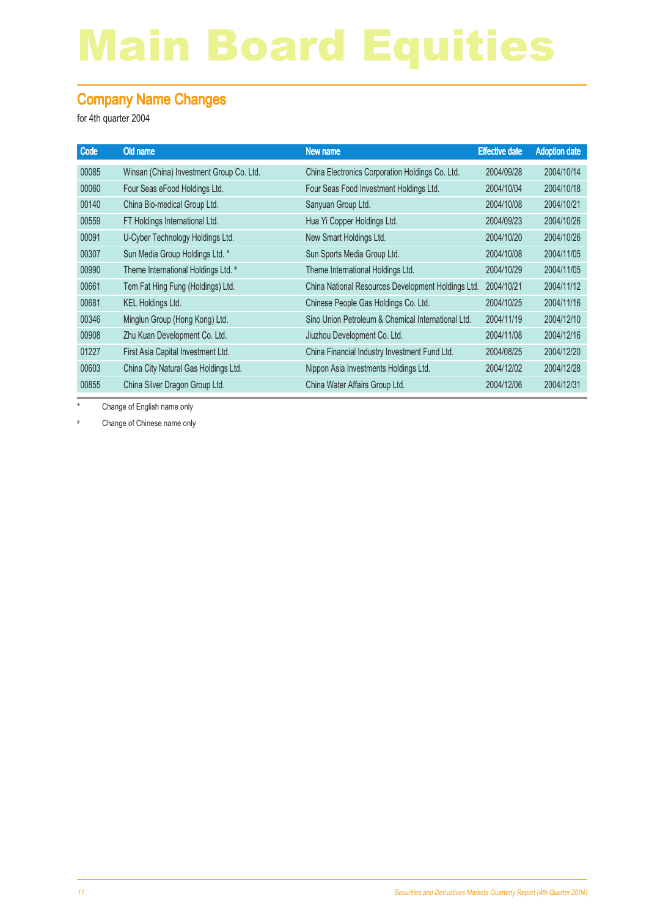# Main Board Equities

## Company Name Changes

for 4th quarter 2004

| Code | Old name | New name | Effective date | Adoption date |
|---|---|---|---|---|
| 00085 | Winsan (China) Investment Group Co. Ltd. | China Electronics Corporation Holdings Co. Ltd. | 2004/09/28 | 2004/10/14 |
| 00060 | Four Seas eFood Holdings Ltd. | Four Seas Food Investment Holdings Ltd. | 2004/10/04 | 2004/10/18 |
| 00140 | China Bio-medical Group Ltd. | Sanyuan Group Ltd. | 2004/10/08 | 2004/10/21 |
| 00559 | FT Holdings International Ltd. | Hua Yi Copper Holdings Ltd. | 2004/09/23 | 2004/10/26 |
| 00091 | U-Cyber Technology Holdings Ltd. | New Smart Holdings Ltd. | 2004/10/20 | 2004/10/26 |
| 00307 | Sun Media Group Holdings Ltd. * | Sun Sports Media Group Ltd. | 2004/10/08 | 2004/11/05 |
| 00990 | Theme International Holdings Ltd. # | Theme International Holdings Ltd. | 2004/10/29 | 2004/11/05 |
| 00661 | Tem Fat Hing Fung (Holdings) Ltd. | China National Resources Development Holdings Ltd. | 2004/10/21 | 2004/11/12 |
| 00681 | KEL Holdings Ltd. | Chinese People Gas Holdings Co. Ltd. | 2004/10/25 | 2004/11/16 |
| 00346 | Minglun Group (Hong Kong) Ltd. | Sino Union Petroleum & Chemical International Ltd. | 2004/11/19 | 2004/12/10 |
| 00908 | Zhu Kuan Development Co. Ltd. | Jiuzhou Development Co. Ltd. | 2004/11/08 | 2004/12/16 |
| 01227 | First Asia Capital Investment Ltd. | China Financial Industry Investment Fund Ltd. | 2004/08/25 | 2004/12/20 |
| 00603 | China City Natural Gas Holdings Ltd. | Nippon Asia Investments Holdings Ltd. | 2004/12/02 | 2004/12/28 |
| 00855 | China Silver Dragon Group Ltd. | China Water Affairs Group Ltd. | 2004/12/06 | 2004/12/31 |

* Change of English name only

# Change of Chinese name only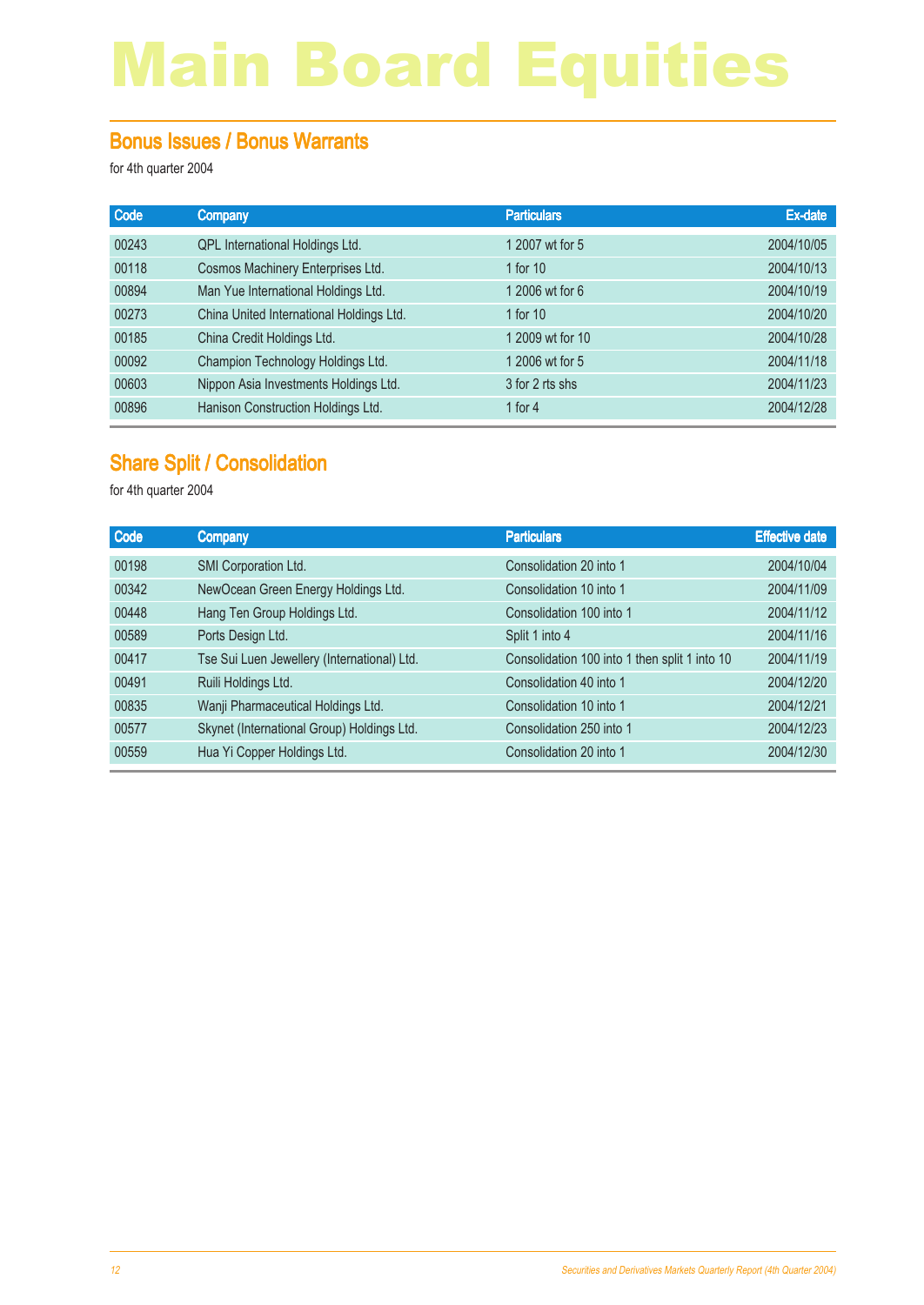# Main Board Equities

## Bonus Issues / Bonus Warrants

for 4th quarter 2004

| Code | Company | Particulars | Ex-date |
|---|---|---|---|
| 00243 | QPL International Holdings Ltd. | 1 2007 wt for 5 | 2004/10/05 |
| 00118 | Cosmos Machinery Enterprises Ltd. | 1 for 10 | 2004/10/13 |
| 00894 | Man Yue International Holdings Ltd. | 1 2006 wt for 6 | 2004/10/19 |
| 00273 | China United International Holdings Ltd. | 1 for 10 | 2004/10/20 |
| 00185 | China Credit Holdings Ltd. | 1 2009 wt for 10 | 2004/10/28 |
| 00092 | Champion Technology Holdings Ltd. | 1 2006 wt for 5 | 2004/11/18 |
| 00603 | Nippon Asia Investments Holdings Ltd. | 3 for 2 rts shs | 2004/11/23 |
| 00896 | Hanison Construction Holdings Ltd. | 1 for 4 | 2004/12/28 |

## Share Split / Consolidation

for 4th quarter 2004

| Code | Company | Particulars | Effective date |
|---|---|---|---|
| 00198 | SMI Corporation Ltd. | Consolidation 20 into 1 | 2004/10/04 |
| 00342 | NewOcean Green Energy Holdings Ltd. | Consolidation 10 into 1 | 2004/11/09 |
| 00448 | Hang Ten Group Holdings Ltd. | Consolidation 100 into 1 | 2004/11/12 |
| 00589 | Ports Design Ltd. | Split 1 into 4 | 2004/11/16 |
| 00417 | Tse Sui Luen Jewellery (International) Ltd. | Consolidation 100 into 1 then split 1 into 10 | 2004/11/19 |
| 00491 | Ruili Holdings Ltd. | Consolidation 40 into 1 | 2004/12/20 |
| 00835 | Wanji Pharmaceutical Holdings Ltd. | Consolidation 10 into 1 | 2004/12/21 |
| 00577 | Skynet (International Group) Holdings Ltd. | Consolidation 250 into 1 | 2004/12/23 |
| 00559 | Hua Yi Copper Holdings Ltd. | Consolidation 20 into 1 | 2004/12/30 |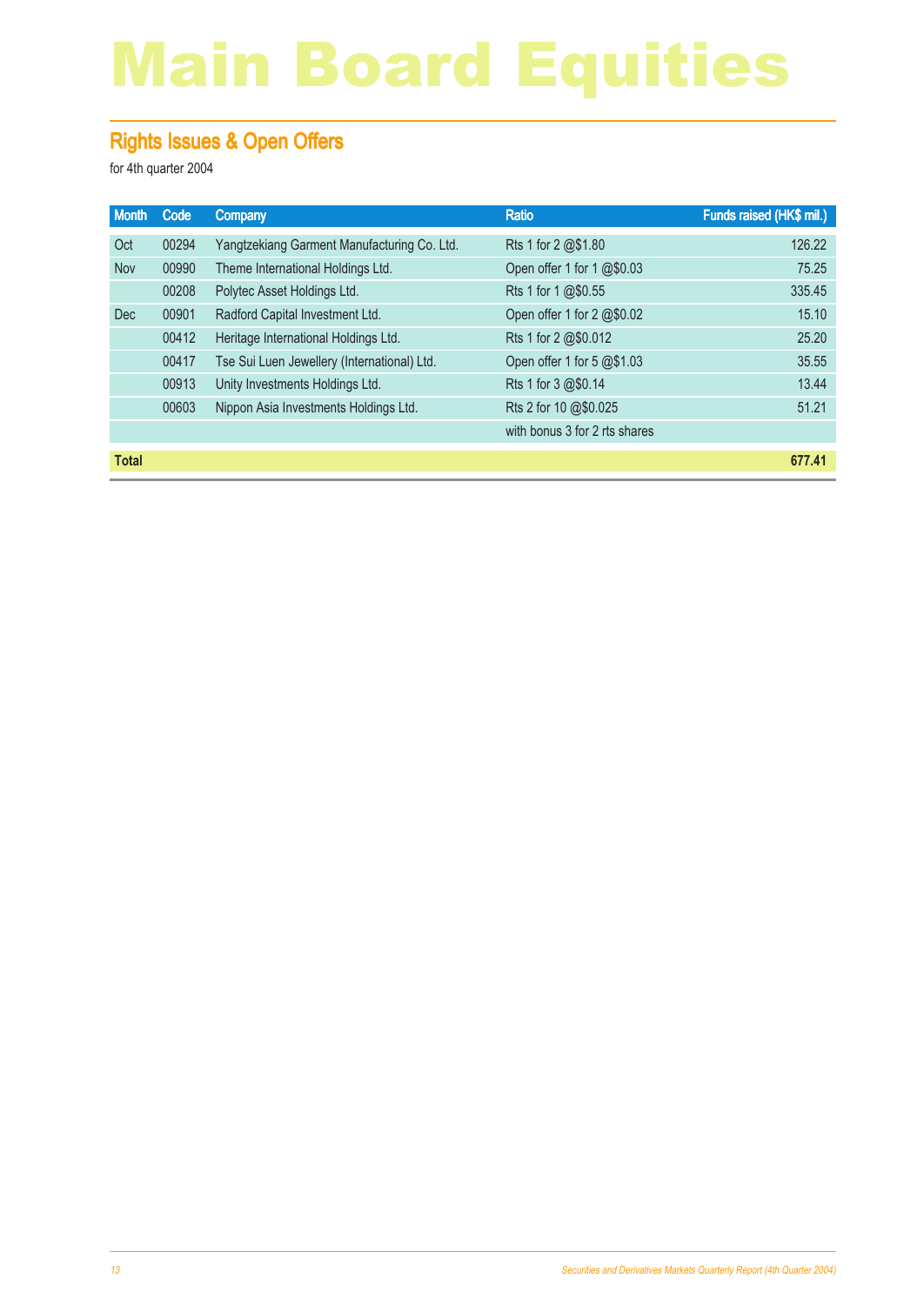# Main Board Equities

## Rights Issues & Open Offers

for 4th quarter 2004

| Month | Code | Company | Ratio | Funds raised (HK$ mil.) |
|---|---|---|---|---|
| Oct | 00294 | Yangtzekiang Garment Manufacturing Co. Ltd. | Rts 1 for 2 @$1.80 | 126.22 |
| Nov | 00990 | Theme International Holdings Ltd. | Open offer 1 for 1 @$0.03 | 75.25 |
| | 00208 | Polytec Asset Holdings Ltd. | Rts 1 for 1 @$0.55 | 335.45 |
| Dec | 00901 | Radford Capital Investment Ltd. | Open offer 1 for 2 @$0.02 | 15.10 |
| | 00412 | Heritage International Holdings Ltd. | Rts 1 for 2 @$0.012 | 25.20 |
| | 00417 | Tse Sui Luen Jewellery (International) Ltd. | Open offer 1 for 5 @$1.03 | 35.55 |
| | 00913 | Unity Investments Holdings Ltd. | Rts 1 for 3 @$0.14 | 13.44 |
| | 00603 | Nippon Asia Investments Holdings Ltd. | Rts 2 for 10 @$0.025 | 51.21 |
| | | | with bonus 3 for 2 rts shares | |
| **Total** | | | | **677.41** |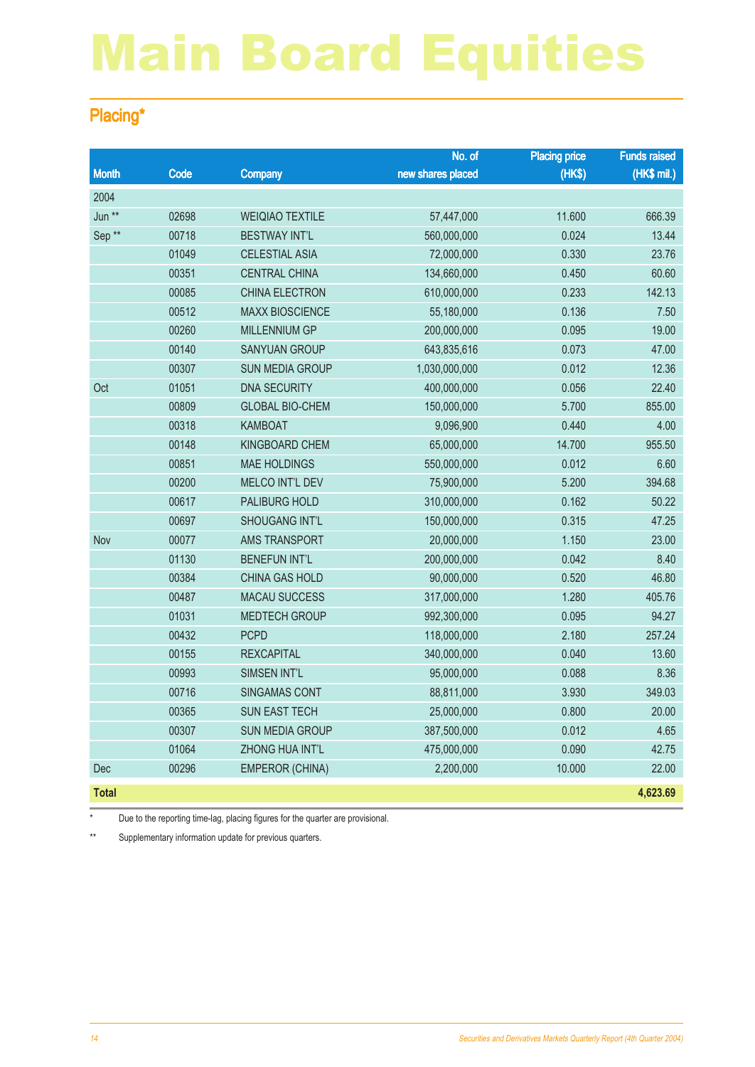# Main Board Equities

## Placing*

| Month | Code | Company | No. of new shares placed | Placing price (HK$) | Funds raised (HK$ mil.) |
|---|---|---|---|---|---|
| 2004 | | | | | |
| Jun ** | 02698 | WEIQIAO TEXTILE | 57,447,000 | 11.600 | 666.39 |
| Sep ** | 00718 | BESTWAY INT'L | 560,000,000 | 0.024 | 13.44 |
| | 01049 | CELESTIAL ASIA | 72,000,000 | 0.330 | 23.76 |
| | 00351 | CENTRAL CHINA | 134,660,000 | 0.450 | 60.60 |
| | 00085 | CHINA ELECTRON | 610,000,000 | 0.233 | 142.13 |
| | 00512 | MAXX BIOSCIENCE | 55,180,000 | 0.136 | 7.50 |
| | 00260 | MILLENNIUM GP | 200,000,000 | 0.095 | 19.00 |
| | 00140 | SANYUAN GROUP | 643,835,616 | 0.073 | 47.00 |
| | 00307 | SUN MEDIA GROUP | 1,030,000,000 | 0.012 | 12.36 |
| Oct | 01051 | DNA SECURITY | 400,000,000 | 0.056 | 22.40 |
| | 00809 | GLOBAL BIO-CHEM | 150,000,000 | 5.700 | 855.00 |
| | 00318 | KAMBOAT | 9,096,900 | 0.440 | 4.00 |
| | 00148 | KINGBOARD CHEM | 65,000,000 | 14.700 | 955.50 |
| | 00851 | MAE HOLDINGS | 550,000,000 | 0.012 | 6.60 |
| | 00200 | MELCO INT'L DEV | 75,900,000 | 5.200 | 394.68 |
| | 00617 | PALIBURG HOLD | 310,000,000 | 0.162 | 50.22 |
| | 00697 | SHOUGANG INT'L | 150,000,000 | 0.315 | 47.25 |
| Nov | 00077 | AMS TRANSPORT | 20,000,000 | 1.150 | 23.00 |
| | 01130 | BENEFUN INT'L | 200,000,000 | 0.042 | 8.40 |
| | 00384 | CHINA GAS HOLD | 90,000,000 | 0.520 | 46.80 |
| | 00487 | MACAU SUCCESS | 317,000,000 | 1.280 | 405.76 |
| | 01031 | MEDTECH GROUP | 992,300,000 | 0.095 | 94.27 |
| | 00432 | PCPD | 118,000,000 | 2.180 | 257.24 |
| | 00155 | REXCAPITAL | 340,000,000 | 0.040 | 13.60 |
| | 00993 | SIMSEN INT'L | 95,000,000 | 0.088 | 8.36 |
| | 00716 | SINGAMAS CONT | 88,811,000 | 3.930 | 349.03 |
| | 00365 | SUN EAST TECH | 25,000,000 | 0.800 | 20.00 |
| | 00307 | SUN MEDIA GROUP | 387,500,000 | 0.012 | 4.65 |
| | 01064 | ZHONG HUA INT'L | 475,000,000 | 0.090 | 42.75 |
| Dec | 00296 | EMPEROR (CHINA) | 2,200,000 | 10.000 | 22.00 |
| **Total** | | | | | **4,623.69** |

\* Due to the reporting time-lag, placing figures for the quarter are provisional.

** Supplementary information update for previous quarters.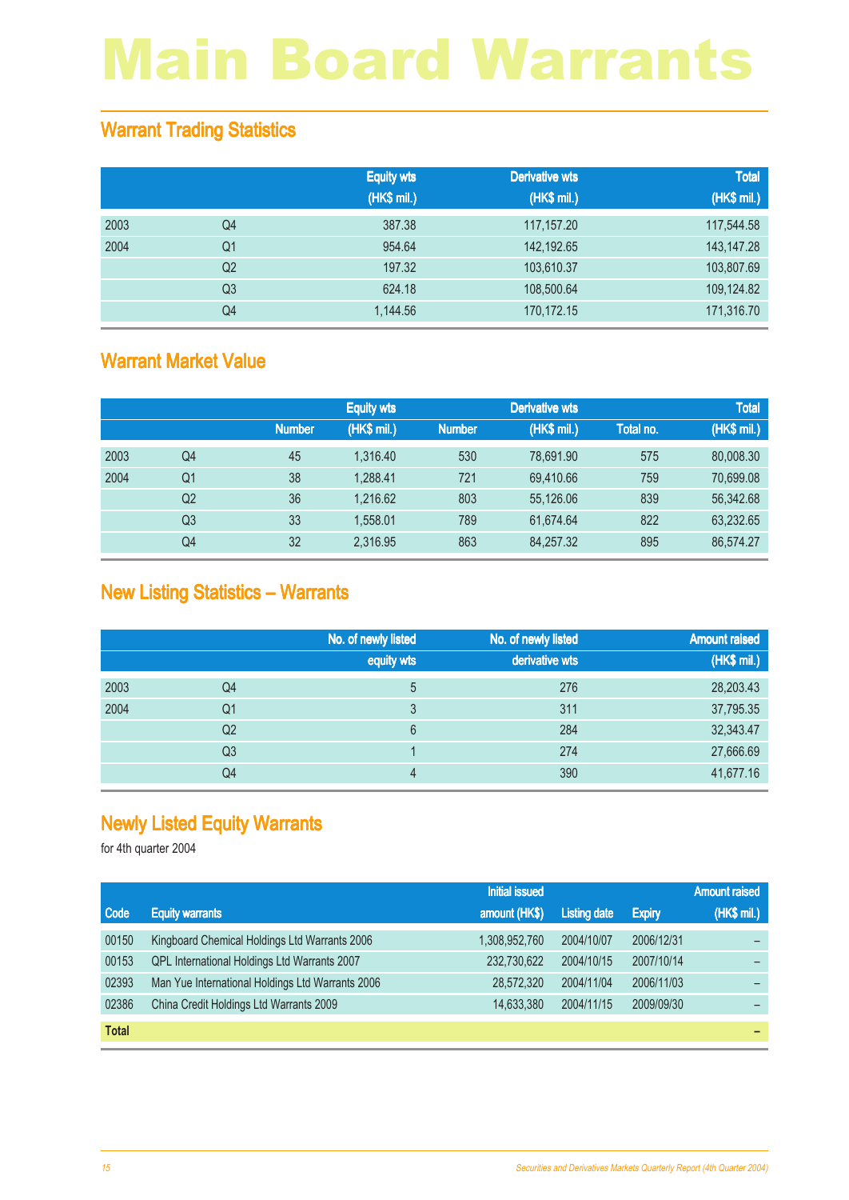# Main Board Warrants

## Warrant Trading Statistics

| | | Equity wts (HK$ mil.) | Derivative wts (HK$ mil.) | Total (HK$ mil.) |
|---|---|---|---|---|
| 2003 | Q4 | 387.38 | 117,157.20 | 117,544.58 |
| 2004 | Q1 | 954.64 | 142,192.65 | 143,147.28 |
| | Q2 | 197.32 | 103,610.37 | 103,807.69 |
| | Q3 | 624.18 | 108,500.64 | 109,124.82 |
| | Q4 | 1,144.56 | 170,172.15 | 171,316.70 |

## Warrant Market Value

| | | Equity wts | | Derivative wts | | Total | |
|---|---|---|---|---|---|---|---|
| | | Number | (HK$ mil.) | Number | (HK$ mil.) | Total no. | (HK$ mil.) |
| 2003 | Q4 | 45 | 1,316.40 | 530 | 78,691.90 | 575 | 80,008.30 |
| 2004 | Q1 | 38 | 1,288.41 | 721 | 69,410.66 | 759 | 70,699.08 |
| | Q2 | 36 | 1,216.62 | 803 | 55,126.06 | 839 | 56,342.68 |
| | Q3 | 33 | 1,558.01 | 789 | 61,674.64 | 822 | 63,232.65 |
| | Q4 | 32 | 2,316.95 | 863 | 84,257.32 | 895 | 86,574.27 |

## New Listing Statistics – Warrants

| | | No. of newly listed equity wts | No. of newly listed derivative wts | Amount raised (HK$ mil.) |
|---|---|---|---|---|
| 2003 | Q4 | 5 | 276 | 28,203.43 |
| 2004 | Q1 | 3 | 311 | 37,795.35 |
| | Q2 | 6 | 284 | 32,343.47 |
| | Q3 | 1 | 274 | 27,666.69 |
| | Q4 | 4 | 390 | 41,677.16 |

## Newly Listed Equity Warrants

for 4th quarter 2004

| Code | Equity warrants | Initial issued amount (HK$) | Listing date | Expiry | Amount raised (HK$ mil.) |
|---|---|---|---|---|---|
| 00150 | Kingboard Chemical Holdings Ltd Warrants 2006 | 1,308,952,760 | 2004/10/07 | 2006/12/31 | – |
| 00153 | QPL International Holdings Ltd Warrants 2007 | 232,730,622 | 2004/10/15 | 2007/10/14 | – |
| 02393 | Man Yue International Holdings Ltd Warrants 2006 | 28,572,320 | 2004/11/04 | 2006/11/03 | – |
| 02386 | China Credit Holdings Ltd Warrants 2009 | 14,633,380 | 2004/11/15 | 2009/09/30 | – |
| **Total** | | | | | – |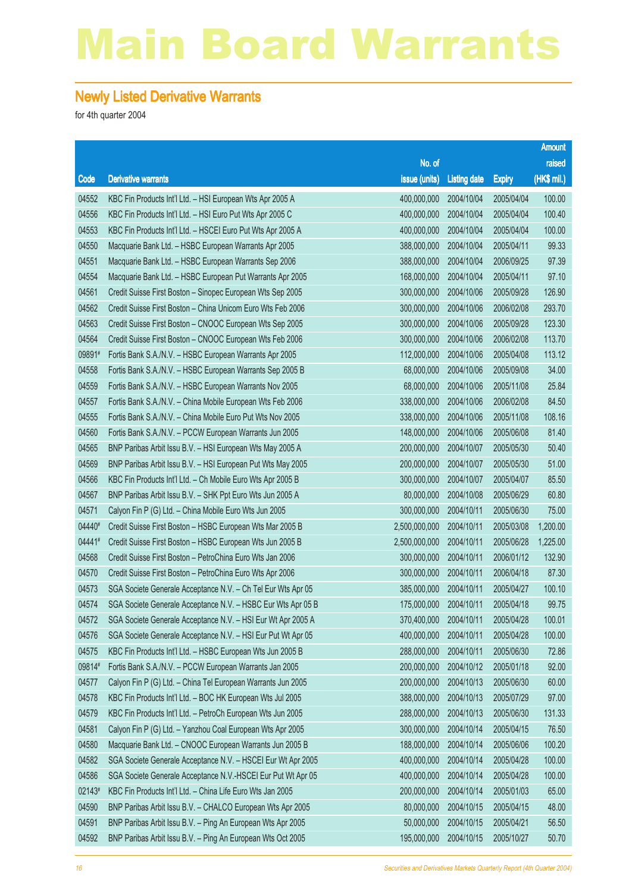# Main Board Warrants

## Newly Listed Derivative Warrants

for 4th quarter 2004

| Code | Derivative warrants | No. of issue (units) | Listing date | Expiry | Amount raised (HK$ mil.) |
|---|---|---|---|---|---|
| 04552 | KBC Fin Products Int'l Ltd. – HSI European Wts Apr 2005 A | 400,000,000 | 2004/10/04 | 2005/04/04 | 100.00 |
| 04556 | KBC Fin Products Int'l Ltd. – HSI Euro Put Wts Apr 2005 C | 400,000,000 | 2004/10/04 | 2005/04/04 | 100.40 |
| 04553 | KBC Fin Products Int'l Ltd. – HSCEI Euro Put Wts Apr 2005 A | 400,000,000 | 2004/10/04 | 2005/04/04 | 100.00 |
| 04550 | Macquarie Bank Ltd. – HSBC European Warrants Apr 2005 | 388,000,000 | 2004/10/04 | 2005/04/11 | 99.33 |
| 04551 | Macquarie Bank Ltd. – HSBC European Warrants Sep 2006 | 388,000,000 | 2004/10/04 | 2006/09/25 | 97.39 |
| 04554 | Macquarie Bank Ltd. – HSBC European Put Warrants Apr 2005 | 168,000,000 | 2004/10/04 | 2005/04/11 | 97.10 |
| 04561 | Credit Suisse First Boston – Sinopec European Wts Sep 2005 | 300,000,000 | 2004/10/06 | 2005/09/28 | 126.90 |
| 04562 | Credit Suisse First Boston – China Unicom Euro Wts Feb 2006 | 300,000,000 | 2004/10/06 | 2006/02/08 | 293.70 |
| 04563 | Credit Suisse First Boston – CNOOC European Wts Sep 2005 | 300,000,000 | 2004/10/06 | 2005/09/28 | 123.30 |
| 04564 | Credit Suisse First Boston – CNOOC European Wts Feb 2006 | 300,000,000 | 2004/10/06 | 2006/02/08 | 113.70 |
| 09891# | Fortis Bank S.A./N.V. – HSBC European Warrants Apr 2005 | 112,000,000 | 2004/10/06 | 2005/04/08 | 113.12 |
| 04558 | Fortis Bank S.A./N.V. – HSBC European Warrants Sep 2005 B | 68,000,000 | 2004/10/06 | 2005/09/08 | 34.00 |
| 04559 | Fortis Bank S.A./N.V. – HSBC European Warrants Nov 2005 | 68,000,000 | 2004/10/06 | 2005/11/08 | 25.84 |
| 04557 | Fortis Bank S.A./N.V. – China Mobile European Wts Feb 2006 | 338,000,000 | 2004/10/06 | 2006/02/08 | 84.50 |
| 04555 | Fortis Bank S.A./N.V. – China Mobile Euro Put Wts Nov 2005 | 338,000,000 | 2004/10/06 | 2005/11/08 | 108.16 |
| 04560 | Fortis Bank S.A./N.V. – PCCW European Warrants Jun 2005 | 148,000,000 | 2004/10/06 | 2005/06/08 | 81.40 |
| 04565 | BNP Paribas Arbit Issu B.V. – HSI European Wts May 2005 A | 200,000,000 | 2004/10/07 | 2005/05/30 | 50.40 |
| 04569 | BNP Paribas Arbit Issu B.V. – HSI European Put Wts May 2005 | 200,000,000 | 2004/10/07 | 2005/05/30 | 51.00 |
| 04566 | KBC Fin Products Int'l Ltd. – Ch Mobile Euro Wts Apr 2005 B | 300,000,000 | 2004/10/07 | 2005/04/07 | 85.50 |
| 04567 | BNP Paribas Arbit Issu B.V. – SHK Ppt Euro Wts Jun 2005 A | 80,000,000 | 2004/10/08 | 2005/06/29 | 60.80 |
| 04571 | Calyon Fin P (G) Ltd. – China Mobile Euro Wts Jun 2005 | 300,000,000 | 2004/10/11 | 2005/06/30 | 75.00 |
| 04440# | Credit Suisse First Boston – HSBC European Wts Mar 2005 B | 2,500,000,000 | 2004/10/11 | 2005/03/08 | 1,200.00 |
| 04441# | Credit Suisse First Boston – HSBC European Wts Jun 2005 B | 2,500,000,000 | 2004/10/11 | 2005/06/28 | 1,225.00 |
| 04568 | Credit Suisse First Boston – PetroChina Euro Wts Jan 2006 | 300,000,000 | 2004/10/11 | 2006/01/12 | 132.90 |
| 04570 | Credit Suisse First Boston – PetroChina Euro Wts Apr 2006 | 300,000,000 | 2004/10/11 | 2006/04/18 | 87.30 |
| 04573 | SGA Societe Generale Acceptance N.V. – Ch Tel Eur Wts Apr 05 | 385,000,000 | 2004/10/11 | 2005/04/27 | 100.10 |
| 04574 | SGA Societe Generale Acceptance N.V. – HSBC Eur Wts Apr 05 B | 175,000,000 | 2004/10/11 | 2005/04/18 | 99.75 |
| 04572 | SGA Societe Generale Acceptance N.V. – HSI Eur Wt Apr 2005 A | 370,400,000 | 2004/10/11 | 2005/04/28 | 100.01 |
| 04576 | SGA Societe Generale Acceptance N.V. – HSI Eur Put Wt Apr 05 | 400,000,000 | 2004/10/11 | 2005/04/28 | 100.00 |
| 04575 | KBC Fin Products Int'l Ltd. – HSBC European Wts Jun 2005 B | 288,000,000 | 2004/10/11 | 2005/06/30 | 72.86 |
| 09814# | Fortis Bank S.A./N.V. – PCCW European Warrants Jan 2005 | 200,000,000 | 2004/10/12 | 2005/01/18 | 92.00 |
| 04577 | Calyon Fin P (G) Ltd. – China Tel European Warrants Jun 2005 | 200,000,000 | 2004/10/13 | 2005/06/30 | 60.00 |
| 04578 | KBC Fin Products Int'l Ltd. – BOC HK European Wts Jul 2005 | 388,000,000 | 2004/10/13 | 2005/07/29 | 97.00 |
| 04579 | KBC Fin Products Int'l Ltd. – PetroCh European Wts Jun 2005 | 288,000,000 | 2004/10/13 | 2005/06/30 | 131.33 |
| 04581 | Calyon Fin P (G) Ltd. – Yanzhou Coal European Wts Apr 2005 | 300,000,000 | 2004/10/14 | 2005/04/15 | 76.50 |
| 04580 | Macquarie Bank Ltd. – CNOOC European Warrants Jun 2005 B | 188,000,000 | 2004/10/14 | 2005/06/06 | 100.20 |
| 04582 | SGA Societe Generale Acceptance N.V. – HSCEI Eur Wt Apr 2005 | 400,000,000 | 2004/10/14 | 2005/04/28 | 100.00 |
| 04586 | SGA Societe Generale Acceptance N.V.-HSCEI Eur Put Wt Apr 05 | 400,000,000 | 2004/10/14 | 2005/04/28 | 100.00 |
| 02143# | KBC Fin Products Int'l Ltd. – China Life Euro Wts Jan 2005 | 200,000,000 | 2004/10/14 | 2005/01/03 | 65.00 |
| 04590 | BNP Paribas Arbit Issu B.V. – CHALCO European Wts Apr 2005 | 80,000,000 | 2004/10/15 | 2005/04/15 | 48.00 |
| 04591 | BNP Paribas Arbit Issu B.V. – Ping An European Wts Apr 2005 | 50,000,000 | 2004/10/15 | 2005/04/21 | 56.50 |
| 04592 | BNP Paribas Arbit Issu B.V. – Ping An European Wts Oct 2005 | 195,000,000 | 2004/10/15 | 2005/10/27 | 50.70 |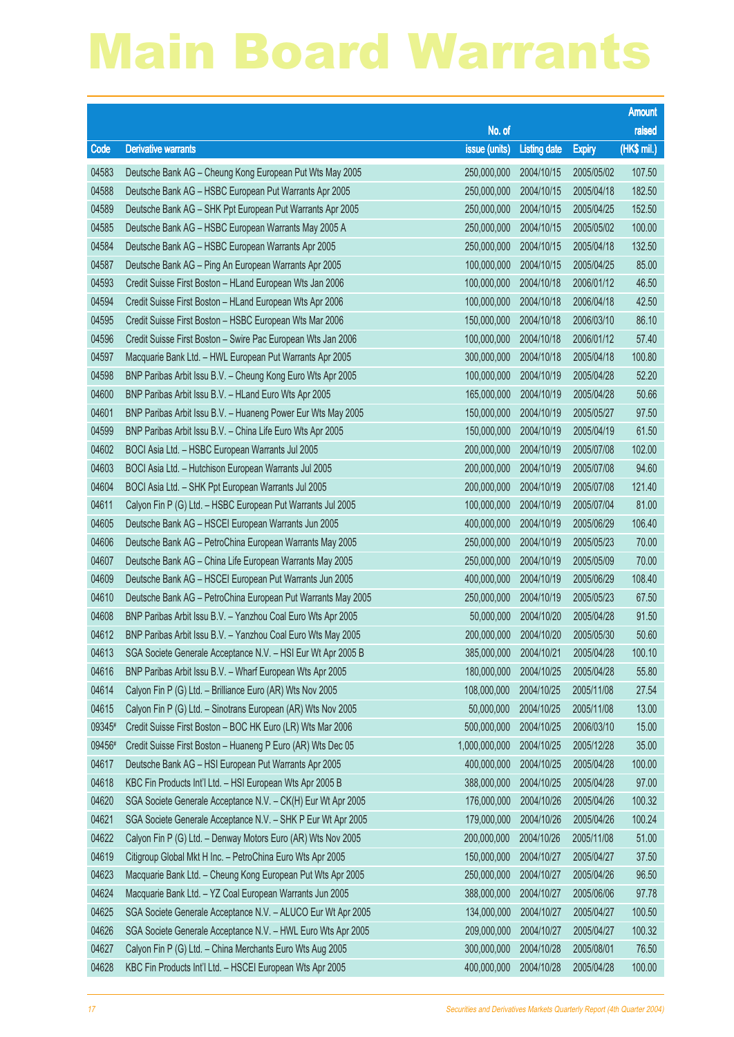# Main Board Warrants

| Code | Derivative warrants | No. of issue (units) | Listing date | Expiry | Amount raised (HK$ mil.) |
|---|---|---|---|---|---|
| 04583 | Deutsche Bank AG – Cheung Kong European Put Wts May 2005 | 250,000,000 | 2004/10/15 | 2005/05/02 | 107.50 |
| 04588 | Deutsche Bank AG – HSBC European Put Warrants Apr 2005 | 250,000,000 | 2004/10/15 | 2005/04/18 | 182.50 |
| 04589 | Deutsche Bank AG – SHK Ppt European Put Warrants Apr 2005 | 250,000,000 | 2004/10/15 | 2005/04/25 | 152.50 |
| 04585 | Deutsche Bank AG – HSBC European Warrants May 2005 A | 250,000,000 | 2004/10/15 | 2005/05/02 | 100.00 |
| 04584 | Deutsche Bank AG – HSBC European Warrants Apr 2005 | 250,000,000 | 2004/10/15 | 2005/04/18 | 132.50 |
| 04587 | Deutsche Bank AG – Ping An European Warrants Apr 2005 | 100,000,000 | 2004/10/15 | 2005/04/25 | 85.00 |
| 04593 | Credit Suisse First Boston – HLand European Wts Jan 2006 | 100,000,000 | 2004/10/18 | 2006/01/12 | 46.50 |
| 04594 | Credit Suisse First Boston – HLand European Wts Apr 2006 | 100,000,000 | 2004/10/18 | 2006/04/18 | 42.50 |
| 04595 | Credit Suisse First Boston – HSBC European Wts Mar 2006 | 150,000,000 | 2004/10/18 | 2006/03/10 | 86.10 |
| 04596 | Credit Suisse First Boston – Swire Pac European Wts Jan 2006 | 100,000,000 | 2004/10/18 | 2006/01/12 | 57.40 |
| 04597 | Macquarie Bank Ltd. – HWL European Put Warrants Apr 2005 | 300,000,000 | 2004/10/18 | 2005/04/18 | 100.80 |
| 04598 | BNP Paribas Arbit Issu B.V. – Cheung Kong Euro Wts Apr 2005 | 100,000,000 | 2004/10/19 | 2005/04/28 | 52.20 |
| 04600 | BNP Paribas Arbit Issu B.V. – HLand Euro Wts Apr 2005 | 165,000,000 | 2004/10/19 | 2005/04/28 | 50.66 |
| 04601 | BNP Paribas Arbit Issu B.V. – Huaneng Power Eur Wts May 2005 | 150,000,000 | 2004/10/19 | 2005/05/27 | 97.50 |
| 04599 | BNP Paribas Arbit Issu B.V. – China Life Euro Wts Apr 2005 | 150,000,000 | 2004/10/19 | 2005/04/19 | 61.50 |
| 04602 | BOCI Asia Ltd. – HSBC European Warrants Jul 2005 | 200,000,000 | 2004/10/19 | 2005/07/08 | 102.00 |
| 04603 | BOCI Asia Ltd. – Hutchison European Warrants Jul 2005 | 200,000,000 | 2004/10/19 | 2005/07/08 | 94.60 |
| 04604 | BOCI Asia Ltd. – SHK Ppt European Warrants Jul 2005 | 200,000,000 | 2004/10/19 | 2005/07/08 | 121.40 |
| 04611 | Calyon Fin P (G) Ltd. – HSBC European Put Warrants Jul 2005 | 100,000,000 | 2004/10/19 | 2005/07/04 | 81.00 |
| 04605 | Deutsche Bank AG – HSCEI European Warrants Jun 2005 | 400,000,000 | 2004/10/19 | 2005/06/29 | 106.40 |
| 04606 | Deutsche Bank AG – PetroChina European Warrants May 2005 | 250,000,000 | 2004/10/19 | 2005/05/23 | 70.00 |
| 04607 | Deutsche Bank AG – China Life European Warrants May 2005 | 250,000,000 | 2004/10/19 | 2005/05/09 | 70.00 |
| 04609 | Deutsche Bank AG – HSCEI European Put Warrants Jun 2005 | 400,000,000 | 2004/10/19 | 2005/06/29 | 108.40 |
| 04610 | Deutsche Bank AG – PetroChina European Put Warrants May 2005 | 250,000,000 | 2004/10/19 | 2005/05/23 | 67.50 |
| 04608 | BNP Paribas Arbit Issu B.V. – Yanzhou Coal Euro Wts Apr 2005 | 50,000,000 | 2004/10/20 | 2005/04/28 | 91.50 |
| 04612 | BNP Paribas Arbit Issu B.V. – Yanzhou Coal Euro Wts May 2005 | 200,000,000 | 2004/10/20 | 2005/05/30 | 50.60 |
| 04613 | SGA Societe Generale Acceptance N.V. – HSI Eur Wt Apr 2005 B | 385,000,000 | 2004/10/21 | 2005/04/28 | 100.10 |
| 04616 | BNP Paribas Arbit Issu B.V. – Wharf European Wts Apr 2005 | 180,000,000 | 2004/10/25 | 2005/04/28 | 55.80 |
| 04614 | Calyon Fin P (G) Ltd. – Brilliance Euro (AR) Wts Nov 2005 | 108,000,000 | 2004/10/25 | 2005/11/08 | 27.54 |
| 04615 | Calyon Fin P (G) Ltd. – Sinotrans European (AR) Wts Nov 2005 | 50,000,000 | 2004/10/25 | 2005/11/08 | 13.00 |
| 09345# | Credit Suisse First Boston – BOC HK Euro (LR) Wts Mar 2006 | 500,000,000 | 2004/10/25 | 2006/03/10 | 15.00 |
| 09456# | Credit Suisse First Boston – Huaneng P Euro (AR) Wts Dec 05 | 1,000,000,000 | 2004/10/25 | 2005/12/28 | 35.00 |
| 04617 | Deutsche Bank AG – HSI European Put Warrants Apr 2005 | 400,000,000 | 2004/10/25 | 2005/04/28 | 100.00 |
| 04618 | KBC Fin Products Int'l Ltd. – HSI European Wts Apr 2005 B | 388,000,000 | 2004/10/25 | 2005/04/28 | 97.00 |
| 04620 | SGA Societe Generale Acceptance N.V. – CK(H) Eur Wt Apr 2005 | 176,000,000 | 2004/10/26 | 2005/04/26 | 100.32 |
| 04621 | SGA Societe Generale Acceptance N.V. – SHK P Eur Wt Apr 2005 | 179,000,000 | 2004/10/26 | 2005/04/26 | 100.24 |
| 04622 | Calyon Fin P (G) Ltd. – Denway Motors Euro (AR) Wts Nov 2005 | 200,000,000 | 2004/10/26 | 2005/11/08 | 51.00 |
| 04619 | Citigroup Global Mkt H Inc. – PetroChina Euro Wts Apr 2005 | 150,000,000 | 2004/10/27 | 2005/04/27 | 37.50 |
| 04623 | Macquarie Bank Ltd. – Cheung Kong European Put Wts Apr 2005 | 250,000,000 | 2004/10/27 | 2005/04/26 | 96.50 |
| 04624 | Macquarie Bank Ltd. – YZ Coal European Warrants Jun 2005 | 388,000,000 | 2004/10/27 | 2005/06/06 | 97.78 |
| 04625 | SGA Societe Generale Acceptance N.V. – ALUCO Eur Wt Apr 2005 | 134,000,000 | 2004/10/27 | 2005/04/27 | 100.50 |
| 04626 | SGA Societe Generale Acceptance N.V. – HWL Euro Wts Apr 2005 | 209,000,000 | 2004/10/27 | 2005/04/27 | 100.32 |
| 04627 | Calyon Fin P (G) Ltd. – China Merchants Euro Wts Aug 2005 | 300,000,000 | 2004/10/28 | 2005/08/01 | 76.50 |
| 04628 | KBC Fin Products Int'l Ltd. – HSCEI European Wts Apr 2005 | 400,000,000 | 2004/10/28 | 2005/04/28 | 100.00 |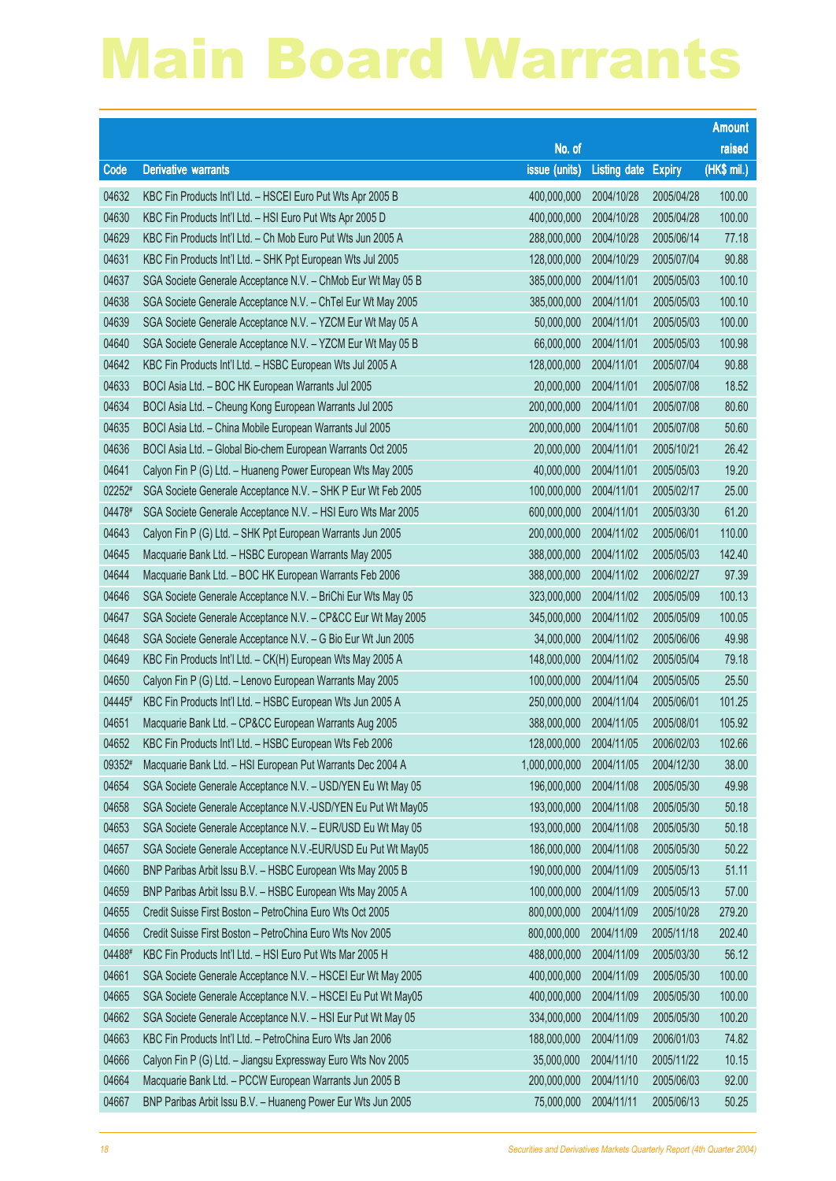# Main Board Warrants

| Code | Derivative warrants | No. of issue (units) | Listing date | Expiry | Amount raised (HK$ mil.) |
|---|---|---|---|---|---|
| 04632 | KBC Fin Products Int'l Ltd. – HSCEI Euro Put Wts Apr 2005 B | 400,000,000 | 2004/10/28 | 2005/04/28 | 100.00 |
| 04630 | KBC Fin Products Int'l Ltd. – HSI Euro Put Wts Apr 2005 D | 400,000,000 | 2004/10/28 | 2005/04/28 | 100.00 |
| 04629 | KBC Fin Products Int'l Ltd. – Ch Mob Euro Put Wts Jun 2005 A | 288,000,000 | 2004/10/28 | 2005/06/14 | 77.18 |
| 04631 | KBC Fin Products Int'l Ltd. – SHK Ppt European Wts Jul 2005 | 128,000,000 | 2004/10/29 | 2005/07/04 | 90.88 |
| 04637 | SGA Societe Generale Acceptance N.V. – ChMob Eur Wt May 05 B | 385,000,000 | 2004/11/01 | 2005/05/03 | 100.10 |
| 04638 | SGA Societe Generale Acceptance N.V. – ChTel Eur Wt May 2005 | 385,000,000 | 2004/11/01 | 2005/05/03 | 100.10 |
| 04639 | SGA Societe Generale Acceptance N.V. – YZCM Eur Wt May 05 A | 50,000,000 | 2004/11/01 | 2005/05/03 | 100.00 |
| 04640 | SGA Societe Generale Acceptance N.V. – YZCM Eur Wt May 05 B | 66,000,000 | 2004/11/01 | 2005/05/03 | 100.98 |
| 04642 | KBC Fin Products Int'l Ltd. – HSBC European Wts Jul 2005 A | 128,000,000 | 2004/11/01 | 2005/07/04 | 90.88 |
| 04633 | BOCI Asia Ltd. – BOC HK European Warrants Jul 2005 | 20,000,000 | 2004/11/01 | 2005/07/08 | 18.52 |
| 04634 | BOCI Asia Ltd. – Cheung Kong European Warrants Jul 2005 | 200,000,000 | 2004/11/01 | 2005/07/08 | 80.60 |
| 04635 | BOCI Asia Ltd. – China Mobile European Warrants Jul 2005 | 200,000,000 | 2004/11/01 | 2005/07/08 | 50.60 |
| 04636 | BOCI Asia Ltd. – Global Bio-chem European Warrants Oct 2005 | 20,000,000 | 2004/11/01 | 2005/10/21 | 26.42 |
| 04641 | Calyon Fin P (G) Ltd. – Huaneng Power European Wts May 2005 | 40,000,000 | 2004/11/01 | 2005/05/03 | 19.20 |
| 02252# | SGA Societe Generale Acceptance N.V. – SHK P Eur Wt Feb 2005 | 100,000,000 | 2004/11/01 | 2005/02/17 | 25.00 |
| 04478# | SGA Societe Generale Acceptance N.V. – HSI Euro Wts Mar 2005 | 600,000,000 | 2004/11/01 | 2005/03/30 | 61.20 |
| 04643 | Calyon Fin P (G) Ltd. – SHK Ppt European Warrants Jun 2005 | 200,000,000 | 2004/11/02 | 2005/06/01 | 110.00 |
| 04645 | Macquarie Bank Ltd. – HSBC European Warrants May 2005 | 388,000,000 | 2004/11/02 | 2005/05/03 | 142.40 |
| 04644 | Macquarie Bank Ltd. – BOC HK European Warrants Feb 2006 | 388,000,000 | 2004/11/02 | 2006/02/27 | 97.39 |
| 04646 | SGA Societe Generale Acceptance N.V. – BriChi Eur Wts May 05 | 323,000,000 | 2004/11/02 | 2005/05/09 | 100.13 |
| 04647 | SGA Societe Generale Acceptance N.V. – CP&CC Eur Wt May 2005 | 345,000,000 | 2004/11/02 | 2005/05/09 | 100.05 |
| 04648 | SGA Societe Generale Acceptance N.V. – G Bio Eur Wt Jun 2005 | 34,000,000 | 2004/11/02 | 2005/06/06 | 49.98 |
| 04649 | KBC Fin Products Int'l Ltd. – CK(H) European Wts May 2005 A | 148,000,000 | 2004/11/02 | 2005/05/04 | 79.18 |
| 04650 | Calyon Fin P (G) Ltd. – Lenovo European Warrants May 2005 | 100,000,000 | 2004/11/04 | 2005/05/05 | 25.50 |
| 04445# | KBC Fin Products Int'l Ltd. – HSBC European Wts Jun 2005 A | 250,000,000 | 2004/11/04 | 2005/06/01 | 101.25 |
| 04651 | Macquarie Bank Ltd. – CP&CC European Warrants Aug 2005 | 388,000,000 | 2004/11/05 | 2005/08/01 | 105.92 |
| 04652 | KBC Fin Products Int'l Ltd. – HSBC European Wts Feb 2006 | 128,000,000 | 2004/11/05 | 2006/02/03 | 102.66 |
| 09352# | Macquarie Bank Ltd. – HSI European Put Warrants Dec 2004 A | 1,000,000,000 | 2004/11/05 | 2004/12/30 | 38.00 |
| 04654 | SGA Societe Generale Acceptance N.V. – USD/YEN Eu Wt May 05 | 196,000,000 | 2004/11/08 | 2005/05/30 | 49.98 |
| 04658 | SGA Societe Generale Acceptance N.V.-USD/YEN Eu Put Wt May05 | 193,000,000 | 2004/11/08 | 2005/05/30 | 50.18 |
| 04653 | SGA Societe Generale Acceptance N.V. – EUR/USD Eu Wt May 05 | 193,000,000 | 2004/11/08 | 2005/05/30 | 50.18 |
| 04657 | SGA Societe Generale Acceptance N.V.-EUR/USD Eu Put Wt May05 | 186,000,000 | 2004/11/08 | 2005/05/30 | 50.22 |
| 04660 | BNP Paribas Arbit Issu B.V. – HSBC European Wts May 2005 B | 190,000,000 | 2004/11/09 | 2005/05/13 | 51.11 |
| 04659 | BNP Paribas Arbit Issu B.V. – HSBC European Wts May 2005 A | 100,000,000 | 2004/11/09 | 2005/05/13 | 57.00 |
| 04655 | Credit Suisse First Boston – PetroChina Euro Wts Oct 2005 | 800,000,000 | 2004/11/09 | 2005/10/28 | 279.20 |
| 04656 | Credit Suisse First Boston – PetroChina Euro Wts Nov 2005 | 800,000,000 | 2004/11/09 | 2005/11/18 | 202.40 |
| 04488# | KBC Fin Products Int'l Ltd. – HSI Euro Put Wts Mar 2005 H | 488,000,000 | 2004/11/09 | 2005/03/30 | 56.12 |
| 04661 | SGA Societe Generale Acceptance N.V. – HSCEI Eur Wt May 2005 | 400,000,000 | 2004/11/09 | 2005/05/30 | 100.00 |
| 04665 | SGA Societe Generale Acceptance N.V. – HSCEI Eu Put Wt May05 | 400,000,000 | 2004/11/09 | 2005/05/30 | 100.00 |
| 04662 | SGA Societe Generale Acceptance N.V. – HSI Eur Put Wt May 05 | 334,000,000 | 2004/11/09 | 2005/05/30 | 100.20 |
| 04663 | KBC Fin Products Int'l Ltd. – PetroChina Euro Wts Jan 2006 | 188,000,000 | 2004/11/09 | 2006/01/03 | 74.82 |
| 04666 | Calyon Fin P (G) Ltd. – Jiangsu Expressway Euro Wts Nov 2005 | 35,000,000 | 2004/11/10 | 2005/11/22 | 10.15 |
| 04664 | Macquarie Bank Ltd. – PCCW European Warrants Jun 2005 B | 200,000,000 | 2004/11/10 | 2005/06/03 | 92.00 |
| 04667 | BNP Paribas Arbit Issu B.V. – Huaneng Power Eur Wts Jun 2005 | 75,000,000 | 2004/11/11 | 2005/06/13 | 50.25 |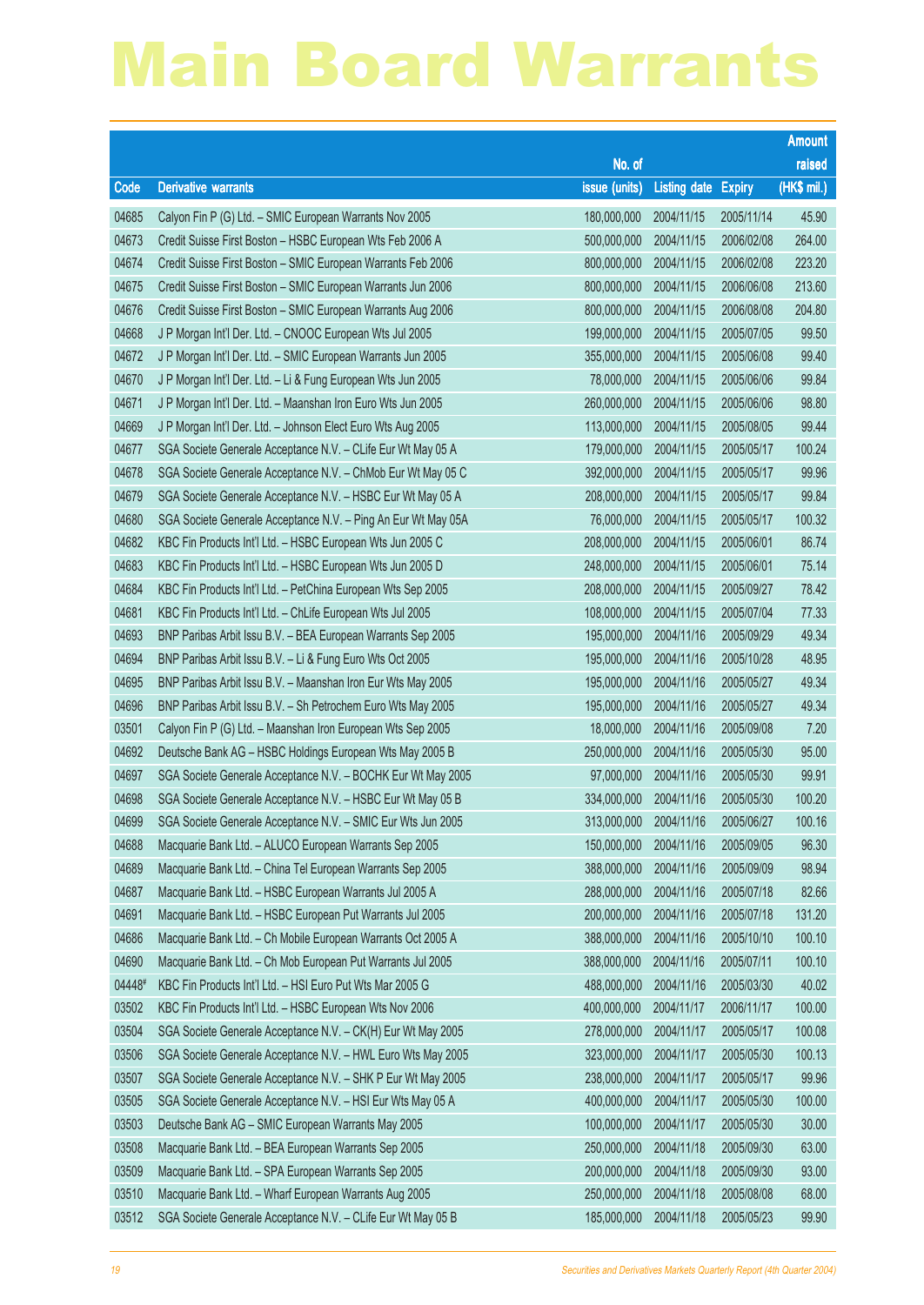# Main Board Warrants

| Code | Derivative warrants | No. of issue (units) | Listing date | Expiry | Amount raised (HK$ mil.) |
|---|---|---|---|---|---|
| 04685 | Calyon Fin P (G) Ltd. – SMIC European Warrants Nov 2005 | 180,000,000 | 2004/11/15 | 2005/11/14 | 45.90 |
| 04673 | Credit Suisse First Boston – HSBC European Wts Feb 2006 A | 500,000,000 | 2004/11/15 | 2006/02/08 | 264.00 |
| 04674 | Credit Suisse First Boston – SMIC European Warrants Feb 2006 | 800,000,000 | 2004/11/15 | 2006/02/08 | 223.20 |
| 04675 | Credit Suisse First Boston – SMIC European Warrants Jun 2006 | 800,000,000 | 2004/11/15 | 2006/06/08 | 213.60 |
| 04676 | Credit Suisse First Boston – SMIC European Warrants Aug 2006 | 800,000,000 | 2004/11/15 | 2006/08/08 | 204.80 |
| 04668 | J P Morgan Int'l Der. Ltd. – CNOOC European Wts Jul 2005 | 199,000,000 | 2004/11/15 | 2005/07/05 | 99.50 |
| 04672 | J P Morgan Int'l Der. Ltd. – SMIC European Warrants Jun 2005 | 355,000,000 | 2004/11/15 | 2005/06/08 | 99.40 |
| 04670 | J P Morgan Int'l Der. Ltd. – Li & Fung European Wts Jun 2005 | 78,000,000 | 2004/11/15 | 2005/06/06 | 99.84 |
| 04671 | J P Morgan Int'l Der. Ltd. – Maanshan Iron Euro Wts Jun 2005 | 260,000,000 | 2004/11/15 | 2005/06/06 | 98.80 |
| 04669 | J P Morgan Int'l Der. Ltd. – Johnson Elect Euro Wts Aug 2005 | 113,000,000 | 2004/11/15 | 2005/08/05 | 99.44 |
| 04677 | SGA Societe Generale Acceptance N.V. – CLife Eur Wt May 05 A | 179,000,000 | 2004/11/15 | 2005/05/17 | 100.24 |
| 04678 | SGA Societe Generale Acceptance N.V. – ChMob Eur Wt May 05 C | 392,000,000 | 2004/11/15 | 2005/05/17 | 99.96 |
| 04679 | SGA Societe Generale Acceptance N.V. – HSBC Eur Wt May 05 A | 208,000,000 | 2004/11/15 | 2005/05/17 | 99.84 |
| 04680 | SGA Societe Generale Acceptance N.V. – Ping An Eur Wt May 05A | 76,000,000 | 2004/11/15 | 2005/05/17 | 100.32 |
| 04682 | KBC Fin Products Int'l Ltd. – HSBC European Wts Jun 2005 C | 208,000,000 | 2004/11/15 | 2005/06/01 | 86.74 |
| 04683 | KBC Fin Products Int'l Ltd. – HSBC European Wts Jun 2005 D | 248,000,000 | 2004/11/15 | 2005/06/01 | 75.14 |
| 04684 | KBC Fin Products Int'l Ltd. – PetChina European Wts Sep 2005 | 208,000,000 | 2004/11/15 | 2005/09/27 | 78.42 |
| 04681 | KBC Fin Products Int'l Ltd. – ChLife European Wts Jul 2005 | 108,000,000 | 2004/11/15 | 2005/07/04 | 77.33 |
| 04693 | BNP Paribas Arbit Issu B.V. – BEA European Warrants Sep 2005 | 195,000,000 | 2004/11/16 | 2005/09/29 | 49.34 |
| 04694 | BNP Paribas Arbit Issu B.V. – Li & Fung Euro Wts Oct 2005 | 195,000,000 | 2004/11/16 | 2005/10/28 | 48.95 |
| 04695 | BNP Paribas Arbit Issu B.V. – Maanshan Iron Eur Wts May 2005 | 195,000,000 | 2004/11/16 | 2005/05/27 | 49.34 |
| 04696 | BNP Paribas Arbit Issu B.V. – Sh Petrochem Euro Wts May 2005 | 195,000,000 | 2004/11/16 | 2005/05/27 | 49.34 |
| 03501 | Calyon Fin P (G) Ltd. – Maanshan Iron European Wts Sep 2005 | 18,000,000 | 2004/11/16 | 2005/09/08 | 7.20 |
| 04692 | Deutsche Bank AG – HSBC Holdings European Wts May 2005 B | 250,000,000 | 2004/11/16 | 2005/05/30 | 95.00 |
| 04697 | SGA Societe Generale Acceptance N.V. – BOCHK Eur Wt May 2005 | 97,000,000 | 2004/11/16 | 2005/05/30 | 99.91 |
| 04698 | SGA Societe Generale Acceptance N.V. – HSBC Eur Wt May 05 B | 334,000,000 | 2004/11/16 | 2005/05/30 | 100.20 |
| 04699 | SGA Societe Generale Acceptance N.V. – SMIC Eur Wts Jun 2005 | 313,000,000 | 2004/11/16 | 2005/06/27 | 100.16 |
| 04688 | Macquarie Bank Ltd. – ALUCO European Warrants Sep 2005 | 150,000,000 | 2004/11/16 | 2005/09/05 | 96.30 |
| 04689 | Macquarie Bank Ltd. – China Tel European Warrants Sep 2005 | 388,000,000 | 2004/11/16 | 2005/09/09 | 98.94 |
| 04687 | Macquarie Bank Ltd. – HSBC European Warrants Jul 2005 A | 288,000,000 | 2004/11/16 | 2005/07/18 | 82.66 |
| 04691 | Macquarie Bank Ltd. – HSBC European Put Warrants Jul 2005 | 200,000,000 | 2004/11/16 | 2005/07/18 | 131.20 |
| 04686 | Macquarie Bank Ltd. – Ch Mobile European Warrants Oct 2005 A | 388,000,000 | 2004/11/16 | 2005/10/10 | 100.10 |
| 04690 | Macquarie Bank Ltd. – Ch Mob European Put Warrants Jul 2005 | 388,000,000 | 2004/11/16 | 2005/07/11 | 100.10 |
| 04448# | KBC Fin Products Int'l Ltd. – HSI Euro Put Wts Mar 2005 G | 488,000,000 | 2004/11/16 | 2005/03/30 | 40.02 |
| 03502 | KBC Fin Products Int'l Ltd. – HSBC European Wts Nov 2006 | 400,000,000 | 2004/11/17 | 2006/11/17 | 100.00 |
| 03504 | SGA Societe Generale Acceptance N.V. – CK(H) Eur Wt May 2005 | 278,000,000 | 2004/11/17 | 2005/05/17 | 100.08 |
| 03506 | SGA Societe Generale Acceptance N.V. – HWL Euro Wts May 2005 | 323,000,000 | 2004/11/17 | 2005/05/30 | 100.13 |
| 03507 | SGA Societe Generale Acceptance N.V. – SHK P Eur Wt May 2005 | 238,000,000 | 2004/11/17 | 2005/05/17 | 99.96 |
| 03505 | SGA Societe Generale Acceptance N.V. – HSI Eur Wts May 05 A | 400,000,000 | 2004/11/17 | 2005/05/30 | 100.00 |
| 03503 | Deutsche Bank AG – SMIC European Warrants May 2005 | 100,000,000 | 2004/11/17 | 2005/05/30 | 30.00 |
| 03508 | Macquarie Bank Ltd. – BEA European Warrants Sep 2005 | 250,000,000 | 2004/11/18 | 2005/09/30 | 63.00 |
| 03509 | Macquarie Bank Ltd. – SPA European Warrants Sep 2005 | 200,000,000 | 2004/11/18 | 2005/09/30 | 93.00 |
| 03510 | Macquarie Bank Ltd. – Wharf European Warrants Aug 2005 | 250,000,000 | 2004/11/18 | 2005/08/08 | 68.00 |
| 03512 | SGA Societe Generale Acceptance N.V. – CLife Eur Wt May 05 B | 185,000,000 | 2004/11/18 | 2005/05/23 | 99.90 |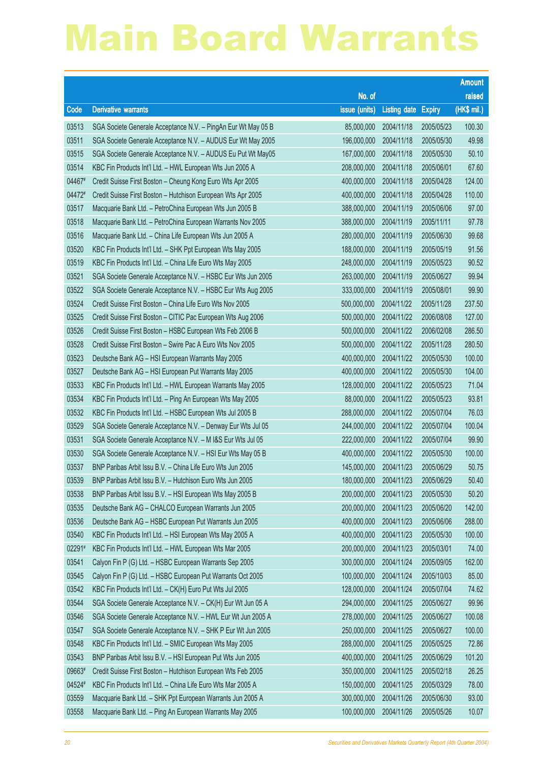# Main Board Warrants

| Code | Derivative warrants | No. of issue (units) | Listing date | Expiry | Amount raised (HK$ mil.) |
|---|---|---|---|---|---|
| 03513 | SGA Societe Generale Acceptance N.V. – PingAn Eur Wt May 05 B | 85,000,000 | 2004/11/18 | 2005/05/23 | 100.30 |
| 03511 | SGA Societe Generale Acceptance N.V. – AUDUS Eur Wt May 2005 | 196,000,000 | 2004/11/18 | 2005/05/30 | 49.98 |
| 03515 | SGA Societe Generale Acceptance N.V. – AUDUS Eu Put Wt May05 | 167,000,000 | 2004/11/18 | 2005/05/30 | 50.10 |
| 03514 | KBC Fin Products Int'l Ltd. – HWL European Wts Jun 2005 A | 208,000,000 | 2004/11/18 | 2005/06/01 | 67.60 |
| 04467# | Credit Suisse First Boston – Cheung Kong Euro Wts Apr 2005 | 400,000,000 | 2004/11/18 | 2005/04/28 | 124.00 |
| 04472# | Credit Suisse First Boston – Hutchison European Wts Apr 2005 | 400,000,000 | 2004/11/18 | 2005/04/28 | 110.00 |
| 03517 | Macquarie Bank Ltd. – PetroChina European Wts Jun 2005 B | 388,000,000 | 2004/11/19 | 2005/06/06 | 97.00 |
| 03518 | Macquarie Bank Ltd. – PetroChina European Warrants Nov 2005 | 388,000,000 | 2004/11/19 | 2005/11/11 | 97.78 |
| 03516 | Macquarie Bank Ltd. – China Life European Wts Jun 2005 A | 280,000,000 | 2004/11/19 | 2005/06/30 | 99.68 |
| 03520 | KBC Fin Products Int'l Ltd. – SHK Ppt European Wts May 2005 | 188,000,000 | 2004/11/19 | 2005/05/19 | 91.56 |
| 03519 | KBC Fin Products Int'l Ltd. – China Life Euro Wts May 2005 | 248,000,000 | 2004/11/19 | 2005/05/23 | 90.52 |
| 03521 | SGA Societe Generale Acceptance N.V. – HSBC Eur Wts Jun 2005 | 263,000,000 | 2004/11/19 | 2005/06/27 | 99.94 |
| 03522 | SGA Societe Generale Acceptance N.V. – HSBC Eur Wts Aug 2005 | 333,000,000 | 2004/11/19 | 2005/08/01 | 99.90 |
| 03524 | Credit Suisse First Boston – China Life Euro Wts Nov 2005 | 500,000,000 | 2004/11/22 | 2005/11/28 | 237.50 |
| 03525 | Credit Suisse First Boston – CITIC Pac European Wts Aug 2006 | 500,000,000 | 2004/11/22 | 2006/08/08 | 127.00 |
| 03526 | Credit Suisse First Boston – HSBC European Wts Feb 2006 B | 500,000,000 | 2004/11/22 | 2006/02/08 | 286.50 |
| 03528 | Credit Suisse First Boston – Swire Pac A Euro Wts Nov 2005 | 500,000,000 | 2004/11/22 | 2005/11/28 | 280.50 |
| 03523 | Deutsche Bank AG – HSI European Warrants May 2005 | 400,000,000 | 2004/11/22 | 2005/05/30 | 100.00 |
| 03527 | Deutsche Bank AG – HSI European Put Warrants May 2005 | 400,000,000 | 2004/11/22 | 2005/05/30 | 104.00 |
| 03533 | KBC Fin Products Int'l Ltd. – HWL European Warrants May 2005 | 128,000,000 | 2004/11/22 | 2005/05/23 | 71.04 |
| 03534 | KBC Fin Products Int'l Ltd. – Ping An European Wts May 2005 | 88,000,000 | 2004/11/22 | 2005/05/23 | 93.81 |
| 03532 | KBC Fin Products Int'l Ltd. – HSBC European Wts Jul 2005 B | 288,000,000 | 2004/11/22 | 2005/07/04 | 76.03 |
| 03529 | SGA Societe Generale Acceptance N.V. – Denway Eur Wts Jul 05 | 244,000,000 | 2004/11/22 | 2005/07/04 | 100.04 |
| 03531 | SGA Societe Generale Acceptance N.V. – M I&S Eur Wts Jul 05 | 222,000,000 | 2004/11/22 | 2005/07/04 | 99.90 |
| 03530 | SGA Societe Generale Acceptance N.V. – HSI Eur Wts May 05 B | 400,000,000 | 2004/11/22 | 2005/05/30 | 100.00 |
| 03537 | BNP Paribas Arbit Issu B.V. – China Life Euro Wts Jun 2005 | 145,000,000 | 2004/11/23 | 2005/06/29 | 50.75 |
| 03539 | BNP Paribas Arbit Issu B.V. – Hutchison Euro Wts Jun 2005 | 180,000,000 | 2004/11/23 | 2005/06/29 | 50.40 |
| 03538 | BNP Paribas Arbit Issu B.V. – HSI European Wts May 2005 B | 200,000,000 | 2004/11/23 | 2005/05/30 | 50.20 |
| 03535 | Deutsche Bank AG – CHALCO European Warrants Jun 2005 | 200,000,000 | 2004/11/23 | 2005/06/20 | 142.00 |
| 03536 | Deutsche Bank AG – HSBC European Put Warrants Jun 2005 | 400,000,000 | 2004/11/23 | 2005/06/06 | 288.00 |
| 03540 | KBC Fin Products Int'l Ltd. – HSI European Wts May 2005 A | 400,000,000 | 2004/11/23 | 2005/05/30 | 100.00 |
| 02291# | KBC Fin Products Int'l Ltd. – HWL European Wts Mar 2005 | 200,000,000 | 2004/11/23 | 2005/03/01 | 74.00 |
| 03541 | Calyon Fin P (G) Ltd. – HSBC European Warrants Sep 2005 | 300,000,000 | 2004/11/24 | 2005/09/05 | 162.00 |
| 03545 | Calyon Fin P (G) Ltd. – HSBC European Put Warrants Oct 2005 | 100,000,000 | 2004/11/24 | 2005/10/03 | 85.00 |
| 03542 | KBC Fin Products Int'l Ltd. – CK(H) Euro Put Wts Jul 2005 | 128,000,000 | 2004/11/24 | 2005/07/04 | 74.62 |
| 03544 | SGA Societe Generale Acceptance N.V. – CK(H) Eur Wt Jun 05 A | 294,000,000 | 2004/11/25 | 2005/06/27 | 99.96 |
| 03546 | SGA Societe Generale Acceptance N.V. – HWL Eur Wt Jun 2005 A | 278,000,000 | 2004/11/25 | 2005/06/27 | 100.08 |
| 03547 | SGA Societe Generale Acceptance N.V. – SHK P Eur Wt Jun 2005 | 250,000,000 | 2004/11/25 | 2005/06/27 | 100.00 |
| 03548 | KBC Fin Products Int'l Ltd. – SMIC European Wts May 2005 | 288,000,000 | 2004/11/25 | 2005/05/25 | 72.86 |
| 03543 | BNP Paribas Arbit Issu B.V. – HSI European Put Wts Jun 2005 | 400,000,000 | 2004/11/25 | 2005/06/29 | 101.20 |
| 09663# | Credit Suisse First Boston – Hutchison European Wts Feb 2005 | 350,000,000 | 2004/11/25 | 2005/02/18 | 26.25 |
| 04524# | KBC Fin Products Int'l Ltd. – China Life Euro Wts Mar 2005 A | 150,000,000 | 2004/11/25 | 2005/03/29 | 78.00 |
| 03559 | Macquarie Bank Ltd. – SHK Ppt European Warrants Jun 2005 A | 300,000,000 | 2004/11/26 | 2005/06/30 | 93.00 |
| 03558 | Macquarie Bank Ltd. – Ping An European Warrants May 2005 | 100,000,000 | 2004/11/26 | 2005/05/26 | 10.07 |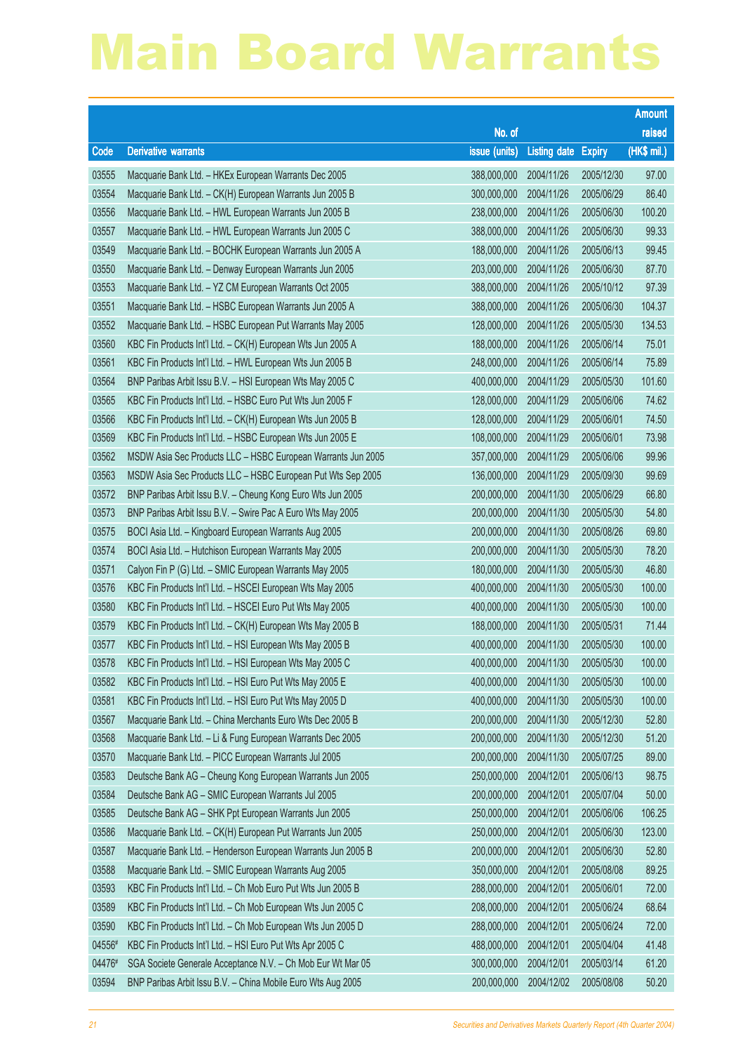# Main Board Warrants

| Code | Derivative warrants | No. of issue (units) | Listing date | Expiry | Amount raised (HK$ mil.) |
|---|---|---|---|---|---|
| 03555 | Macquarie Bank Ltd. – HKEx European Warrants Dec 2005 | 388,000,000 | 2004/11/26 | 2005/12/30 | 97.00 |
| 03554 | Macquarie Bank Ltd. – CK(H) European Warrants Jun 2005 B | 300,000,000 | 2004/11/26 | 2005/06/29 | 86.40 |
| 03556 | Macquarie Bank Ltd. – HWL European Warrants Jun 2005 B | 238,000,000 | 2004/11/26 | 2005/06/30 | 100.20 |
| 03557 | Macquarie Bank Ltd. – HWL European Warrants Jun 2005 C | 388,000,000 | 2004/11/26 | 2005/06/30 | 99.33 |
| 03549 | Macquarie Bank Ltd. – BOCHK European Warrants Jun 2005 A | 188,000,000 | 2004/11/26 | 2005/06/13 | 99.45 |
| 03550 | Macquarie Bank Ltd. – Denway European Warrants Jun 2005 | 203,000,000 | 2004/11/26 | 2005/06/30 | 87.70 |
| 03553 | Macquarie Bank Ltd. – YZ CM European Warrants Oct 2005 | 388,000,000 | 2004/11/26 | 2005/10/12 | 97.39 |
| 03551 | Macquarie Bank Ltd. – HSBC European Warrants Jun 2005 A | 388,000,000 | 2004/11/26 | 2005/06/30 | 104.37 |
| 03552 | Macquarie Bank Ltd. – HSBC European Put Warrants May 2005 | 128,000,000 | 2004/11/26 | 2005/05/30 | 134.53 |
| 03560 | KBC Fin Products Int'l Ltd. – CK(H) European Wts Jun 2005 A | 188,000,000 | 2004/11/26 | 2005/06/14 | 75.01 |
| 03561 | KBC Fin Products Int'l Ltd. – HWL European Wts Jun 2005 B | 248,000,000 | 2004/11/26 | 2005/06/14 | 75.89 |
| 03564 | BNP Paribas Arbit Issu B.V. – HSI European Wts May 2005 C | 400,000,000 | 2004/11/29 | 2005/05/30 | 101.60 |
| 03565 | KBC Fin Products Int'l Ltd. – HSBC Euro Put Wts Jun 2005 F | 128,000,000 | 2004/11/29 | 2005/06/06 | 74.62 |
| 03566 | KBC Fin Products Int'l Ltd. – CK(H) European Wts Jun 2005 B | 128,000,000 | 2004/11/29 | 2005/06/01 | 74.50 |
| 03569 | KBC Fin Products Int'l Ltd. – HSBC European Wts Jun 2005 E | 108,000,000 | 2004/11/29 | 2005/06/01 | 73.98 |
| 03562 | MSDW Asia Sec Products LLC – HSBC European Warrants Jun 2005 | 357,000,000 | 2004/11/29 | 2005/06/06 | 99.96 |
| 03563 | MSDW Asia Sec Products LLC – HSBC European Put Wts Sep 2005 | 136,000,000 | 2004/11/29 | 2005/09/30 | 99.69 |
| 03572 | BNP Paribas Arbit Issu B.V. – Cheung Kong Euro Wts Jun 2005 | 200,000,000 | 2004/11/30 | 2005/06/29 | 66.80 |
| 03573 | BNP Paribas Arbit Issu B.V. – Swire Pac A Euro Wts May 2005 | 200,000,000 | 2004/11/30 | 2005/05/30 | 54.80 |
| 03575 | BOCI Asia Ltd. – Kingboard European Warrants Aug 2005 | 200,000,000 | 2004/11/30 | 2005/08/26 | 69.80 |
| 03574 | BOCI Asia Ltd. – Hutchison European Warrants May 2005 | 200,000,000 | 2004/11/30 | 2005/05/30 | 78.20 |
| 03571 | Calyon Fin P (G) Ltd. – SMIC European Warrants May 2005 | 180,000,000 | 2004/11/30 | 2005/05/30 | 46.80 |
| 03576 | KBC Fin Products Int'l Ltd. – HSCEI European Wts May 2005 | 400,000,000 | 2004/11/30 | 2005/05/30 | 100.00 |
| 03580 | KBC Fin Products Int'l Ltd. – HSCEI Euro Put Wts May 2005 | 400,000,000 | 2004/11/30 | 2005/05/30 | 100.00 |
| 03579 | KBC Fin Products Int'l Ltd. – CK(H) European Wts May 2005 B | 188,000,000 | 2004/11/30 | 2005/05/31 | 71.44 |
| 03577 | KBC Fin Products Int'l Ltd. – HSI European Wts May 2005 B | 400,000,000 | 2004/11/30 | 2005/05/30 | 100.00 |
| 03578 | KBC Fin Products Int'l Ltd. – HSI European Wts May 2005 C | 400,000,000 | 2004/11/30 | 2005/05/30 | 100.00 |
| 03582 | KBC Fin Products Int'l Ltd. – HSI Euro Put Wts May 2005 E | 400,000,000 | 2004/11/30 | 2005/05/30 | 100.00 |
| 03581 | KBC Fin Products Int'l Ltd. – HSI Euro Put Wts May 2005 D | 400,000,000 | 2004/11/30 | 2005/05/30 | 100.00 |
| 03567 | Macquarie Bank Ltd. – China Merchants Euro Wts Dec 2005 B | 200,000,000 | 2004/11/30 | 2005/12/30 | 52.80 |
| 03568 | Macquarie Bank Ltd. – Li & Fung European Warrants Dec 2005 | 200,000,000 | 2004/11/30 | 2005/12/30 | 51.20 |
| 03570 | Macquarie Bank Ltd. – PICC European Warrants Jul 2005 | 200,000,000 | 2004/11/30 | 2005/07/25 | 89.00 |
| 03583 | Deutsche Bank AG – Cheung Kong European Warrants Jun 2005 | 250,000,000 | 2004/12/01 | 2005/06/13 | 98.75 |
| 03584 | Deutsche Bank AG – SMIC European Warrants Jul 2005 | 200,000,000 | 2004/12/01 | 2005/07/04 | 50.00 |
| 03585 | Deutsche Bank AG – SHK Ppt European Warrants Jun 2005 | 250,000,000 | 2004/12/01 | 2005/06/06 | 106.25 |
| 03586 | Macquarie Bank Ltd. – CK(H) European Put Warrants Jun 2005 | 250,000,000 | 2004/12/01 | 2005/06/30 | 123.00 |
| 03587 | Macquarie Bank Ltd. – Henderson European Warrants Jun 2005 B | 200,000,000 | 2004/12/01 | 2005/06/30 | 52.80 |
| 03588 | Macquarie Bank Ltd. – SMIC European Warrants Aug 2005 | 350,000,000 | 2004/12/01 | 2005/08/08 | 89.25 |
| 03593 | KBC Fin Products Int'l Ltd. – Ch Mob Euro Put Wts Jun 2005 B | 288,000,000 | 2004/12/01 | 2005/06/01 | 72.00 |
| 03589 | KBC Fin Products Int'l Ltd. – Ch Mob European Wts Jun 2005 C | 208,000,000 | 2004/12/01 | 2005/06/24 | 68.64 |
| 03590 | KBC Fin Products Int'l Ltd. – Ch Mob European Wts Jun 2005 D | 288,000,000 | 2004/12/01 | 2005/06/24 | 72.00 |
| 04556# | KBC Fin Products Int'l Ltd. – HSI Euro Put Wts Apr 2005 C | 488,000,000 | 2004/12/01 | 2005/04/04 | 41.48 |
| 04476# | SGA Societe Generale Acceptance N.V. – Ch Mob Eur Wt Mar 05 | 300,000,000 | 2004/12/01 | 2005/03/14 | 61.20 |
| 03594 | BNP Paribas Arbit Issu B.V. – China Mobile Euro Wts Aug 2005 | 200,000,000 | 2004/12/02 | 2005/08/08 | 50.20 |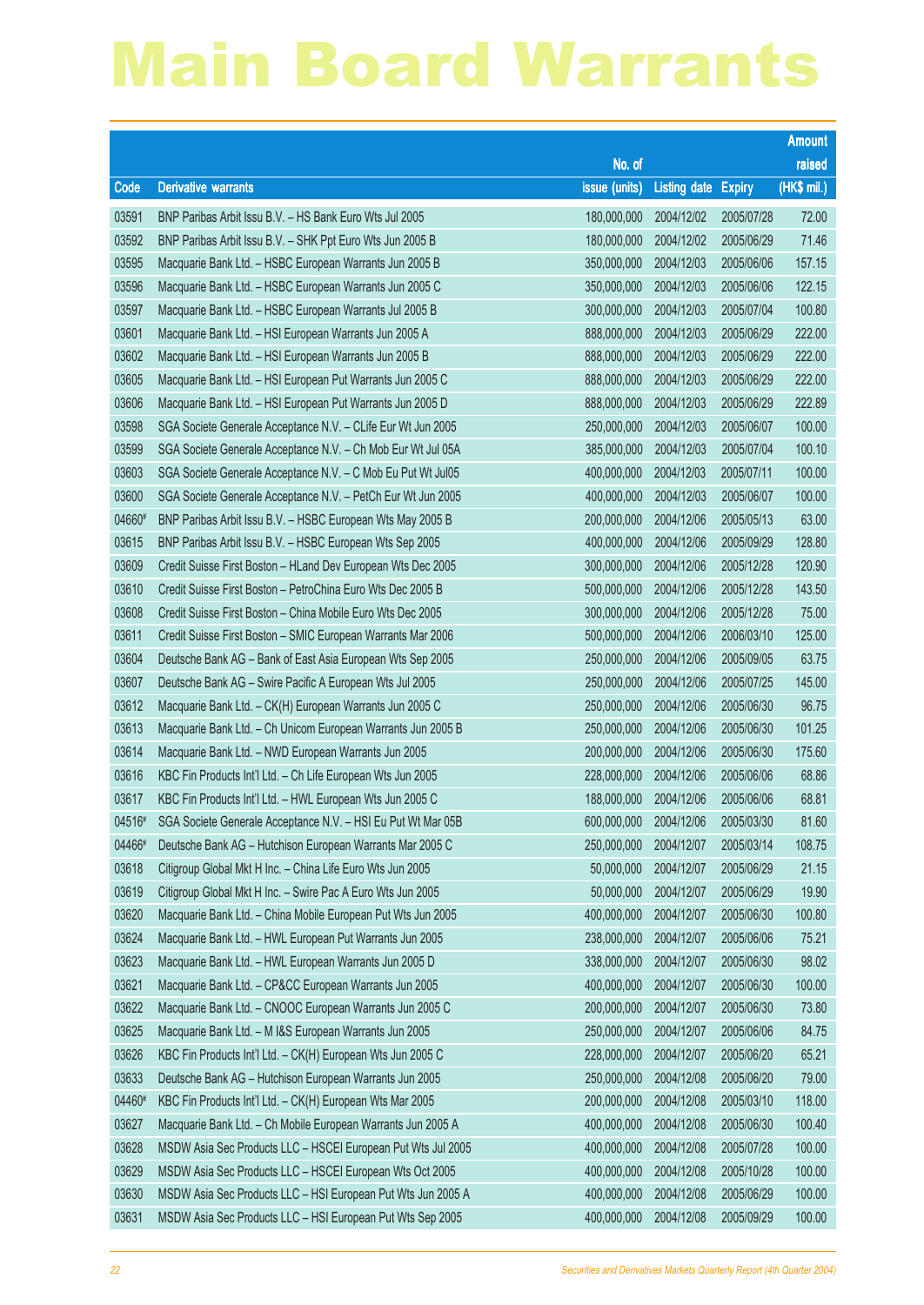# Main Board Warrants

| Code | Derivative warrants | No. of issue (units) | Listing date | Expiry | Amount raised (HK$ mil.) |
|---|---|---|---|---|---|
| 03591 | BNP Paribas Arbit Issu B.V. – HS Bank Euro Wts Jul 2005 | 180,000,000 | 2004/12/02 | 2005/07/28 | 72.00 |
| 03592 | BNP Paribas Arbit Issu B.V. – SHK Ppt Euro Wts Jun 2005 B | 180,000,000 | 2004/12/02 | 2005/06/29 | 71.46 |
| 03595 | Macquarie Bank Ltd. – HSBC European Warrants Jun 2005 B | 350,000,000 | 2004/12/03 | 2005/06/06 | 157.15 |
| 03596 | Macquarie Bank Ltd. – HSBC European Warrants Jun 2005 C | 350,000,000 | 2004/12/03 | 2005/06/06 | 122.15 |
| 03597 | Macquarie Bank Ltd. – HSBC European Warrants Jul 2005 B | 300,000,000 | 2004/12/03 | 2005/07/04 | 100.80 |
| 03601 | Macquarie Bank Ltd. – HSI European Warrants Jun 2005 A | 888,000,000 | 2004/12/03 | 2005/06/29 | 222.00 |
| 03602 | Macquarie Bank Ltd. – HSI European Warrants Jun 2005 B | 888,000,000 | 2004/12/03 | 2005/06/29 | 222.00 |
| 03605 | Macquarie Bank Ltd. – HSI European Put Warrants Jun 2005 C | 888,000,000 | 2004/12/03 | 2005/06/29 | 222.00 |
| 03606 | Macquarie Bank Ltd. – HSI European Put Warrants Jun 2005 D | 888,000,000 | 2004/12/03 | 2005/06/29 | 222.89 |
| 03598 | SGA Societe Generale Acceptance N.V. – CLife Eur Wt Jun 2005 | 250,000,000 | 2004/12/03 | 2005/06/07 | 100.00 |
| 03599 | SGA Societe Generale Acceptance N.V. – Ch Mob Eur Wt Jul 05A | 385,000,000 | 2004/12/03 | 2005/07/04 | 100.10 |
| 03603 | SGA Societe Generale Acceptance N.V. – C Mob Eu Put Wt Jul05 | 400,000,000 | 2004/12/03 | 2005/07/11 | 100.00 |
| 03600 | SGA Societe Generale Acceptance N.V. – PetCh Eur Wt Jun 2005 | 400,000,000 | 2004/12/03 | 2005/06/07 | 100.00 |
| 04660# | BNP Paribas Arbit Issu B.V. – HSBC European Wts May 2005 B | 200,000,000 | 2004/12/06 | 2005/05/13 | 63.00 |
| 03615 | BNP Paribas Arbit Issu B.V. – HSBC European Wts Sep 2005 | 400,000,000 | 2004/12/06 | 2005/09/29 | 128.80 |
| 03609 | Credit Suisse First Boston – HLand Dev European Wts Dec 2005 | 300,000,000 | 2004/12/06 | 2005/12/28 | 120.90 |
| 03610 | Credit Suisse First Boston – PetroChina Euro Wts Dec 2005 B | 500,000,000 | 2004/12/06 | 2005/12/28 | 143.50 |
| 03608 | Credit Suisse First Boston – China Mobile Euro Wts Dec 2005 | 300,000,000 | 2004/12/06 | 2005/12/28 | 75.00 |
| 03611 | Credit Suisse First Boston – SMIC European Warrants Mar 2006 | 500,000,000 | 2004/12/06 | 2006/03/10 | 125.00 |
| 03604 | Deutsche Bank AG – Bank of East Asia European Wts Sep 2005 | 250,000,000 | 2004/12/06 | 2005/09/05 | 63.75 |
| 03607 | Deutsche Bank AG – Swire Pacific A European Wts Jul 2005 | 250,000,000 | 2004/12/06 | 2005/07/25 | 145.00 |
| 03612 | Macquarie Bank Ltd. – CK(H) European Warrants Jun 2005 C | 250,000,000 | 2004/12/06 | 2005/06/30 | 96.75 |
| 03613 | Macquarie Bank Ltd. – Ch Unicom European Warrants Jun 2005 B | 250,000,000 | 2004/12/06 | 2005/06/30 | 101.25 |
| 03614 | Macquarie Bank Ltd. – NWD European Warrants Jun 2005 | 200,000,000 | 2004/12/06 | 2005/06/30 | 175.60 |
| 03616 | KBC Fin Products Int'l Ltd. – Ch Life European Wts Jun 2005 | 228,000,000 | 2004/12/06 | 2005/06/06 | 68.86 |
| 03617 | KBC Fin Products Int'l Ltd. – HWL European Wts Jun 2005 C | 188,000,000 | 2004/12/06 | 2005/06/06 | 68.81 |
| 04516# | SGA Societe Generale Acceptance N.V. – HSI Eu Put Wt Mar 05B | 600,000,000 | 2004/12/06 | 2005/03/30 | 81.60 |
| 04466# | Deutsche Bank AG – Hutchison European Warrants Mar 2005 C | 250,000,000 | 2004/12/07 | 2005/03/14 | 108.75 |
| 03618 | Citigroup Global Mkt H Inc. – China Life Euro Wts Jun 2005 | 50,000,000 | 2004/12/07 | 2005/06/29 | 21.15 |
| 03619 | Citigroup Global Mkt H Inc. – Swire Pac A Euro Wts Jun 2005 | 50,000,000 | 2004/12/07 | 2005/06/29 | 19.90 |
| 03620 | Macquarie Bank Ltd. – China Mobile European Put Wts Jun 2005 | 400,000,000 | 2004/12/07 | 2005/06/30 | 100.80 |
| 03624 | Macquarie Bank Ltd. – HWL European Put Warrants Jun 2005 | 238,000,000 | 2004/12/07 | 2005/06/06 | 75.21 |
| 03623 | Macquarie Bank Ltd. – HWL European Warrants Jun 2005 D | 338,000,000 | 2004/12/07 | 2005/06/30 | 98.02 |
| 03621 | Macquarie Bank Ltd. – CP&CC European Warrants Jun 2005 | 400,000,000 | 2004/12/07 | 2005/06/30 | 100.00 |
| 03622 | Macquarie Bank Ltd. – CNOOC European Warrants Jun 2005 C | 200,000,000 | 2004/12/07 | 2005/06/30 | 73.80 |
| 03625 | Macquarie Bank Ltd. – M I&S European Warrants Jun 2005 | 250,000,000 | 2004/12/07 | 2005/06/06 | 84.75 |
| 03626 | KBC Fin Products Int'l Ltd. – CK(H) European Wts Jun 2005 C | 228,000,000 | 2004/12/07 | 2005/06/20 | 65.21 |
| 03633 | Deutsche Bank AG – Hutchison European Warrants Jun 2005 | 250,000,000 | 2004/12/08 | 2005/06/20 | 79.00 |
| 04460# | KBC Fin Products Int'l Ltd. – CK(H) European Wts Mar 2005 | 200,000,000 | 2004/12/08 | 2005/03/10 | 118.00 |
| 03627 | Macquarie Bank Ltd. – Ch Mobile European Warrants Jun 2005 A | 400,000,000 | 2004/12/08 | 2005/06/30 | 100.40 |
| 03628 | MSDW Asia Sec Products LLC – HSCEI European Put Wts Jul 2005 | 400,000,000 | 2004/12/08 | 2005/07/28 | 100.00 |
| 03629 | MSDW Asia Sec Products LLC – HSCEI European Wts Oct 2005 | 400,000,000 | 2004/12/08 | 2005/10/28 | 100.00 |
| 03630 | MSDW Asia Sec Products LLC – HSI European Put Wts Jun 2005 A | 400,000,000 | 2004/12/08 | 2005/06/29 | 100.00 |
| 03631 | MSDW Asia Sec Products LLC – HSI European Put Wts Sep 2005 | 400,000,000 | 2004/12/08 | 2005/09/29 | 100.00 |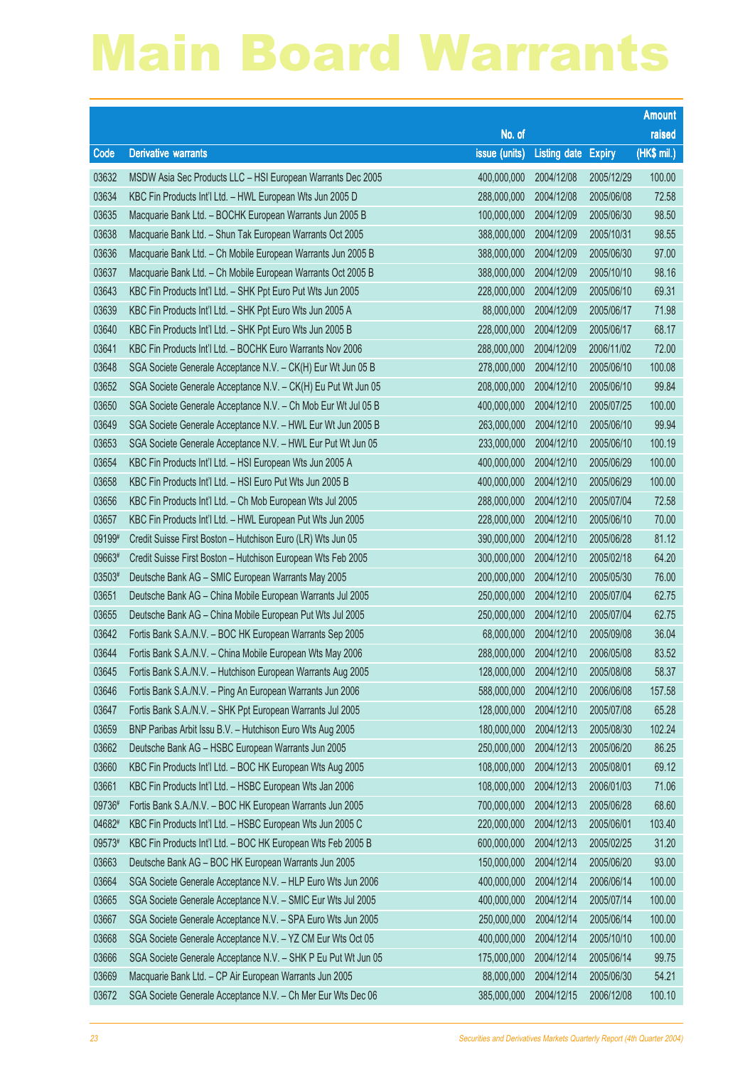# Main Board Warrants

| Code | Derivative warrants | No. of issue (units) | Listing date | Expiry | Amount raised (HK$ mil.) |
|---|---|---|---|---|---|
| 03632 | MSDW Asia Sec Products LLC – HSI European Warrants Dec 2005 | 400,000,000 | 2004/12/08 | 2005/12/29 | 100.00 |
| 03634 | KBC Fin Products Int'l Ltd. – HWL European Wts Jun 2005 D | 288,000,000 | 2004/12/08 | 2005/06/08 | 72.58 |
| 03635 | Macquarie Bank Ltd. – BOCHK European Warrants Jun 2005 B | 100,000,000 | 2004/12/09 | 2005/06/30 | 98.50 |
| 03638 | Macquarie Bank Ltd. – Shun Tak European Warrants Oct 2005 | 388,000,000 | 2004/12/09 | 2005/10/31 | 98.55 |
| 03636 | Macquarie Bank Ltd. – Ch Mobile European Warrants Jun 2005 B | 388,000,000 | 2004/12/09 | 2005/06/30 | 97.00 |
| 03637 | Macquarie Bank Ltd. – Ch Mobile European Warrants Oct 2005 B | 388,000,000 | 2004/12/09 | 2005/10/10 | 98.16 |
| 03643 | KBC Fin Products Int'l Ltd. – SHK Ppt Euro Put Wts Jun 2005 | 228,000,000 | 2004/12/09 | 2005/06/10 | 69.31 |
| 03639 | KBC Fin Products Int'l Ltd. – SHK Ppt Euro Wts Jun 2005 A | 88,000,000 | 2004/12/09 | 2005/06/17 | 71.98 |
| 03640 | KBC Fin Products Int'l Ltd. – SHK Ppt Euro Wts Jun 2005 B | 228,000,000 | 2004/12/09 | 2005/06/17 | 68.17 |
| 03641 | KBC Fin Products Int'l Ltd. – BOCHK Euro Warrants Nov 2006 | 288,000,000 | 2004/12/09 | 2006/11/02 | 72.00 |
| 03648 | SGA Societe Generale Acceptance N.V. – CK(H) Eur Wt Jun 05 B | 278,000,000 | 2004/12/10 | 2005/06/10 | 100.08 |
| 03652 | SGA Societe Generale Acceptance N.V. – CK(H) Eu Put Wt Jun 05 | 208,000,000 | 2004/12/10 | 2005/06/10 | 99.84 |
| 03650 | SGA Societe Generale Acceptance N.V. – Ch Mob Eur Wt Jul 05 B | 400,000,000 | 2004/12/10 | 2005/07/25 | 100.00 |
| 03649 | SGA Societe Generale Acceptance N.V. – HWL Eur Wt Jun 2005 B | 263,000,000 | 2004/12/10 | 2005/06/10 | 99.94 |
| 03653 | SGA Societe Generale Acceptance N.V. – HWL Eur Put Wt Jun 05 | 233,000,000 | 2004/12/10 | 2005/06/10 | 100.19 |
| 03654 | KBC Fin Products Int'l Ltd. – HSI European Wts Jun 2005 A | 400,000,000 | 2004/12/10 | 2005/06/29 | 100.00 |
| 03658 | KBC Fin Products Int'l Ltd. – HSI Euro Put Wts Jun 2005 B | 400,000,000 | 2004/12/10 | 2005/06/29 | 100.00 |
| 03656 | KBC Fin Products Int'l Ltd. – Ch Mob European Wts Jul 2005 | 288,000,000 | 2004/12/10 | 2005/07/04 | 72.58 |
| 03657 | KBC Fin Products Int'l Ltd. – HWL European Put Wts Jun 2005 | 228,000,000 | 2004/12/10 | 2005/06/10 | 70.00 |
| 09199# | Credit Suisse First Boston – Hutchison Euro (LR) Wts Jun 05 | 390,000,000 | 2004/12/10 | 2005/06/28 | 81.12 |
| 09663# | Credit Suisse First Boston – Hutchison European Wts Feb 2005 | 300,000,000 | 2004/12/10 | 2005/02/18 | 64.20 |
| 03503# | Deutsche Bank AG – SMIC European Warrants May 2005 | 200,000,000 | 2004/12/10 | 2005/05/30 | 76.00 |
| 03651 | Deutsche Bank AG – China Mobile European Warrants Jul 2005 | 250,000,000 | 2004/12/10 | 2005/07/04 | 62.75 |
| 03655 | Deutsche Bank AG – China Mobile European Put Wts Jul 2005 | 250,000,000 | 2004/12/10 | 2005/07/04 | 62.75 |
| 03642 | Fortis Bank S.A./N.V. – BOC HK European Warrants Sep 2005 | 68,000,000 | 2004/12/10 | 2005/09/08 | 36.04 |
| 03644 | Fortis Bank S.A./N.V. – China Mobile European Wts May 2006 | 288,000,000 | 2004/12/10 | 2006/05/08 | 83.52 |
| 03645 | Fortis Bank S.A./N.V. – Hutchison European Warrants Aug 2005 | 128,000,000 | 2004/12/10 | 2005/08/08 | 58.37 |
| 03646 | Fortis Bank S.A./N.V. – Ping An European Warrants Jun 2006 | 588,000,000 | 2004/12/10 | 2006/06/08 | 157.58 |
| 03647 | Fortis Bank S.A./N.V. – SHK Ppt European Warrants Jul 2005 | 128,000,000 | 2004/12/10 | 2005/07/08 | 65.28 |
| 03659 | BNP Paribas Arbit Issu B.V. – Hutchison Euro Wts Aug 2005 | 180,000,000 | 2004/12/13 | 2005/08/30 | 102.24 |
| 03662 | Deutsche Bank AG – HSBC European Warrants Jun 2005 | 250,000,000 | 2004/12/13 | 2005/06/20 | 86.25 |
| 03660 | KBC Fin Products Int'l Ltd. – BOC HK European Wts Aug 2005 | 108,000,000 | 2004/12/13 | 2005/08/01 | 69.12 |
| 03661 | KBC Fin Products Int'l Ltd. – HSBC European Wts Jan 2006 | 108,000,000 | 2004/12/13 | 2006/01/03 | 71.06 |
| 09736# | Fortis Bank S.A./N.V. – BOC HK European Warrants Jun 2005 | 700,000,000 | 2004/12/13 | 2005/06/28 | 68.60 |
| 04682# | KBC Fin Products Int'l Ltd. – HSBC European Wts Jun 2005 C | 220,000,000 | 2004/12/13 | 2005/06/01 | 103.40 |
| 09573# | KBC Fin Products Int'l Ltd. – BOC HK European Wts Feb 2005 B | 600,000,000 | 2004/12/13 | 2005/02/25 | 31.20 |
| 03663 | Deutsche Bank AG – BOC HK European Warrants Jun 2005 | 150,000,000 | 2004/12/14 | 2005/06/20 | 93.00 |
| 03664 | SGA Societe Generale Acceptance N.V. – HLP Euro Wts Jun 2006 | 400,000,000 | 2004/12/14 | 2006/06/14 | 100.00 |
| 03665 | SGA Societe Generale Acceptance N.V. – SMIC Eur Wts Jul 2005 | 400,000,000 | 2004/12/14 | 2005/07/14 | 100.00 |
| 03667 | SGA Societe Generale Acceptance N.V. – SPA Euro Wts Jun 2005 | 250,000,000 | 2004/12/14 | 2005/06/14 | 100.00 |
| 03668 | SGA Societe Generale Acceptance N.V. – YZ CM Eur Wts Oct 05 | 400,000,000 | 2004/12/14 | 2005/10/10 | 100.00 |
| 03666 | SGA Societe Generale Acceptance N.V. – SHK P Eu Put Wt Jun 05 | 175,000,000 | 2004/12/14 | 2005/06/14 | 99.75 |
| 03669 | Macquarie Bank Ltd. – CP Air European Warrants Jun 2005 | 88,000,000 | 2004/12/14 | 2005/06/30 | 54.21 |
| 03672 | SGA Societe Generale Acceptance N.V. – Ch Mer Eur Wts Dec 06 | 385,000,000 | 2004/12/15 | 2006/12/08 | 100.10 |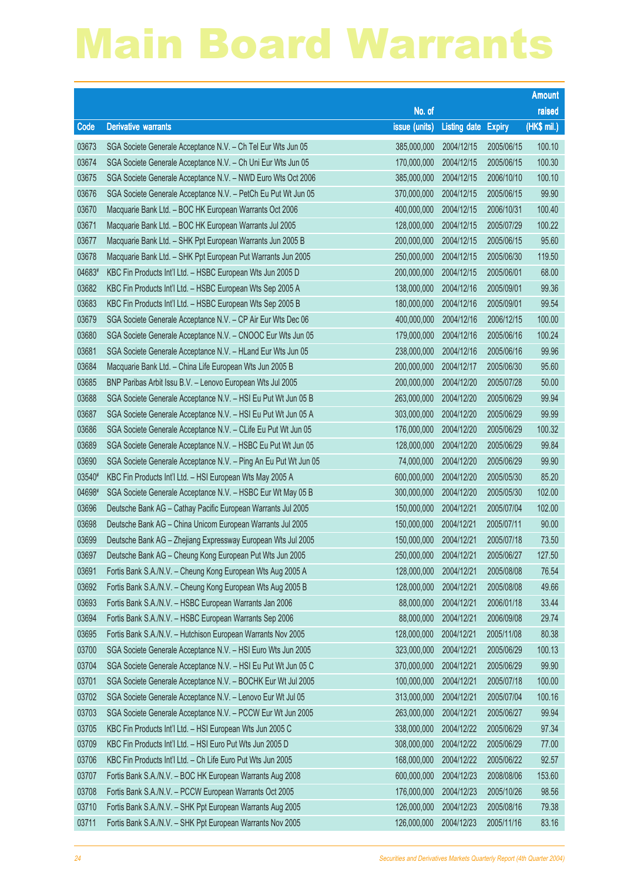# Main Board Warrants

| Code | Derivative warrants | No. of issue (units) | Listing date | Expiry | Amount raised (HK$ mil.) |
|---|---|---|---|---|---|
| 03673 | SGA Societe Generale Acceptance N.V. – Ch Tel Eur Wts Jun 05 | 385,000,000 | 2004/12/15 | 2005/06/15 | 100.10 |
| 03674 | SGA Societe Generale Acceptance N.V. – Ch Uni Eur Wts Jun 05 | 170,000,000 | 2004/12/15 | 2005/06/15 | 100.30 |
| 03675 | SGA Societe Generale Acceptance N.V. – NWD Euro Wts Oct 2006 | 385,000,000 | 2004/12/15 | 2006/10/10 | 100.10 |
| 03676 | SGA Societe Generale Acceptance N.V. – PetCh Eu Put Wt Jun 05 | 370,000,000 | 2004/12/15 | 2005/06/15 | 99.90 |
| 03670 | Macquarie Bank Ltd. – BOC HK European Warrants Oct 2006 | 400,000,000 | 2004/12/15 | 2006/10/31 | 100.40 |
| 03671 | Macquarie Bank Ltd. – BOC HK European Warrants Jul 2005 | 128,000,000 | 2004/12/15 | 2005/07/29 | 100.22 |
| 03677 | Macquarie Bank Ltd. – SHK Ppt European Warrants Jun 2005 B | 200,000,000 | 2004/12/15 | 2005/06/15 | 95.60 |
| 03678 | Macquarie Bank Ltd. – SHK Ppt European Put Warrants Jun 2005 | 250,000,000 | 2004/12/15 | 2005/06/30 | 119.50 |
| 04683# | KBC Fin Products Int'l Ltd. – HSBC European Wts Jun 2005 D | 200,000,000 | 2004/12/15 | 2005/06/01 | 68.00 |
| 03682 | KBC Fin Products Int'l Ltd. – HSBC European Wts Sep 2005 A | 138,000,000 | 2004/12/16 | 2005/09/01 | 99.36 |
| 03683 | KBC Fin Products Int'l Ltd. – HSBC European Wts Sep 2005 B | 180,000,000 | 2004/12/16 | 2005/09/01 | 99.54 |
| 03679 | SGA Societe Generale Acceptance N.V. – CP Air Eur Wts Dec 06 | 400,000,000 | 2004/12/16 | 2006/12/15 | 100.00 |
| 03680 | SGA Societe Generale Acceptance N.V. – CNOOC Eur Wts Jun 05 | 179,000,000 | 2004/12/16 | 2005/06/16 | 100.24 |
| 03681 | SGA Societe Generale Acceptance N.V. – HLand Eur Wts Jun 05 | 238,000,000 | 2004/12/16 | 2005/06/16 | 99.96 |
| 03684 | Macquarie Bank Ltd. – China Life European Wts Jun 2005 B | 200,000,000 | 2004/12/17 | 2005/06/30 | 95.60 |
| 03685 | BNP Paribas Arbit Issu B.V. – Lenovo European Wts Jul 2005 | 200,000,000 | 2004/12/20 | 2005/07/28 | 50.00 |
| 03688 | SGA Societe Generale Acceptance N.V. – HSI Eu Put Wt Jun 05 B | 263,000,000 | 2004/12/20 | 2005/06/29 | 99.94 |
| 03687 | SGA Societe Generale Acceptance N.V. – HSI Eu Put Wt Jun 05 A | 303,000,000 | 2004/12/20 | 2005/06/29 | 99.99 |
| 03686 | SGA Societe Generale Acceptance N.V. – CLife Eu Put Wt Jun 05 | 176,000,000 | 2004/12/20 | 2005/06/29 | 100.32 |
| 03689 | SGA Societe Generale Acceptance N.V. – HSBC Eu Put Wt Jun 05 | 128,000,000 | 2004/12/20 | 2005/06/29 | 99.84 |
| 03690 | SGA Societe Generale Acceptance N.V. – Ping An Eu Put Wt Jun 05 | 74,000,000 | 2004/12/20 | 2005/06/29 | 99.90 |
| 03540# | KBC Fin Products Int'l Ltd. – HSI European Wts May 2005 A | 600,000,000 | 2004/12/20 | 2005/05/30 | 85.20 |
| 04698# | SGA Societe Generale Acceptance N.V. – HSBC Eur Wt May 05 B | 300,000,000 | 2004/12/20 | 2005/05/30 | 102.00 |
| 03696 | Deutsche Bank AG – Cathay Pacific European Warrants Jul 2005 | 150,000,000 | 2004/12/21 | 2005/07/04 | 102.00 |
| 03698 | Deutsche Bank AG – China Unicom European Warrants Jul 2005 | 150,000,000 | 2004/12/21 | 2005/07/11 | 90.00 |
| 03699 | Deutsche Bank AG – Zhejiang Expressway European Wts Jul 2005 | 150,000,000 | 2004/12/21 | 2005/07/18 | 73.50 |
| 03697 | Deutsche Bank AG – Cheung Kong European Put Wts Jun 2005 | 250,000,000 | 2004/12/21 | 2005/06/27 | 127.50 |
| 03691 | Fortis Bank S.A./N.V. – Cheung Kong European Wts Aug 2005 A | 128,000,000 | 2004/12/21 | 2005/08/08 | 76.54 |
| 03692 | Fortis Bank S.A./N.V. – Cheung Kong European Wts Aug 2005 B | 128,000,000 | 2004/12/21 | 2005/08/08 | 49.66 |
| 03693 | Fortis Bank S.A./N.V. – HSBC European Warrants Jan 2006 | 88,000,000 | 2004/12/21 | 2006/01/18 | 33.44 |
| 03694 | Fortis Bank S.A./N.V. – HSBC European Warrants Sep 2006 | 88,000,000 | 2004/12/21 | 2006/09/08 | 29.74 |
| 03695 | Fortis Bank S.A./N.V. – Hutchison European Warrants Nov 2005 | 128,000,000 | 2004/12/21 | 2005/11/08 | 80.38 |
| 03700 | SGA Societe Generale Acceptance N.V. – HSI Euro Wts Jun 2005 | 323,000,000 | 2004/12/21 | 2005/06/29 | 100.13 |
| 03704 | SGA Societe Generale Acceptance N.V. – HSI Eu Put Wt Jun 05 C | 370,000,000 | 2004/12/21 | 2005/06/29 | 99.90 |
| 03701 | SGA Societe Generale Acceptance N.V. – BOCHK Eur Wt Jul 2005 | 100,000,000 | 2004/12/21 | 2005/07/18 | 100.00 |
| 03702 | SGA Societe Generale Acceptance N.V. – Lenovo Eur Wt Jul 05 | 313,000,000 | 2004/12/21 | 2005/07/04 | 100.16 |
| 03703 | SGA Societe Generale Acceptance N.V. – PCCW Eur Wt Jun 2005 | 263,000,000 | 2004/12/21 | 2005/06/27 | 99.94 |
| 03705 | KBC Fin Products Int'l Ltd. – HSI European Wts Jun 2005 C | 338,000,000 | 2004/12/22 | 2005/06/29 | 97.34 |
| 03709 | KBC Fin Products Int'l Ltd. – HSI Euro Put Wts Jun 2005 D | 308,000,000 | 2004/12/22 | 2005/06/29 | 77.00 |
| 03706 | KBC Fin Products Int'l Ltd. – Ch Life Euro Put Wts Jun 2005 | 168,000,000 | 2004/12/22 | 2005/06/22 | 92.57 |
| 03707 | Fortis Bank S.A./N.V. – BOC HK European Warrants Aug 2008 | 600,000,000 | 2004/12/23 | 2008/08/06 | 153.60 |
| 03708 | Fortis Bank S.A./N.V. – PCCW European Warrants Oct 2005 | 176,000,000 | 2004/12/23 | 2005/10/26 | 98.56 |
| 03710 | Fortis Bank S.A./N.V. – SHK Ppt European Warrants Aug 2005 | 126,000,000 | 2004/12/23 | 2005/08/16 | 79.38 |
| 03711 | Fortis Bank S.A./N.V. – SHK Ppt European Warrants Nov 2005 | 126,000,000 | 2004/12/23 | 2005/11/16 | 83.16 |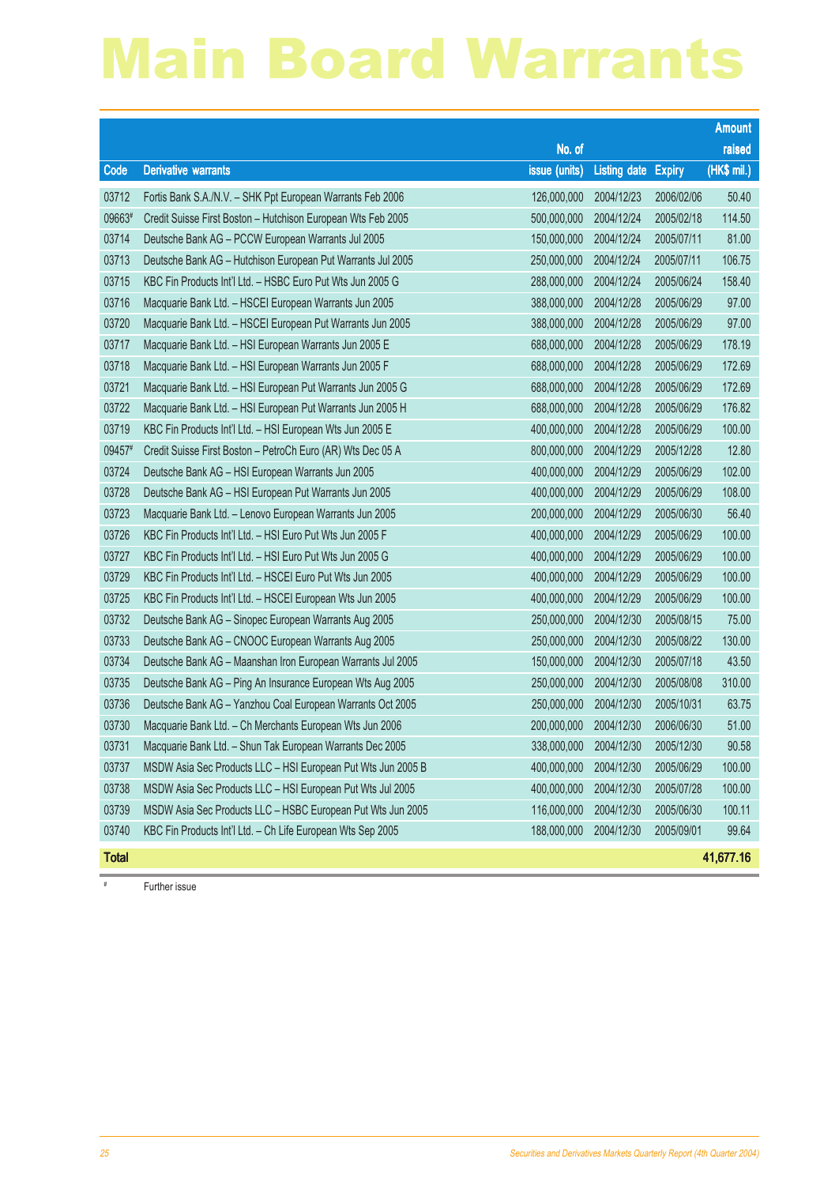# Main Board Warrants

| Code | Derivative warrants | No. of issue (units) | Listing date | Expiry | Amount raised (HK$ mil.) |
|---|---|---|---|---|---|
| 03712 | Fortis Bank S.A./N.V. – SHK Ppt European Warrants Feb 2006 | 126,000,000 | 2004/12/23 | 2006/02/06 | 50.40 |
| 09663# | Credit Suisse First Boston – Hutchison European Wts Feb 2005 | 500,000,000 | 2004/12/24 | 2005/02/18 | 114.50 |
| 03714 | Deutsche Bank AG – PCCW European Warrants Jul 2005 | 150,000,000 | 2004/12/24 | 2005/07/11 | 81.00 |
| 03713 | Deutsche Bank AG – Hutchison European Put Warrants Jul 2005 | 250,000,000 | 2004/12/24 | 2005/07/11 | 106.75 |
| 03715 | KBC Fin Products Int'l Ltd. – HSBC Euro Put Wts Jun 2005 G | 288,000,000 | 2004/12/24 | 2005/06/24 | 158.40 |
| 03716 | Macquarie Bank Ltd. – HSCEI European Warrants Jun 2005 | 388,000,000 | 2004/12/28 | 2005/06/29 | 97.00 |
| 03720 | Macquarie Bank Ltd. – HSCEI European Put Warrants Jun 2005 | 388,000,000 | 2004/12/28 | 2005/06/29 | 97.00 |
| 03717 | Macquarie Bank Ltd. – HSI European Warrants Jun 2005 E | 688,000,000 | 2004/12/28 | 2005/06/29 | 178.19 |
| 03718 | Macquarie Bank Ltd. – HSI European Warrants Jun 2005 F | 688,000,000 | 2004/12/28 | 2005/06/29 | 172.69 |
| 03721 | Macquarie Bank Ltd. – HSI European Put Warrants Jun 2005 G | 688,000,000 | 2004/12/28 | 2005/06/29 | 172.69 |
| 03722 | Macquarie Bank Ltd. – HSI European Put Warrants Jun 2005 H | 688,000,000 | 2004/12/28 | 2005/06/29 | 176.82 |
| 03719 | KBC Fin Products Int'l Ltd. – HSI European Wts Jun 2005 E | 400,000,000 | 2004/12/28 | 2005/06/29 | 100.00 |
| 09457# | Credit Suisse First Boston – PetroCh Euro (AR) Wts Dec 05 A | 800,000,000 | 2004/12/29 | 2005/12/28 | 12.80 |
| 03724 | Deutsche Bank AG – HSI European Warrants Jun 2005 | 400,000,000 | 2004/12/29 | 2005/06/29 | 102.00 |
| 03728 | Deutsche Bank AG – HSI European Put Warrants Jun 2005 | 400,000,000 | 2004/12/29 | 2005/06/29 | 108.00 |
| 03723 | Macquarie Bank Ltd. – Lenovo European Warrants Jun 2005 | 200,000,000 | 2004/12/29 | 2005/06/30 | 56.40 |
| 03726 | KBC Fin Products Int'l Ltd. – HSI Euro Put Wts Jun 2005 F | 400,000,000 | 2004/12/29 | 2005/06/29 | 100.00 |
| 03727 | KBC Fin Products Int'l Ltd. – HSI Euro Put Wts Jun 2005 G | 400,000,000 | 2004/12/29 | 2005/06/29 | 100.00 |
| 03729 | KBC Fin Products Int'l Ltd. – HSCEI Euro Put Wts Jun 2005 | 400,000,000 | 2004/12/29 | 2005/06/29 | 100.00 |
| 03725 | KBC Fin Products Int'l Ltd. – HSCEI European Wts Jun 2005 | 400,000,000 | 2004/12/29 | 2005/06/29 | 100.00 |
| 03732 | Deutsche Bank AG – Sinopec European Warrants Aug 2005 | 250,000,000 | 2004/12/30 | 2005/08/15 | 75.00 |
| 03733 | Deutsche Bank AG – CNOOC European Warrants Aug 2005 | 250,000,000 | 2004/12/30 | 2005/08/22 | 130.00 |
| 03734 | Deutsche Bank AG – Maanshan Iron European Warrants Jul 2005 | 150,000,000 | 2004/12/30 | 2005/07/18 | 43.50 |
| 03735 | Deutsche Bank AG – Ping An Insurance European Wts Aug 2005 | 250,000,000 | 2004/12/30 | 2005/08/08 | 310.00 |
| 03736 | Deutsche Bank AG – Yanzhou Coal European Warrants Oct 2005 | 250,000,000 | 2004/12/30 | 2005/10/31 | 63.75 |
| 03730 | Macquarie Bank Ltd. – Ch Merchants European Wts Jun 2006 | 200,000,000 | 2004/12/30 | 2006/06/30 | 51.00 |
| 03731 | Macquarie Bank Ltd. – Shun Tak European Warrants Dec 2005 | 338,000,000 | 2004/12/30 | 2005/12/30 | 90.58 |
| 03737 | MSDW Asia Sec Products LLC – HSI European Put Wts Jun 2005 B | 400,000,000 | 2004/12/30 | 2005/06/29 | 100.00 |
| 03738 | MSDW Asia Sec Products LLC – HSI European Put Wts Jul 2005 | 400,000,000 | 2004/12/30 | 2005/07/28 | 100.00 |
| 03739 | MSDW Asia Sec Products LLC – HSBC European Put Wts Jun 2005 | 116,000,000 | 2004/12/30 | 2005/06/30 | 100.11 |
| 03740 | KBC Fin Products Int'l Ltd. – Ch Life European Wts Sep 2005 | 188,000,000 | 2004/12/30 | 2005/09/01 | 99.64 |
| **Total** | | | | | **41,677.16** |

# Further issue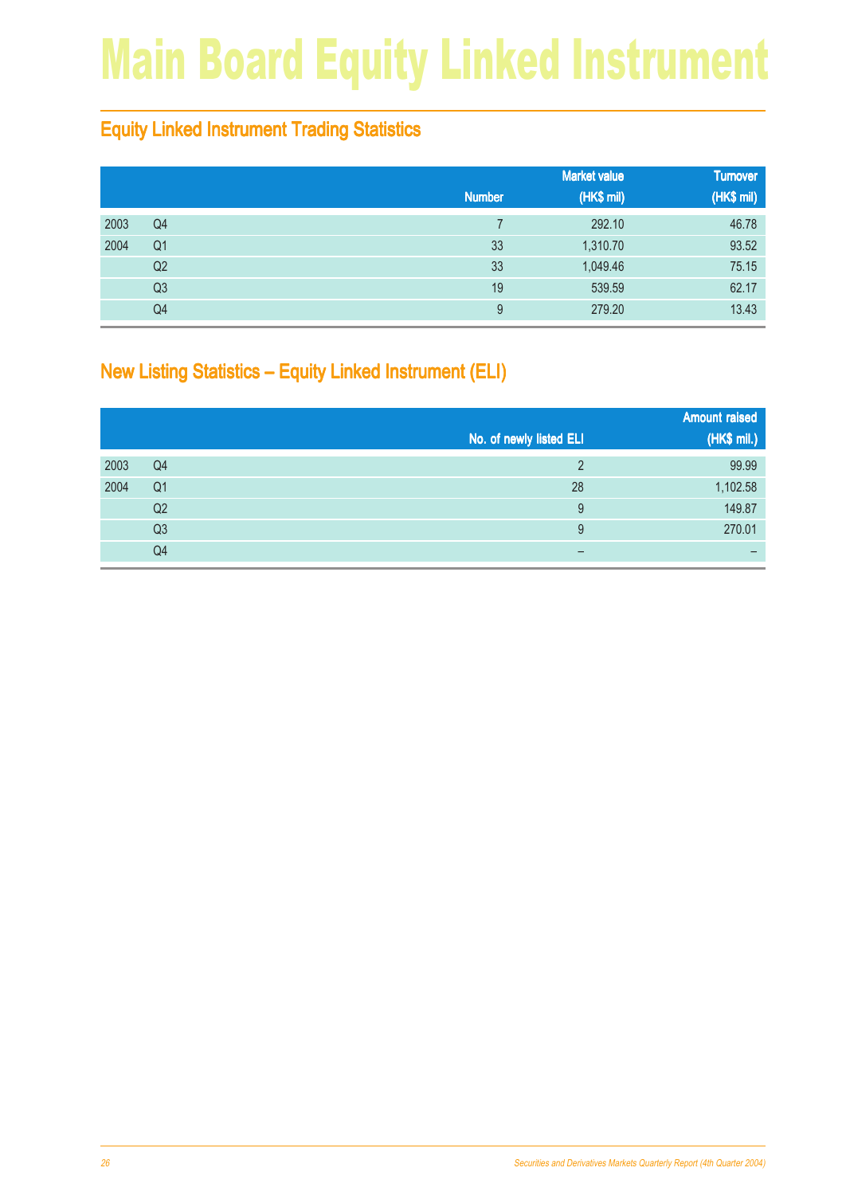# Main Board Equity Linked Instrument

## Equity Linked Instrument Trading Statistics

| | | Number | Market value (HK$ mil) | Turnover (HK$ mil) |
|---|---|---|---|---|
| 2003 | Q4 | 7 | 292.10 | 46.78 |
| 2004 | Q1 | 33 | 1,310.70 | 93.52 |
| | Q2 | 33 | 1,049.46 | 75.15 |
| | Q3 | 19 | 539.59 | 62.17 |
| | Q4 | 9 | 279.20 | 13.43 |

## New Listing Statistics – Equity Linked Instrument (ELI)

| | | No. of newly listed ELI | Amount raised (HK$ mil.) |
|---|---|---|---|
| 2003 | Q4 | 2 | 99.99 |
| 2004 | Q1 | 28 | 1,102.58 |
| | Q2 | 9 | 149.87 |
| | Q3 | 9 | 270.01 |
| | Q4 | – | – |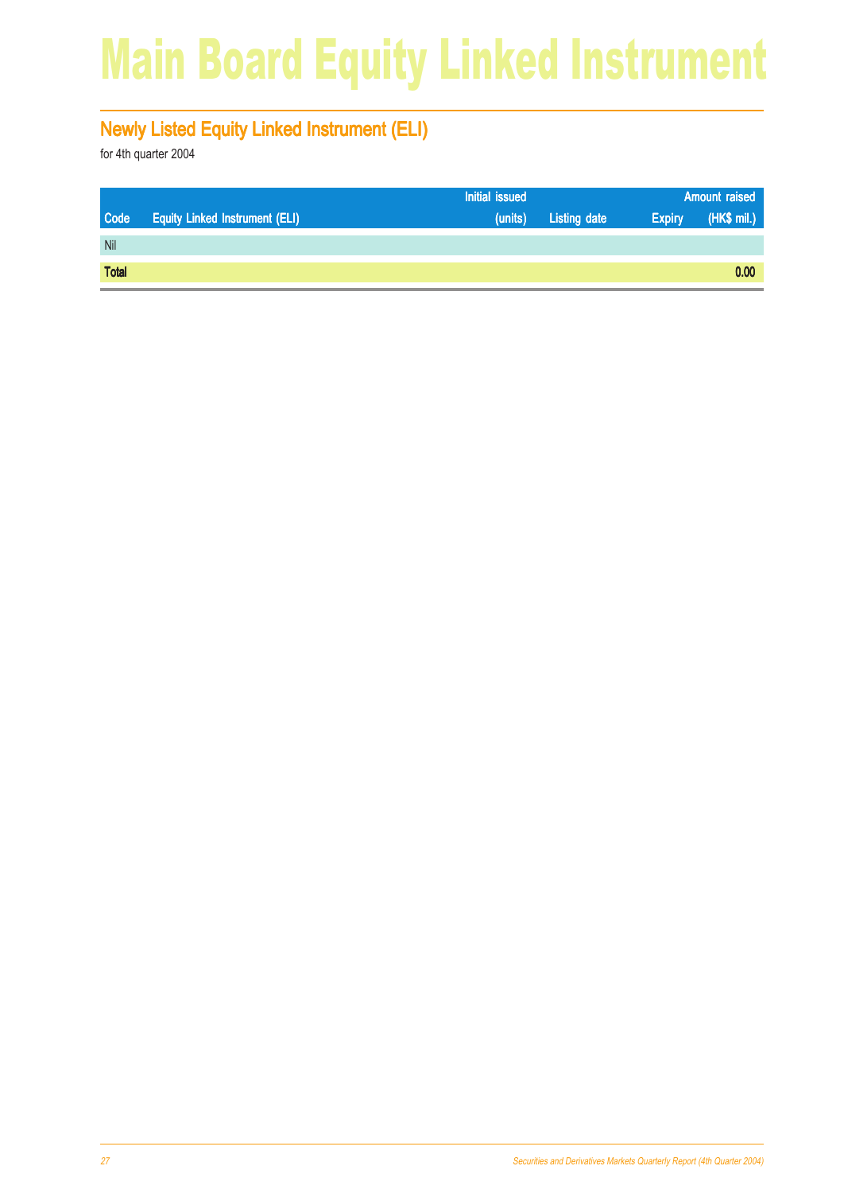# Main Board Equity Linked Instrument

## Newly Listed Equity Linked Instrument (ELI)

for 4th quarter 2004

| Code | Equity Linked Instrument (ELI) | Initial issued (units) | Listing date | Expiry | Amount raised (HK$ mil.) |
|---|---|---|---|---|---|
| Nil | | | | | |
| **Total** | | | | | **0.00** |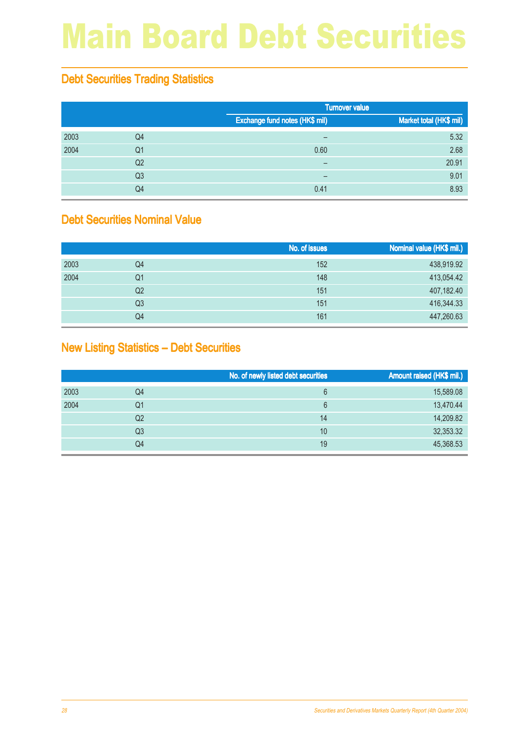# Main Board Debt Securities

## Debt Securities Trading Statistics

| | | Turnover value | |
|---|---|---|---|
| | | Exchange fund notes (HK$ mil) | Market total (HK$ mil) |
| 2003 | Q4 | – | 5.32 |
| 2004 | Q1 | 0.60 | 2.68 |
| | Q2 | – | 20.91 |
| | Q3 | – | 9.01 |
| | Q4 | 0.41 | 8.93 |

## Debt Securities Nominal Value

| | | No. of issues | Nominal value (HK$ mil.) |
|---|---|---|---|
| 2003 | Q4 | 152 | 438,919.92 |
| 2004 | Q1 | 148 | 413,054.42 |
| | Q2 | 151 | 407,182.40 |
| | Q3 | 151 | 416,344.33 |
| | Q4 | 161 | 447,260.63 |

## New Listing Statistics – Debt Securities

| | | No. of newly listed debt securities | Amount raised (HK$ mil.) |
|---|---|---|---|
| 2003 | Q4 | 6 | 15,589.08 |
| 2004 | Q1 | 6 | 13,470.44 |
| | Q2 | 14 | 14,209.82 |
| | Q3 | 10 | 32,353.32 |
| | Q4 | 19 | 45,368.53 |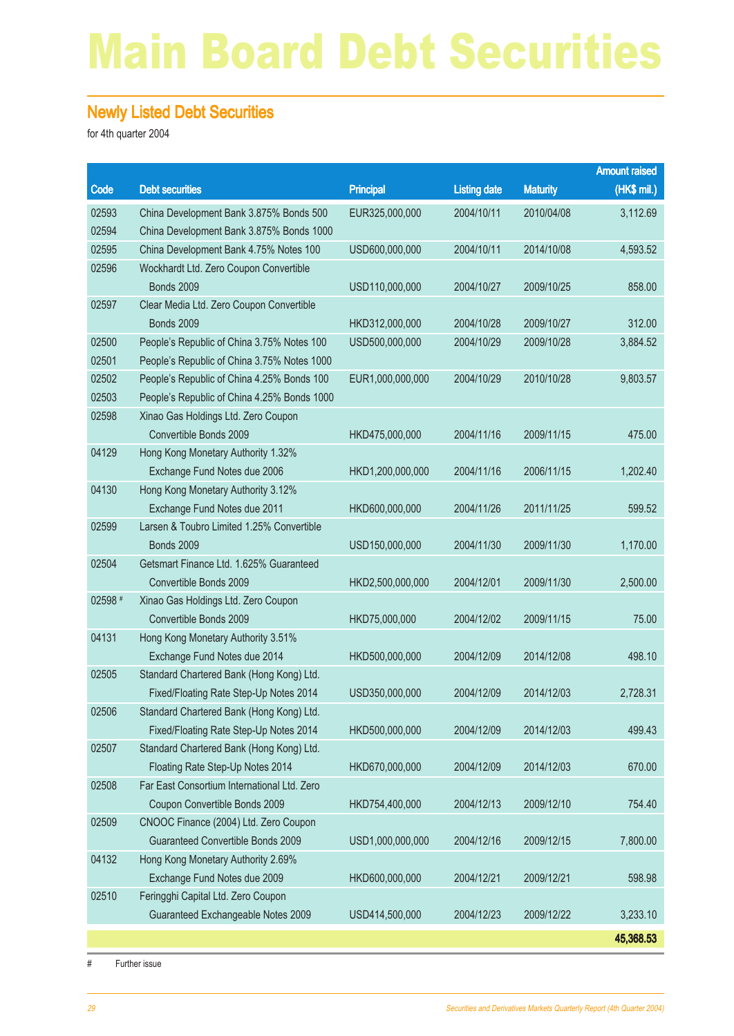# Main Board Debt Securities

## Newly Listed Debt Securities

for 4th quarter 2004

| Code | Debt securities | Principal | Listing date | Maturity | Amount raised (HK$ mil.) |
|---|---|---|---|---|---|
| 02593 | China Development Bank 3.875% Bonds 500 | EUR325,000,000 | 2004/10/11 | 2010/04/08 | 3,112.69 |
| 02594 | China Development Bank 3.875% Bonds 1000 | | | | |
| 02595 | China Development Bank 4.75% Notes 100 | USD600,000,000 | 2004/10/11 | 2014/10/08 | 4,593.52 |
| 02596 | Wockhardt Ltd. Zero Coupon Convertible Bonds 2009 | USD110,000,000 | 2004/10/27 | 2009/10/25 | 858.00 |
| 02597 | Clear Media Ltd. Zero Coupon Convertible Bonds 2009 | HKD312,000,000 | 2004/10/28 | 2009/10/27 | 312.00 |
| 02500 | People's Republic of China 3.75% Notes 100 | USD500,000,000 | 2004/10/29 | 2009/10/28 | 3,884.52 |
| 02501 | People's Republic of China 3.75% Notes 1000 | | | | |
| 02502 | People's Republic of China 4.25% Bonds 100 | EUR1,000,000,000 | 2004/10/29 | 2010/10/28 | 9,803.57 |
| 02503 | People's Republic of China 4.25% Bonds 1000 | | | | |
| 02598 | Xinao Gas Holdings Ltd. Zero Coupon Convertible Bonds 2009 | HKD475,000,000 | 2004/11/16 | 2009/11/15 | 475.00 |
| 04129 | Hong Kong Monetary Authority 1.32% Exchange Fund Notes due 2006 | HKD1,200,000,000 | 2004/11/16 | 2006/11/15 | 1,202.40 |
| 04130 | Hong Kong Monetary Authority 3.12% Exchange Fund Notes due 2011 | HKD600,000,000 | 2004/11/26 | 2011/11/25 | 599.52 |
| 02599 | Larsen & Toubro Limited 1.25% Convertible Bonds 2009 | USD150,000,000 | 2004/11/30 | 2009/11/30 | 1,170.00 |
| 02504 | Getsmart Finance Ltd. 1.625% Guaranteed Convertible Bonds 2009 | HKD2,500,000,000 | 2004/12/01 | 2009/11/30 | 2,500.00 |
| 02598 # | Xinao Gas Holdings Ltd. Zero Coupon Convertible Bonds 2009 | HKD75,000,000 | 2004/12/02 | 2009/11/15 | 75.00 |
| 04131 | Hong Kong Monetary Authority 3.51% Exchange Fund Notes due 2014 | HKD500,000,000 | 2004/12/09 | 2014/12/08 | 498.10 |
| 02505 | Standard Chartered Bank (Hong Kong) Ltd. Fixed/Floating Rate Step-Up Notes 2014 | USD350,000,000 | 2004/12/09 | 2014/12/03 | 2,728.31 |
| 02506 | Standard Chartered Bank (Hong Kong) Ltd. Fixed/Floating Rate Step-Up Notes 2014 | HKD500,000,000 | 2004/12/09 | 2014/12/03 | 499.43 |
| 02507 | Standard Chartered Bank (Hong Kong) Ltd. Floating Rate Step-Up Notes 2014 | HKD670,000,000 | 2004/12/09 | 2014/12/03 | 670.00 |
| 02508 | Far East Consortium International Ltd. Zero Coupon Convertible Bonds 2009 | HKD754,400,000 | 2004/12/13 | 2009/12/10 | 754.40 |
| 02509 | CNOOC Finance (2004) Ltd. Zero Coupon Guaranteed Convertible Bonds 2009 | USD1,000,000,000 | 2004/12/16 | 2009/12/15 | 7,800.00 |
| 04132 | Hong Kong Monetary Authority 2.69% Exchange Fund Notes due 2009 | HKD600,000,000 | 2004/12/21 | 2009/12/21 | 598.98 |
| 02510 | Feringghi Capital Ltd. Zero Coupon Guaranteed Exchangeable Notes 2009 | USD414,500,000 | 2004/12/23 | 2009/12/22 | 3,233.10 |
| | | | | | **45,368.53** |

# Further issue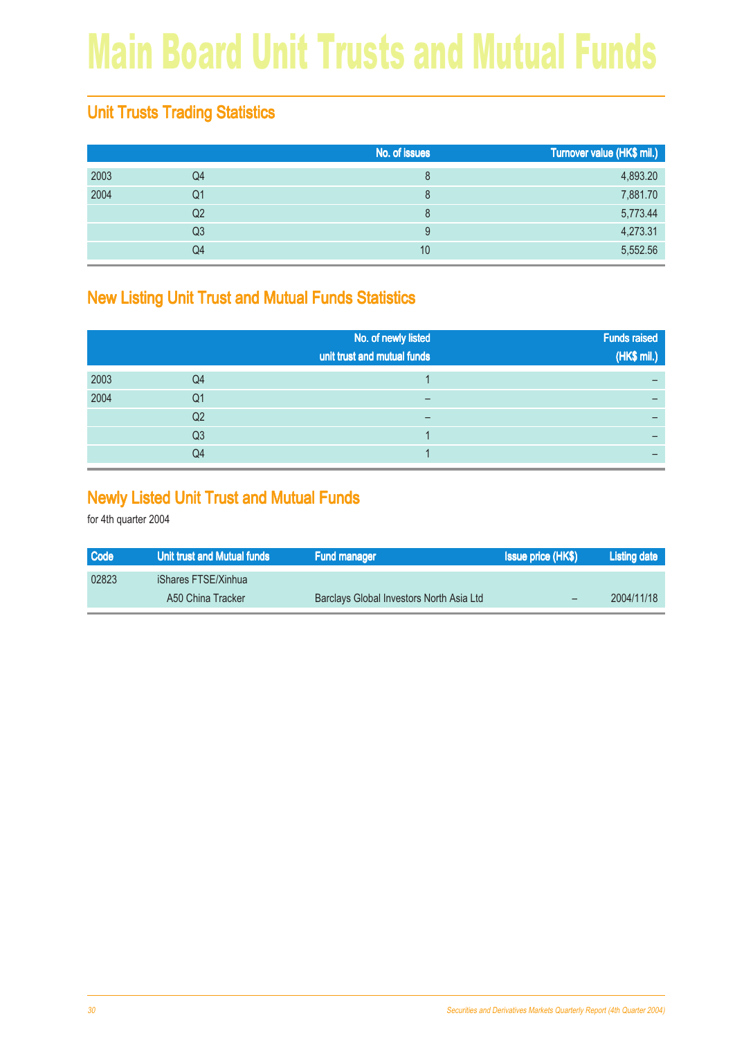# Main Board Unit Trusts and Mutual Funds

## Unit Trusts Trading Statistics

| | | No. of issues | Turnover value (HK$ mil.) |
|---|---|---|---|
| 2003 | Q4 | 8 | 4,893.20 |
| 2004 | Q1 | 8 | 7,881.70 |
| | Q2 | 8 | 5,773.44 |
| | Q3 | 9 | 4,273.31 |
| | Q4 | 10 | 5,552.56 |

## New Listing Unit Trust and Mutual Funds Statistics

| | | No. of newly listed unit trust and mutual funds | Funds raised (HK$ mil.) |
|---|---|---|---|
| 2003 | Q4 | 1 | – |
| 2004 | Q1 | – | – |
| | Q2 | – | – |
| | Q3 | 1 | – |
| | Q4 | 1 | – |

## Newly Listed Unit Trust and Mutual Funds

for 4th quarter 2004

| Code | Unit trust and Mutual funds | Fund manager | Issue price (HK$) | Listing date |
|---|---|---|---|---|
| 02823 | iShares FTSE/Xinhua A50 China Tracker | Barclays Global Investors North Asia Ltd | – | 2004/11/18 |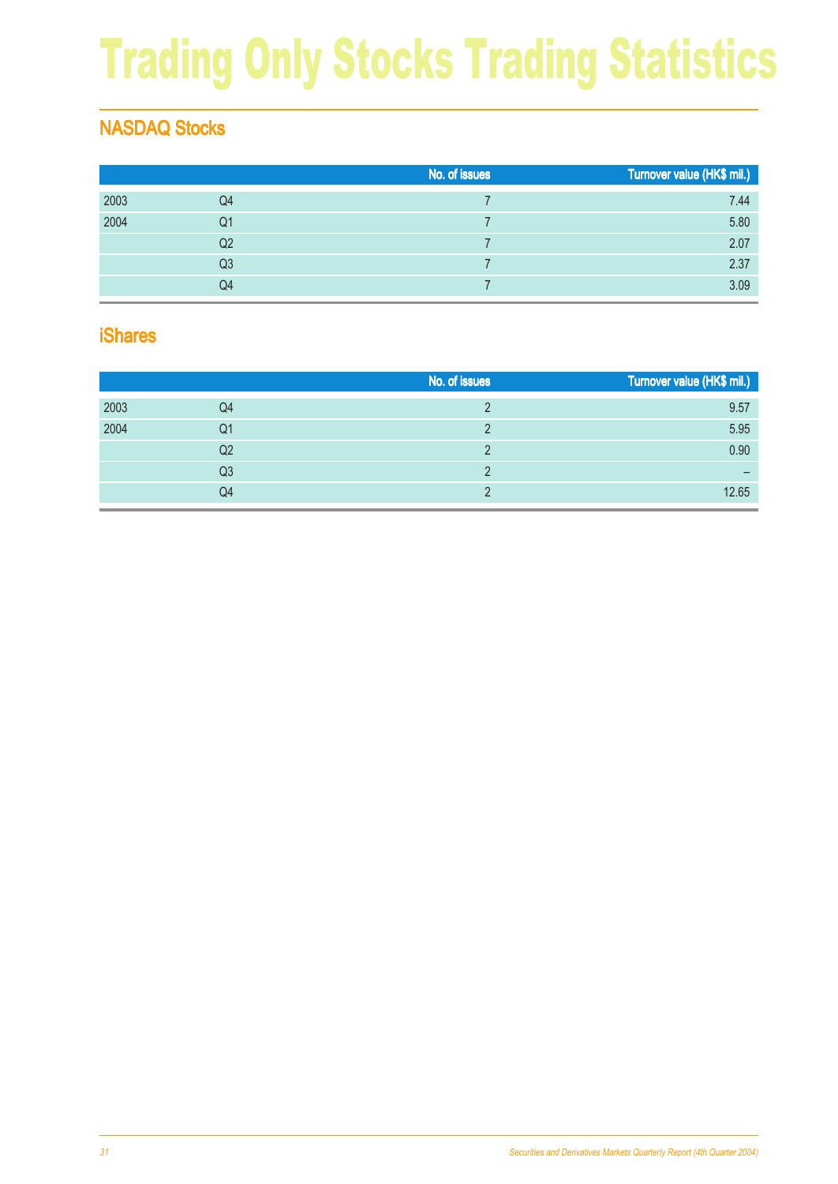# Trading Only Stocks Trading Statistics

## NASDAQ Stocks

| | | No. of issues | Turnover value (HK$ mil.) |
|---|---|---|---|
| 2003 | Q4 | 7 | 7.44 |
| 2004 | Q1 | 7 | 5.80 |
| | Q2 | 7 | 2.07 |
| | Q3 | 7 | 2.37 |
| | Q4 | 7 | 3.09 |

## iShares

| | | No. of issues | Turnover value (HK$ mil.) |
|---|---|---|---|
| 2003 | Q4 | 2 | 9.57 |
| 2004 | Q1 | 2 | 5.95 |
| | Q2 | 2 | 0.90 |
| | Q3 | 2 | – |
| | Q4 | 2 | 12.65 |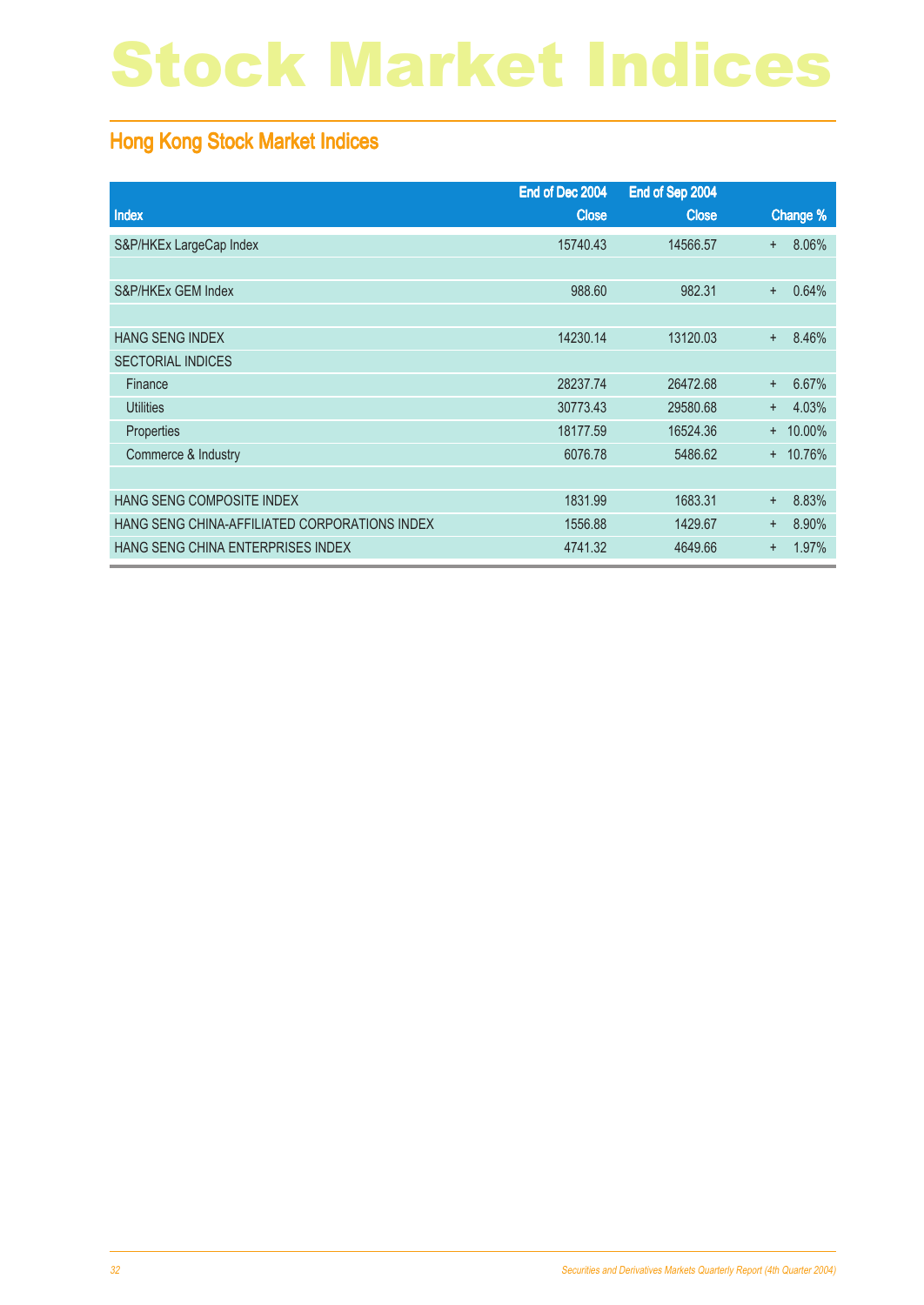# Stock Market Indices

## Hong Kong Stock Market Indices

| Index | End of Dec 2004 Close | End of Sep 2004 Close | Change % |
|---|---|---|---|
| S&P/HKEx LargeCap Index | 15740.43 | 14566.57 | + 8.06% |
| | | | |
| S&P/HKEx GEM Index | 988.60 | 982.31 | + 0.64% |
| | | | |
| HANG SENG INDEX | 14230.14 | 13120.03 | + 8.46% |
| SECTORIAL INDICES | | | |
| Finance | 28237.74 | 26472.68 | + 6.67% |
| Utilities | 30773.43 | 29580.68 | + 4.03% |
| Properties | 18177.59 | 16524.36 | + 10.00% |
| Commerce & Industry | 6076.78 | 5486.62 | + 10.76% |
| | | | |
| HANG SENG COMPOSITE INDEX | 1831.99 | 1683.31 | + 8.83% |
| HANG SENG CHINA-AFFILIATED CORPORATIONS INDEX | 1556.88 | 1429.67 | + 8.90% |
| HANG SENG CHINA ENTERPRISES INDEX | 4741.32 | 4649.66 | + 1.97% |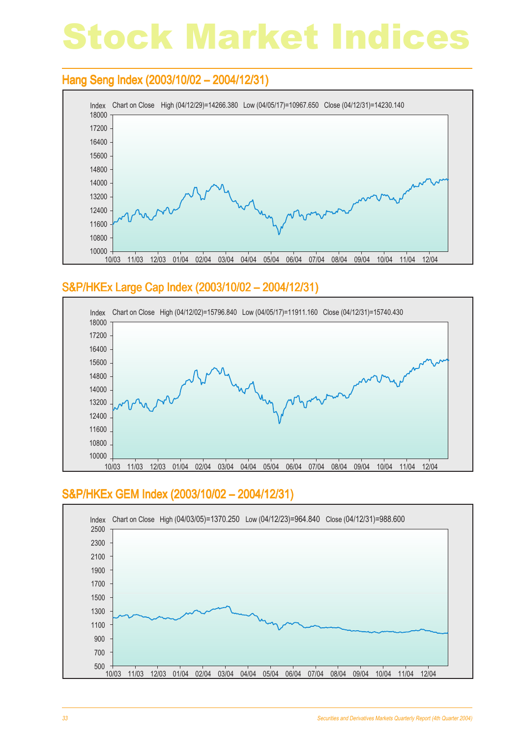# Stock Market Indices

## Hang Seng Index (2003/10/02 – 2004/12/31)

Index Chart on Close High (04/12/29)=14266.380 Low (04/05/17)=10967.650 Close (04/12/31)=14230.140

## S&P/HKEx Large Cap Index (2003/10/02 – 2004/12/31)

Index Chart on Close High (04/12/02)=15796.840 Low (04/05/17)=11911.160 Close (04/12/31)=15740.430

## S&P/HKEx GEM Index (2003/10/02 – 2004/12/31)

Index Chart on Close High (04/03/05)=1370.250 Low (04/12/23)=964.840 Close (04/12/31)=988.600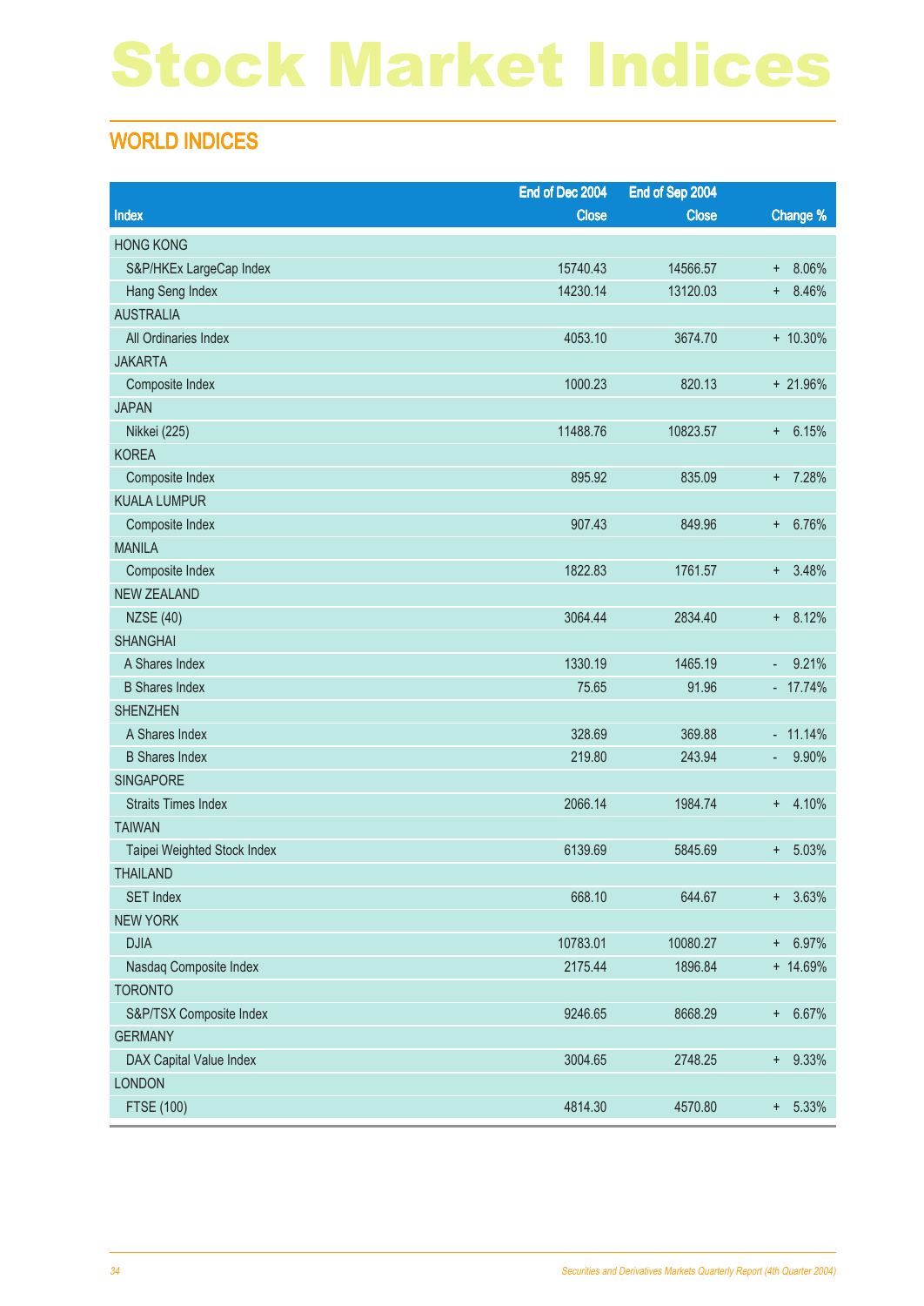# Stock Market Indices

## WORLD INDICES

| Index | End of Dec 2004 Close | End of Sep 2004 Close | Change % |
|---|---:|---:|---:|
| HONG KONG | | | |
| S&P/HKEx LargeCap Index | 15740.43 | 14566.57 | + 8.06% |
| Hang Seng Index | 14230.14 | 13120.03 | + 8.46% |
| AUSTRALIA | | | |
| All Ordinaries Index | 4053.10 | 3674.70 | + 10.30% |
| JAKARTA | | | |
| Composite Index | 1000.23 | 820.13 | + 21.96% |
| JAPAN | | | |
| Nikkei (225) | 11488.76 | 10823.57 | + 6.15% |
| KOREA | | | |
| Composite Index | 895.92 | 835.09 | + 7.28% |
| KUALA LUMPUR | | | |
| Composite Index | 907.43 | 849.96 | + 6.76% |
| MANILA | | | |
| Composite Index | 1822.83 | 1761.57 | + 3.48% |
| NEW ZEALAND | | | |
| NZSE (40) | 3064.44 | 2834.40 | + 8.12% |
| SHANGHAI | | | |
| A Shares Index | 1330.19 | 1465.19 | - 9.21% |
| B Shares Index | 75.65 | 91.96 | - 17.74% |
| SHENZHEN | | | |
| A Shares Index | 328.69 | 369.88 | - 11.14% |
| B Shares Index | 219.80 | 243.94 | - 9.90% |
| SINGAPORE | | | |
| Straits Times Index | 2066.14 | 1984.74 | + 4.10% |
| TAIWAN | | | |
| Taipei Weighted Stock Index | 6139.69 | 5845.69 | + 5.03% |
| THAILAND | | | |
| SET Index | 668.10 | 644.67 | + 3.63% |
| NEW YORK | | | |
| DJIA | 10783.01 | 10080.27 | + 6.97% |
| Nasdaq Composite Index | 2175.44 | 1896.84 | + 14.69% |
| TORONTO | | | |
| S&P/TSX Composite Index | 9246.65 | 8668.29 | + 6.67% |
| GERMANY | | | |
| DAX Capital Value Index | 3004.65 | 2748.25 | + 9.33% |
| LONDON | | | |
| FTSE (100) | 4814.30 | 4570.80 | + 5.33% |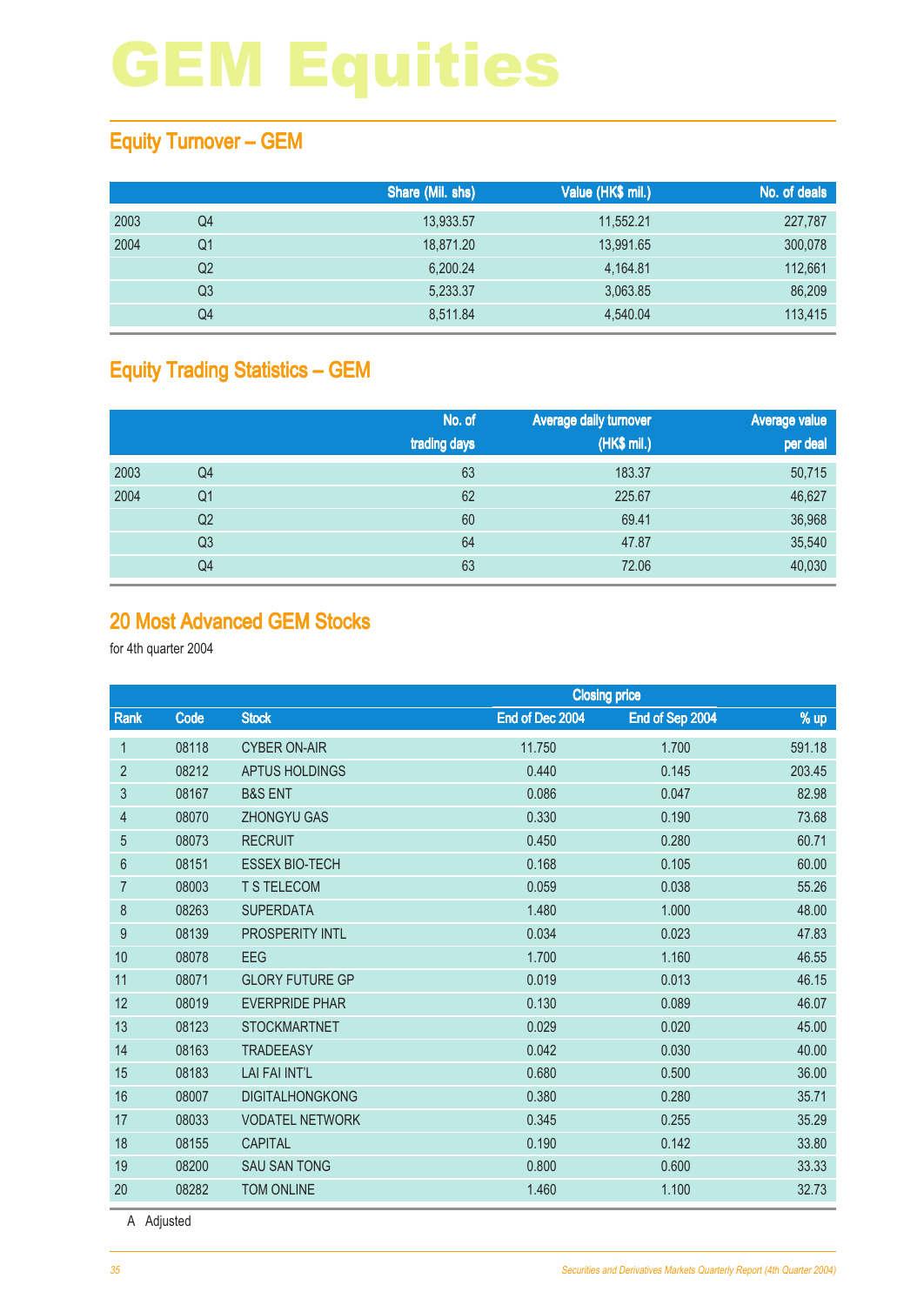# GEM Equities

## Equity Turnover – GEM

| | | Share (Mil. shs) | Value (HK$ mil.) | No. of deals |
|---|---|---|---|---|
| 2003 | Q4 | 13,933.57 | 11,552.21 | 227,787 |
| 2004 | Q1 | 18,871.20 | 13,991.65 | 300,078 |
| | Q2 | 6,200.24 | 4,164.81 | 112,661 |
| | Q3 | 5,233.37 | 3,063.85 | 86,209 |
| | Q4 | 8,511.84 | 4,540.04 | 113,415 |

## Equity Trading Statistics – GEM

| | | No. of trading days | Average daily turnover (HK$ mil.) | Average value per deal |
|---|---|---|---|---|
| 2003 | Q4 | 63 | 183.37 | 50,715 |
| 2004 | Q1 | 62 | 225.67 | 46,627 |
| | Q2 | 60 | 69.41 | 36,968 |
| | Q3 | 64 | 47.87 | 35,540 |
| | Q4 | 63 | 72.06 | 40,030 |

## 20 Most Advanced GEM Stocks

for 4th quarter 2004

| | | | Closing price | | |
|---|---|---|---|---|---|
| Rank | Code | Stock | End of Dec 2004 | End of Sep 2004 | % up |
| 1 | 08118 | CYBER ON-AIR | 11.750 | 1.700 | 591.18 |
| 2 | 08212 | APTUS HOLDINGS | 0.440 | 0.145 | 203.45 |
| 3 | 08167 | B&S ENT | 0.086 | 0.047 | 82.98 |
| 4 | 08070 | ZHONGYU GAS | 0.330 | 0.190 | 73.68 |
| 5 | 08073 | RECRUIT | 0.450 | 0.280 | 60.71 |
| 6 | 08151 | ESSEX BIO-TECH | 0.168 | 0.105 | 60.00 |
| 7 | 08003 | T S TELECOM | 0.059 | 0.038 | 55.26 |
| 8 | 08263 | SUPERDATA | 1.480 | 1.000 | 48.00 |
| 9 | 08139 | PROSPERITY INTL | 0.034 | 0.023 | 47.83 |
| 10 | 08078 | EEG | 1.700 | 1.160 | 46.55 |
| 11 | 08071 | GLORY FUTURE GP | 0.019 | 0.013 | 46.15 |
| 12 | 08019 | EVERPRIDE PHAR | 0.130 | 0.089 | 46.07 |
| 13 | 08123 | STOCKMARTNET | 0.029 | 0.020 | 45.00 |
| 14 | 08163 | TRADEEASY | 0.042 | 0.030 | 40.00 |
| 15 | 08183 | LAI FAI INT'L | 0.680 | 0.500 | 36.00 |
| 16 | 08007 | DIGITALHONGKONG | 0.380 | 0.280 | 35.71 |
| 17 | 08033 | VODATEL NETWORK | 0.345 | 0.255 | 35.29 |
| 18 | 08155 | CAPITAL | 0.190 | 0.142 | 33.80 |
| 19 | 08200 | SAU SAN TONG | 0.800 | 0.600 | 33.33 |
| 20 | 08282 | TOM ONLINE | 1.460 | 1.100 | 32.73 |

A Adjusted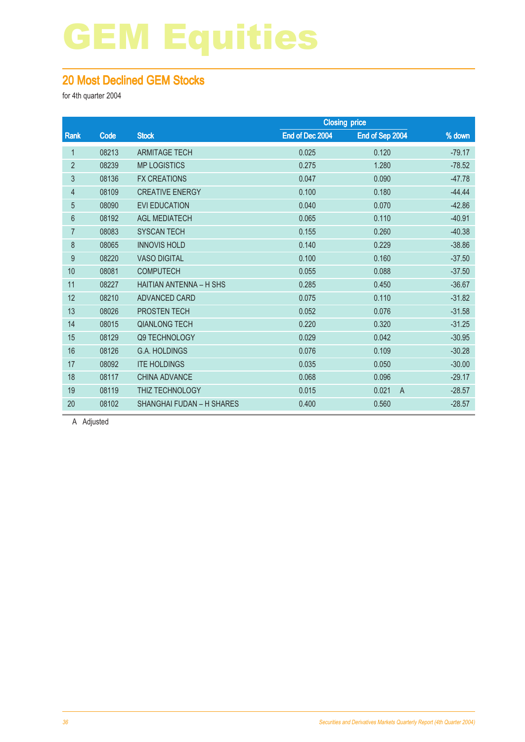# GEM Equities

## 20 Most Declined GEM Stocks

for 4th quarter 2004

| Rank | Code | Stock | Closing price | | % down |
|---|---|---|---|---|---|
| | | | End of Dec 2004 | End of Sep 2004 | |
| 1 | 08213 | ARMITAGE TECH | 0.025 | 0.120 | -79.17 |
| 2 | 08239 | MP LOGISTICS | 0.275 | 1.280 | -78.52 |
| 3 | 08136 | FX CREATIONS | 0.047 | 0.090 | -47.78 |
| 4 | 08109 | CREATIVE ENERGY | 0.100 | 0.180 | -44.44 |
| 5 | 08090 | EVI EDUCATION | 0.040 | 0.070 | -42.86 |
| 6 | 08192 | AGL MEDIATECH | 0.065 | 0.110 | -40.91 |
| 7 | 08083 | SYSCAN TECH | 0.155 | 0.260 | -40.38 |
| 8 | 08065 | INNOVIS HOLD | 0.140 | 0.229 | -38.86 |
| 9 | 08220 | VASO DIGITAL | 0.100 | 0.160 | -37.50 |
| 10 | 08081 | COMPUTECH | 0.055 | 0.088 | -37.50 |
| 11 | 08227 | HAITIAN ANTENNA – H SHS | 0.285 | 0.450 | -36.67 |
| 12 | 08210 | ADVANCED CARD | 0.075 | 0.110 | -31.82 |
| 13 | 08026 | PROSTEN TECH | 0.052 | 0.076 | -31.58 |
| 14 | 08015 | QIANLONG TECH | 0.220 | 0.320 | -31.25 |
| 15 | 08129 | Q9 TECHNOLOGY | 0.029 | 0.042 | -30.95 |
| 16 | 08126 | G.A. HOLDINGS | 0.076 | 0.109 | -30.28 |
| 17 | 08092 | ITE HOLDINGS | 0.035 | 0.050 | -30.00 |
| 18 | 08117 | CHINA ADVANCE | 0.068 | 0.096 | -29.17 |
| 19 | 08119 | THIZ TECHNOLOGY | 0.015 | 0.021 A | -28.57 |
| 20 | 08102 | SHANGHAI FUDAN – H SHARES | 0.400 | 0.560 | -28.57 |

A Adjusted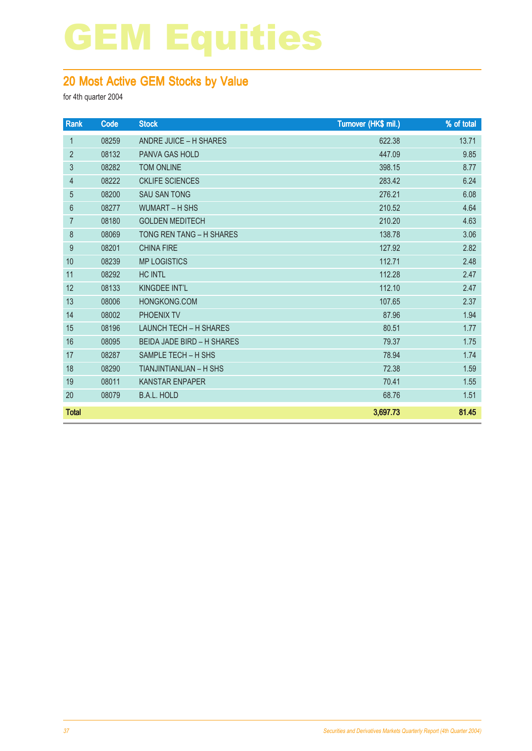# GEM Equities

## 20 Most Active GEM Stocks by Value

for 4th quarter 2004

| Rank | Code | Stock | Turnover (HK$ mil.) | % of total |
|---|---|---|---|---|
| 1 | 08259 | ANDRE JUICE – H SHARES | 622.38 | 13.71 |
| 2 | 08132 | PANVA GAS HOLD | 447.09 | 9.85 |
| 3 | 08282 | TOM ONLINE | 398.15 | 8.77 |
| 4 | 08222 | CKLIFE SCIENCES | 283.42 | 6.24 |
| 5 | 08200 | SAU SAN TONG | 276.21 | 6.08 |
| 6 | 08277 | WUMART – H SHS | 210.52 | 4.64 |
| 7 | 08180 | GOLDEN MEDITECH | 210.20 | 4.63 |
| 8 | 08069 | TONG REN TANG – H SHARES | 138.78 | 3.06 |
| 9 | 08201 | CHINA FIRE | 127.92 | 2.82 |
| 10 | 08239 | MP LOGISTICS | 112.71 | 2.48 |
| 11 | 08292 | HC INTL | 112.28 | 2.47 |
| 12 | 08133 | KINGDEE INT'L | 112.10 | 2.47 |
| 13 | 08006 | HONGKONG.COM | 107.65 | 2.37 |
| 14 | 08002 | PHOENIX TV | 87.96 | 1.94 |
| 15 | 08196 | LAUNCH TECH – H SHARES | 80.51 | 1.77 |
| 16 | 08095 | BEIDA JADE BIRD – H SHARES | 79.37 | 1.75 |
| 17 | 08287 | SAMPLE TECH – H SHS | 78.94 | 1.74 |
| 18 | 08290 | TIANJINTIANLIAN – H SHS | 72.38 | 1.59 |
| 19 | 08011 | KANSTAR ENPAPER | 70.41 | 1.55 |
| 20 | 08079 | B.A.L. HOLD | 68.76 | 1.51 |
| **Total** | | | **3,697.73** | **81.45** |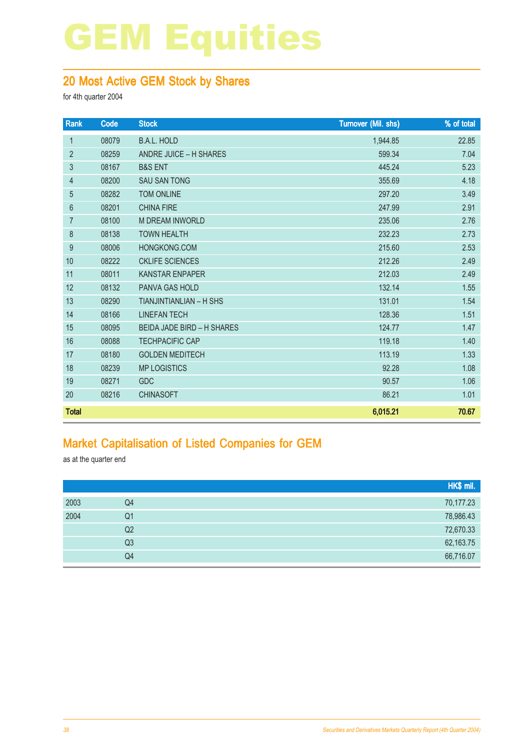# GEM Equities

## 20 Most Active GEM Stock by Shares

for 4th quarter 2004

| Rank | Code | Stock | Turnover (Mil. shs) | % of total |
|---|---|---|---|---|
| 1 | 08079 | B.A.L. HOLD | 1,944.85 | 22.85 |
| 2 | 08259 | ANDRE JUICE – H SHARES | 599.34 | 7.04 |
| 3 | 08167 | B&S ENT | 445.24 | 5.23 |
| 4 | 08200 | SAU SAN TONG | 355.69 | 4.18 |
| 5 | 08282 | TOM ONLINE | 297.20 | 3.49 |
| 6 | 08201 | CHINA FIRE | 247.99 | 2.91 |
| 7 | 08100 | M DREAM INWORLD | 235.06 | 2.76 |
| 8 | 08138 | TOWN HEALTH | 232.23 | 2.73 |
| 9 | 08006 | HONGKONG.COM | 215.60 | 2.53 |
| 10 | 08222 | CKLIFE SCIENCES | 212.26 | 2.49 |
| 11 | 08011 | KANSTAR ENPAPER | 212.03 | 2.49 |
| 12 | 08132 | PANVA GAS HOLD | 132.14 | 1.55 |
| 13 | 08290 | TIANJINTIANLIAN – H SHS | 131.01 | 1.54 |
| 14 | 08166 | LINEFAN TECH | 128.36 | 1.51 |
| 15 | 08095 | BEIDA JADE BIRD – H SHARES | 124.77 | 1.47 |
| 16 | 08088 | TECHPACIFIC CAP | 119.18 | 1.40 |
| 17 | 08180 | GOLDEN MEDITECH | 113.19 | 1.33 |
| 18 | 08239 | MP LOGISTICS | 92.28 | 1.08 |
| 19 | 08271 | GDC | 90.57 | 1.06 |
| 20 | 08216 | CHINASOFT | 86.21 | 1.01 |
| **Total** | | | **6,015.21** | **70.67** |

## Market Capitalisation of Listed Companies for GEM

as at the quarter end

| | | HK$ mil. |
|---|---|---|
| 2003 | Q4 | 70,177.23 |
| 2004 | Q1 | 78,986.43 |
| | Q2 | 72,670.33 |
| | Q3 | 62,163.75 |
| | Q4 | 66,716.07 |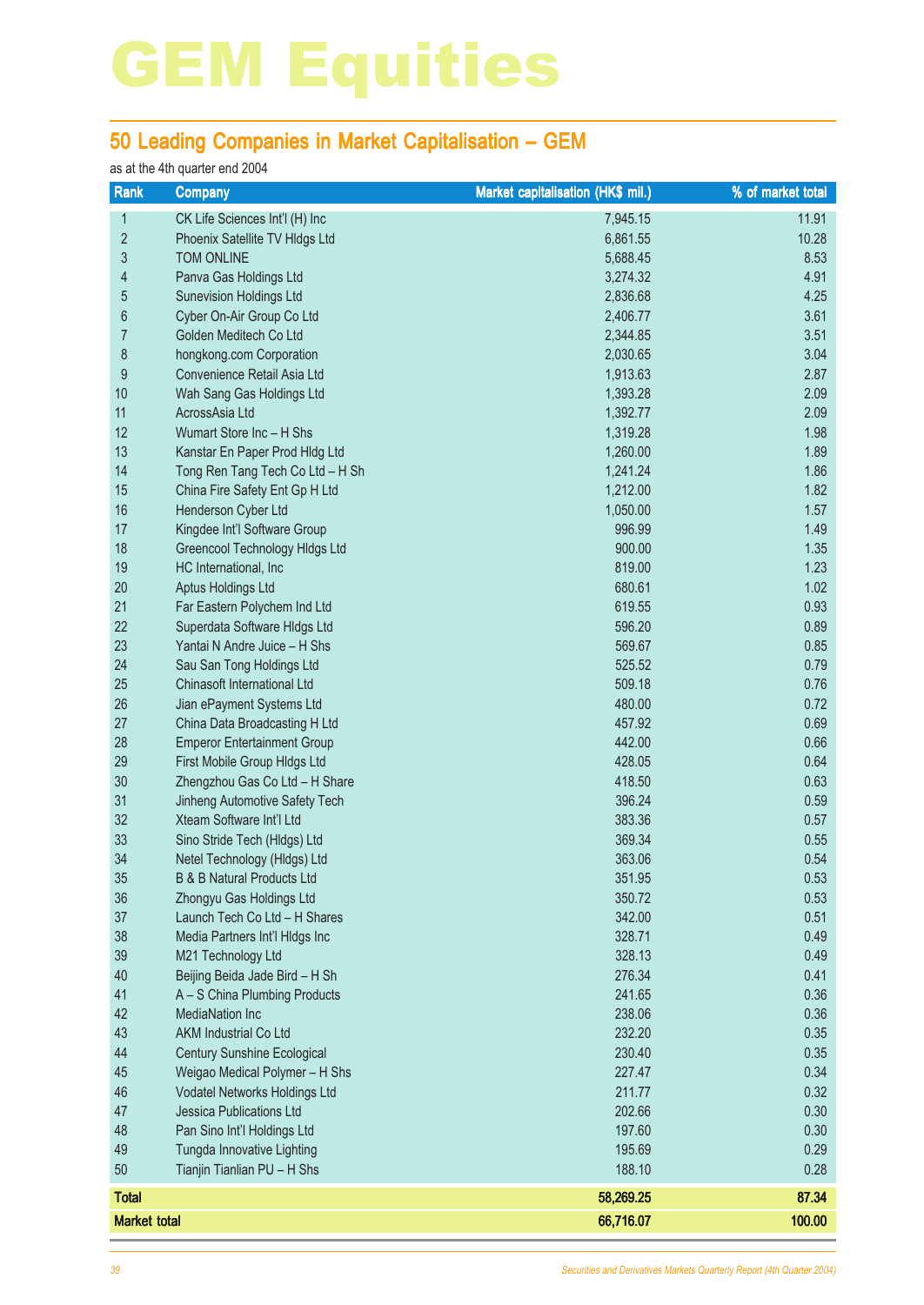# GEM Equities

## 50 Leading Companies in Market Capitalisation – GEM

as at the 4th quarter end 2004

| Rank | Company | Market capitalisation (HK$ mil.) | % of market total |
|---|---|---|---|
| 1 | CK Life Sciences Int'l (H) Inc | 7,945.15 | 11.91 |
| 2 | Phoenix Satellite TV Hldgs Ltd | 6,861.55 | 10.28 |
| 3 | TOM ONLINE | 5,688.45 | 8.53 |
| 4 | Panva Gas Holdings Ltd | 3,274.32 | 4.91 |
| 5 | Sunevision Holdings Ltd | 2,836.68 | 4.25 |
| 6 | Cyber On-Air Group Co Ltd | 2,406.77 | 3.61 |
| 7 | Golden Meditech Co Ltd | 2,344.85 | 3.51 |
| 8 | hongkong.com Corporation | 2,030.65 | 3.04 |
| 9 | Convenience Retail Asia Ltd | 1,913.63 | 2.87 |
| 10 | Wah Sang Gas Holdings Ltd | 1,393.28 | 2.09 |
| 11 | AcrossAsia Ltd | 1,392.77 | 2.09 |
| 12 | Wumart Store Inc – H Shs | 1,319.28 | 1.98 |
| 13 | Kanstar En Paper Prod Hldg Ltd | 1,260.00 | 1.89 |
| 14 | Tong Ren Tang Tech Co Ltd – H Sh | 1,241.24 | 1.86 |
| 15 | China Fire Safety Ent Gp H Ltd | 1,212.00 | 1.82 |
| 16 | Henderson Cyber Ltd | 1,050.00 | 1.57 |
| 17 | Kingdee Int'l Software Group | 996.99 | 1.49 |
| 18 | Greencool Technology Hldgs Ltd | 900.00 | 1.35 |
| 19 | HC International, Inc | 819.00 | 1.23 |
| 20 | Aptus Holdings Ltd | 680.61 | 1.02 |
| 21 | Far Eastern Polychem Ind Ltd | 619.55 | 0.93 |
| 22 | Superdata Software Hldgs Ltd | 596.20 | 0.89 |
| 23 | Yantai N Andre Juice – H Shs | 569.67 | 0.85 |
| 24 | Sau San Tong Holdings Ltd | 525.52 | 0.79 |
| 25 | Chinasoft International Ltd | 509.18 | 0.76 |
| 26 | Jian ePayment Systems Ltd | 480.00 | 0.72 |
| 27 | China Data Broadcasting H Ltd | 457.92 | 0.69 |
| 28 | Emperor Entertainment Group | 442.00 | 0.66 |
| 29 | First Mobile Group Hldgs Ltd | 428.05 | 0.64 |
| 30 | Zhengzhou Gas Co Ltd – H Share | 418.50 | 0.63 |
| 31 | Jinheng Automotive Safety Tech | 396.24 | 0.59 |
| 32 | Xteam Software Int'l Ltd | 383.36 | 0.57 |
| 33 | Sino Stride Tech (Hldgs) Ltd | 369.34 | 0.55 |
| 34 | Netel Technology (Hldgs) Ltd | 363.06 | 0.54 |
| 35 | B & B Natural Products Ltd | 351.95 | 0.53 |
| 36 | Zhongyu Gas Holdings Ltd | 350.72 | 0.53 |
| 37 | Launch Tech Co Ltd – H Shares | 342.00 | 0.51 |
| 38 | Media Partners Int'l Hldgs Inc | 328.71 | 0.49 |
| 39 | M21 Technology Ltd | 328.13 | 0.49 |
| 40 | Beijing Beida Jade Bird – H Sh | 276.34 | 0.41 |
| 41 | A – S China Plumbing Products | 241.65 | 0.36 |
| 42 | MediaNation Inc | 238.06 | 0.36 |
| 43 | AKM Industrial Co Ltd | 232.20 | 0.35 |
| 44 | Century Sunshine Ecological | 230.40 | 0.35 |
| 45 | Weigao Medical Polymer – H Shs | 227.47 | 0.34 |
| 46 | Vodatel Networks Holdings Ltd | 211.77 | 0.32 |
| 47 | Jessica Publications Ltd | 202.66 | 0.30 |
| 48 | Pan Sino Int'l Holdings Ltd | 197.60 | 0.30 |
| 49 | Tungda Innovative Lighting | 195.69 | 0.29 |
| 50 | Tianjin Tianlian PU – H Shs | 188.10 | 0.28 |
| **Total** | | **58,269.25** | **87.34** |
| **Market total** | | **66,716.07** | **100.00** |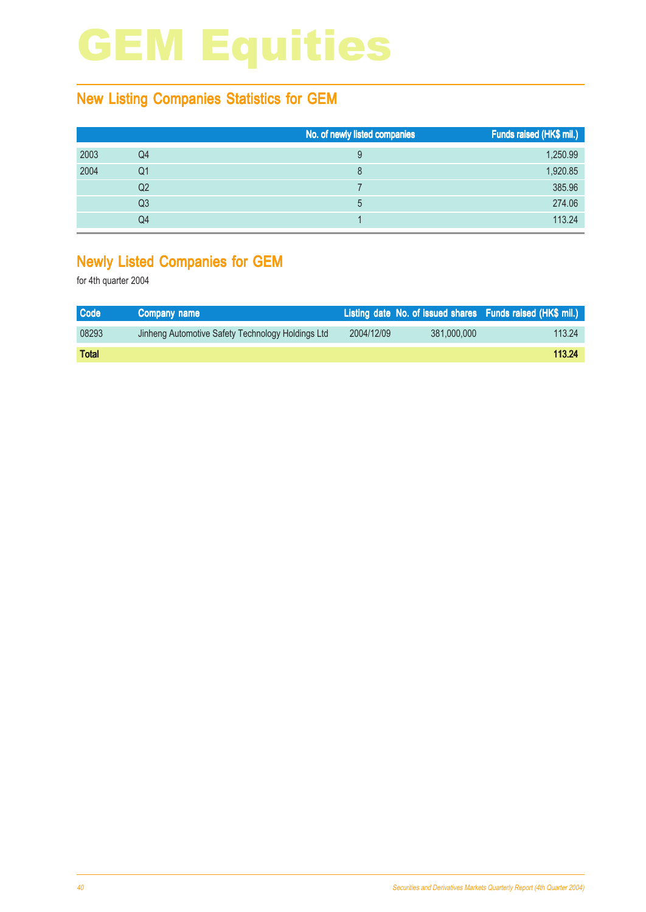# GEM Equities

## New Listing Companies Statistics for GEM

| | | No. of newly listed companies | Funds raised (HK$ mil.) |
|---|---|---|---|
| 2003 | Q4 | 9 | 1,250.99 |
| 2004 | Q1 | 8 | 1,920.85 |
| | Q2 | 7 | 385.96 |
| | Q3 | 5 | 274.06 |
| | Q4 | 1 | 113.24 |

## Newly Listed Companies for GEM

for 4th quarter 2004

| Code | Company name | Listing date | No. of issued shares | Funds raised (HK$ mil.) |
|---|---|---|---|---|
| 08293 | Jinheng Automotive Safety Technology Holdings Ltd | 2004/12/09 | 381,000,000 | 113.24 |
| **Total** | | | | **113.24** |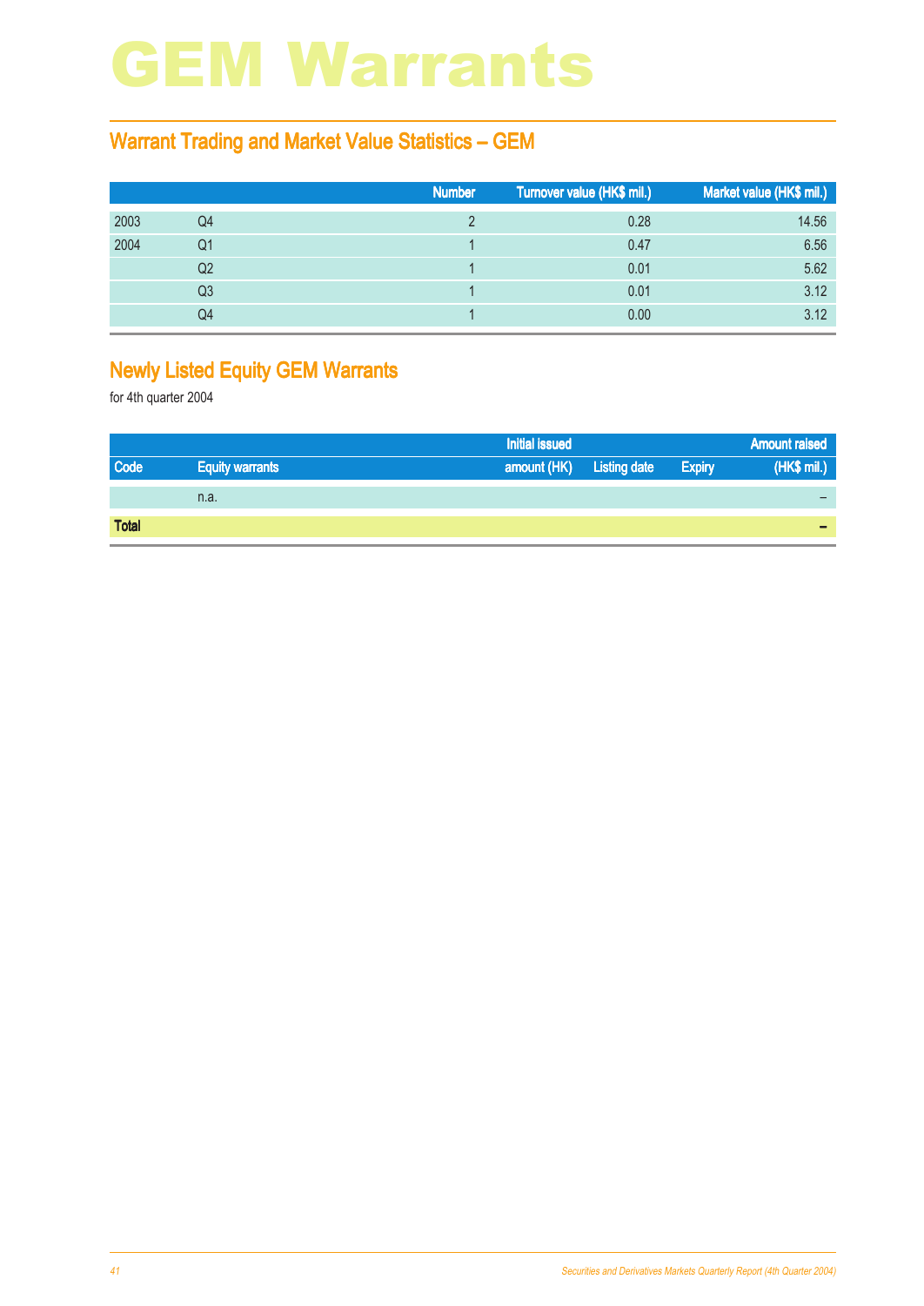# GEM Warrants

## Warrant Trading and Market Value Statistics – GEM

| | | Number | Turnover value (HK$ mil.) | Market value (HK$ mil.) |
|---|---|---|---|---|
| 2003 | Q4 | 2 | 0.28 | 14.56 |
| 2004 | Q1 | 1 | 0.47 | 6.56 |
| | Q2 | 1 | 0.01 | 5.62 |
| | Q3 | 1 | 0.01 | 3.12 |
| | Q4 | 1 | 0.00 | 3.12 |

## Newly Listed Equity GEM Warrants

for 4th quarter 2004

| | | Initial issued | | | Amount raised |
|---|---|---|---|---|---|
| Code | Equity warrants | amount (HK) | Listing date | Expiry | (HK$ mil.) |
| | n.a. | | | | – |
| **Total** | | | | | **–** |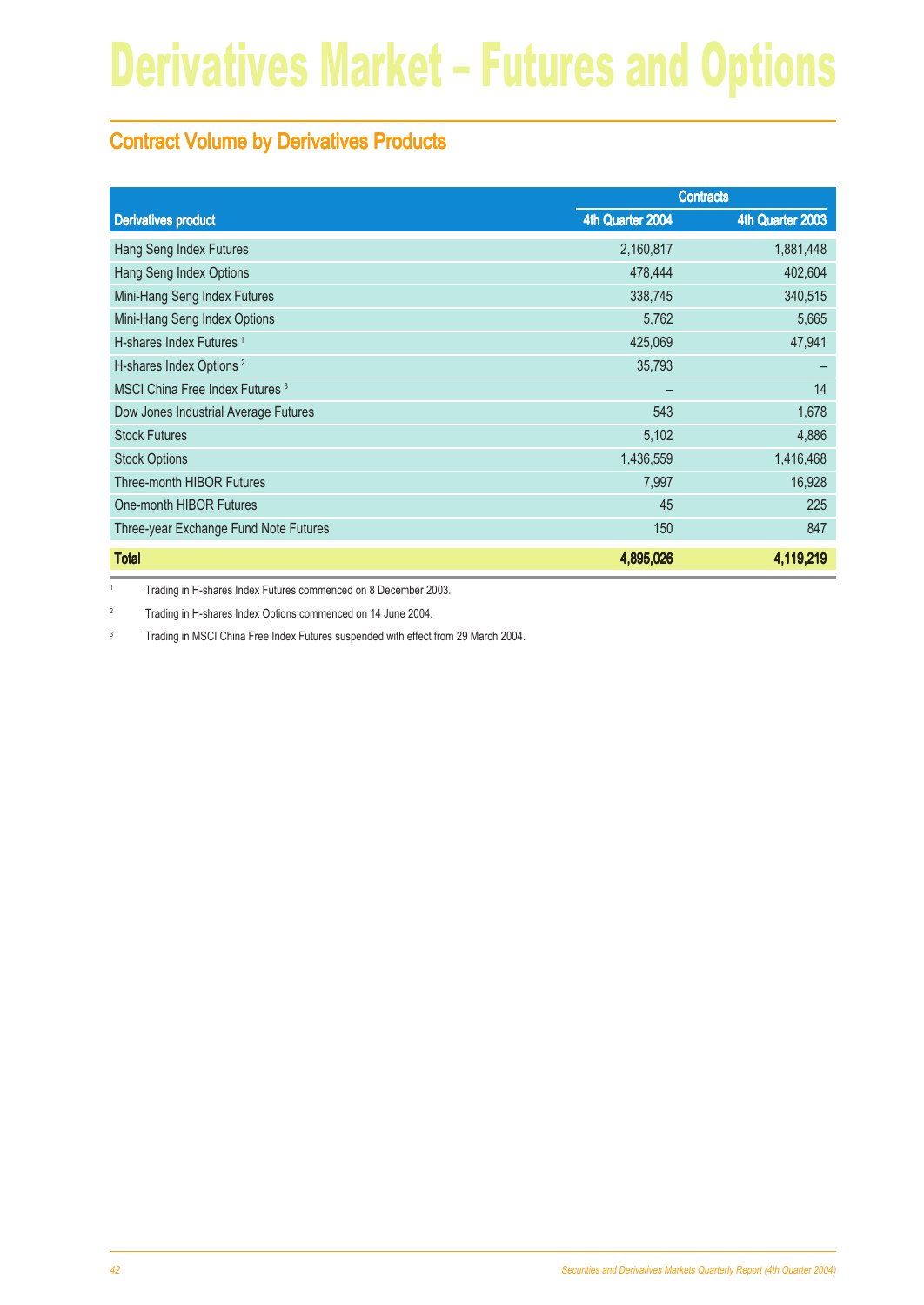# Derivatives Market – Futures and Options

## Contract Volume by Derivatives Products

| Derivatives product | Contracts | |
|---|---|---|
| | 4th Quarter 2004 | 4th Quarter 2003 |
| Hang Seng Index Futures | 2,160,817 | 1,881,448 |
| Hang Seng Index Options | 478,444 | 402,604 |
| Mini-Hang Seng Index Futures | 338,745 | 340,515 |
| Mini-Hang Seng Index Options | 5,762 | 5,665 |
| H-shares Index Futures [1] | 425,069 | 47,941 |
| H-shares Index Options [2] | 35,793 | – |
| MSCI China Free Index Futures [3] | – | 14 |
| Dow Jones Industrial Average Futures | 543 | 1,678 |
| Stock Futures | 5,102 | 4,886 |
| Stock Options | 1,436,559 | 1,416,468 |
| Three-month HIBOR Futures | 7,997 | 16,928 |
| One-month HIBOR Futures | 45 | 225 |
| Three-year Exchange Fund Note Futures | 150 | 847 |
| **Total** | **4,895,026** | **4,119,219** |

[1] Trading in H-shares Index Futures commenced on 8 December 2003.

[2] Trading in H-shares Index Options commenced on 14 June 2004.

[3] Trading in MSCI China Free Index Futures suspended with effect from 29 March 2004.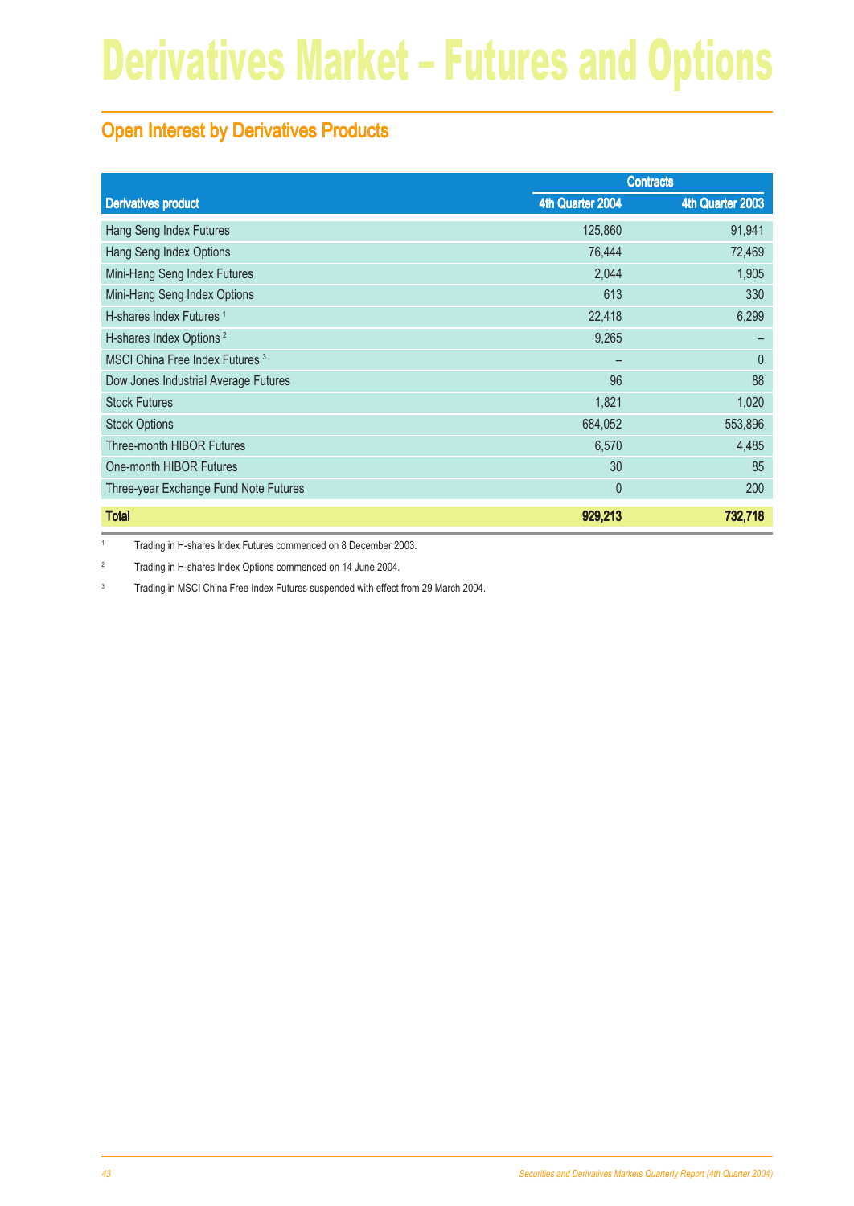# Derivatives Market – Futures and Options

## Open Interest by Derivatives Products

| Derivatives product | Contracts | |
|---|---|---|
| | 4th Quarter 2004 | 4th Quarter 2003 |
| Hang Seng Index Futures | 125,860 | 91,941 |
| Hang Seng Index Options | 76,444 | 72,469 |
| Mini-Hang Seng Index Futures | 2,044 | 1,905 |
| Mini-Hang Seng Index Options | 613 | 330 |
| H-shares Index Futures [1] | 22,418 | 6,299 |
| H-shares Index Options [2] | 9,265 | – |
| MSCI China Free Index Futures [3] | – | 0 |
| Dow Jones Industrial Average Futures | 96 | 88 |
| Stock Futures | 1,821 | 1,020 |
| Stock Options | 684,052 | 553,896 |
| Three-month HIBOR Futures | 6,570 | 4,485 |
| One-month HIBOR Futures | 30 | 85 |
| Three-year Exchange Fund Note Futures | 0 | 200 |
| **Total** | **929,213** | **732,718** |

1 Trading in H-shares Index Futures commenced on 8 December 2003.

2 Trading in H-shares Index Options commenced on 14 June 2004.

3 Trading in MSCI China Free Index Futures suspended with effect from 29 March 2004.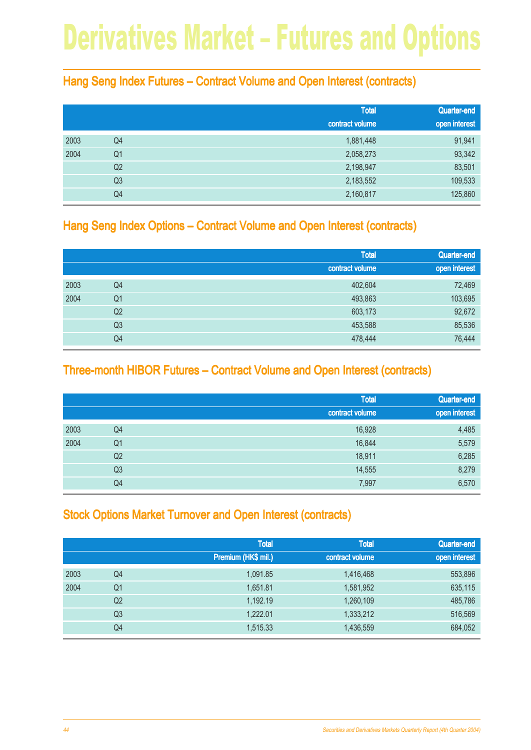# Derivatives Market – Futures and Options

## Hang Seng Index Futures – Contract Volume and Open Interest (contracts)

| | | Total contract volume | Quarter-end open interest |
|---|---|---|---|
| 2003 | Q4 | 1,881,448 | 91,941 |
| 2004 | Q1 | 2,058,273 | 93,342 |
| | Q2 | 2,198,947 | 83,501 |
| | Q3 | 2,183,552 | 109,533 |
| | Q4 | 2,160,817 | 125,860 |

## Hang Seng Index Options – Contract Volume and Open Interest (contracts)

| | | Total contract volume | Quarter-end open interest |
|---|---|---|---|
| 2003 | Q4 | 402,604 | 72,469 |
| 2004 | Q1 | 493,863 | 103,695 |
| | Q2 | 603,173 | 92,672 |
| | Q3 | 453,588 | 85,536 |
| | Q4 | 478,444 | 76,444 |

## Three-month HIBOR Futures – Contract Volume and Open Interest (contracts)

| | | Total contract volume | Quarter-end open interest |
|---|---|---|---|
| 2003 | Q4 | 16,928 | 4,485 |
| 2004 | Q1 | 16,844 | 5,579 |
| | Q2 | 18,911 | 6,285 |
| | Q3 | 14,555 | 8,279 |
| | Q4 | 7,997 | 6,570 |

## Stock Options Market Turnover and Open Interest (contracts)

| | | Total Premium (HK$ mil.) | Total contract volume | Quarter-end open interest |
|---|---|---|---|---|
| 2003 | Q4 | 1,091.85 | 1,416,468 | 553,896 |
| 2004 | Q1 | 1,651.81 | 1,581,952 | 635,115 |
| | Q2 | 1,192.19 | 1,260,109 | 485,786 |
| | Q3 | 1,222.01 | 1,333,212 | 516,569 |
| | Q4 | 1,515.33 | 1,436,559 | 684,052 |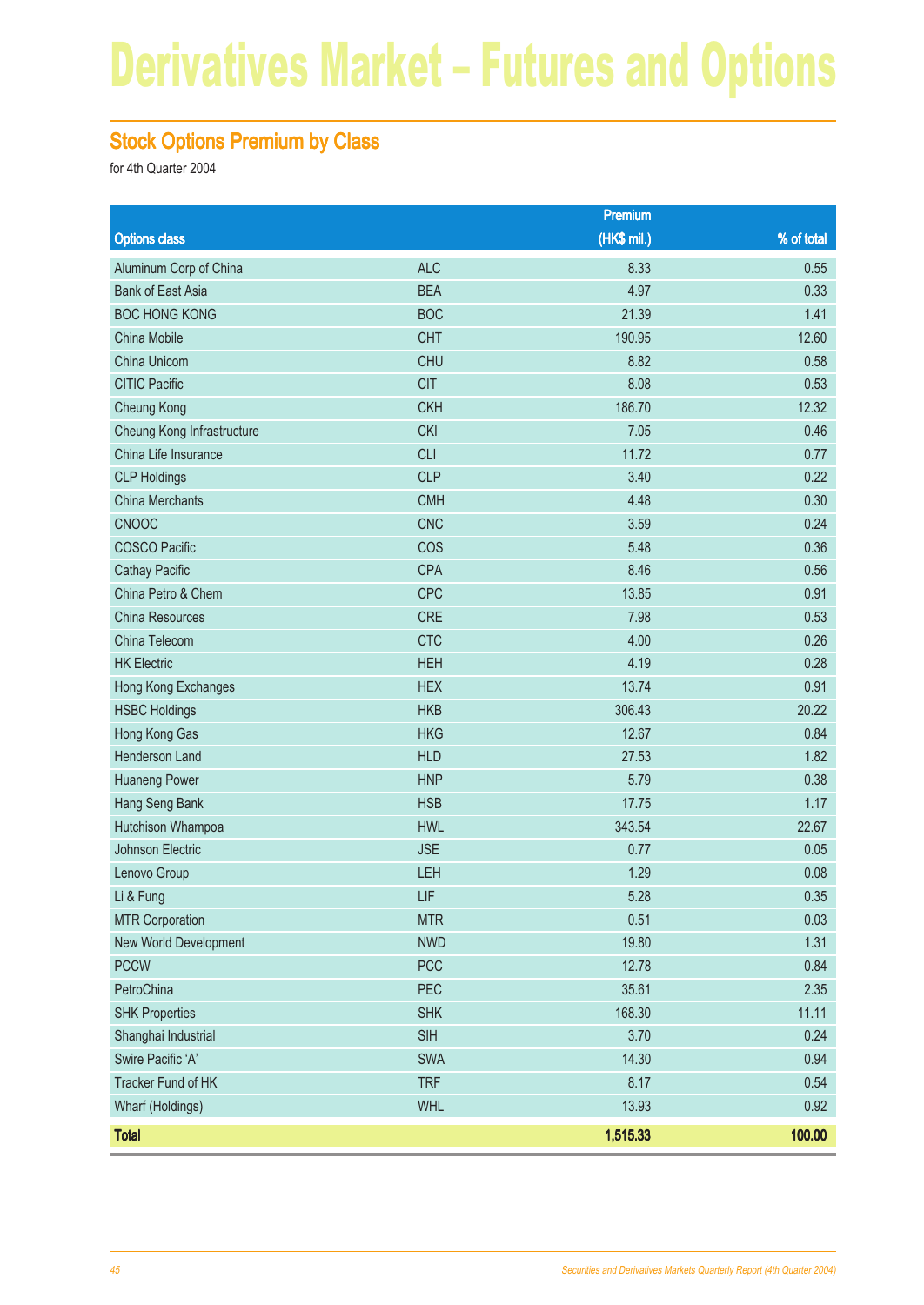# Derivatives Market – Futures and Options

## Stock Options Premium by Class

for 4th Quarter 2004

| Options class | | Premium (HK$ mil.) | % of total |
|---|---|---|---|
| Aluminum Corp of China | ALC | 8.33 | 0.55 |
| Bank of East Asia | BEA | 4.97 | 0.33 |
| BOC HONG KONG | BOC | 21.39 | 1.41 |
| China Mobile | CHT | 190.95 | 12.60 |
| China Unicom | CHU | 8.82 | 0.58 |
| CITIC Pacific | CIT | 8.08 | 0.53 |
| Cheung Kong | CKH | 186.70 | 12.32 |
| Cheung Kong Infrastructure | CKI | 7.05 | 0.46 |
| China Life Insurance | CLI | 11.72 | 0.77 |
| CLP Holdings | CLP | 3.40 | 0.22 |
| China Merchants | CMH | 4.48 | 0.30 |
| CNOOC | CNC | 3.59 | 0.24 |
| COSCO Pacific | COS | 5.48 | 0.36 |
| Cathay Pacific | CPA | 8.46 | 0.56 |
| China Petro & Chem | CPC | 13.85 | 0.91 |
| China Resources | CRE | 7.98 | 0.53 |
| China Telecom | CTC | 4.00 | 0.26 |
| HK Electric | HEH | 4.19 | 0.28 |
| Hong Kong Exchanges | HEX | 13.74 | 0.91 |
| HSBC Holdings | HKB | 306.43 | 20.22 |
| Hong Kong Gas | HKG | 12.67 | 0.84 |
| Henderson Land | HLD | 27.53 | 1.82 |
| Huaneng Power | HNP | 5.79 | 0.38 |
| Hang Seng Bank | HSB | 17.75 | 1.17 |
| Hutchison Whampoa | HWL | 343.54 | 22.67 |
| Johnson Electric | JSE | 0.77 | 0.05 |
| Lenovo Group | LEH | 1.29 | 0.08 |
| Li & Fung | LIF | 5.28 | 0.35 |
| MTR Corporation | MTR | 0.51 | 0.03 |
| New World Development | NWD | 19.80 | 1.31 |
| PCCW | PCC | 12.78 | 0.84 |
| PetroChina | PEC | 35.61 | 2.35 |
| SHK Properties | SHK | 168.30 | 11.11 |
| Shanghai Industrial | SIH | 3.70 | 0.24 |
| Swire Pacific 'A' | SWA | 14.30 | 0.94 |
| Tracker Fund of HK | TRF | 8.17 | 0.54 |
| Wharf (Holdings) | WHL | 13.93 | 0.92 |
| **Total** | | **1,515.33** | **100.00** |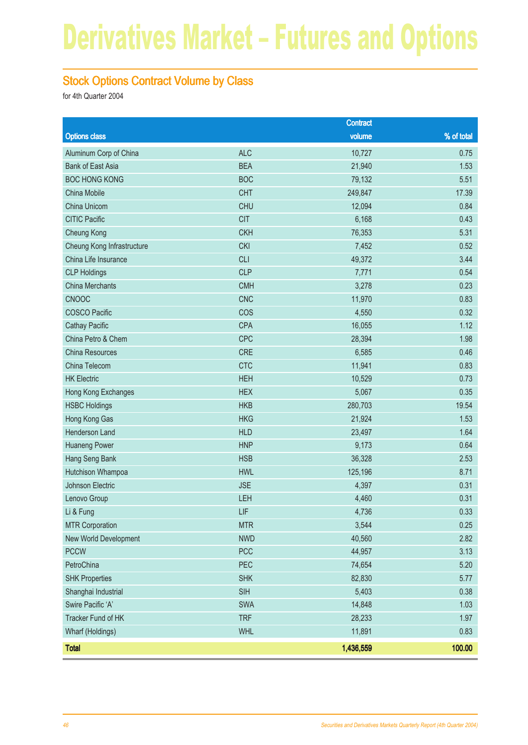# Derivatives Market – Futures and Options

## Stock Options Contract Volume by Class

for 4th Quarter 2004

| Options class | | Contract volume | % of total |
|---|---|---|---|
| Aluminum Corp of China | ALC | 10,727 | 0.75 |
| Bank of East Asia | BEA | 21,940 | 1.53 |
| BOC HONG KONG | BOC | 79,132 | 5.51 |
| China Mobile | CHT | 249,847 | 17.39 |
| China Unicom | CHU | 12,094 | 0.84 |
| CITIC Pacific | CIT | 6,168 | 0.43 |
| Cheung Kong | CKH | 76,353 | 5.31 |
| Cheung Kong Infrastructure | CKI | 7,452 | 0.52 |
| China Life Insurance | CLI | 49,372 | 3.44 |
| CLP Holdings | CLP | 7,771 | 0.54 |
| China Merchants | CMH | 3,278 | 0.23 |
| CNOOC | CNC | 11,970 | 0.83 |
| COSCO Pacific | COS | 4,550 | 0.32 |
| Cathay Pacific | CPA | 16,055 | 1.12 |
| China Petro & Chem | CPC | 28,394 | 1.98 |
| China Resources | CRE | 6,585 | 0.46 |
| China Telecom | CTC | 11,941 | 0.83 |
| HK Electric | HEH | 10,529 | 0.73 |
| Hong Kong Exchanges | HEX | 5,067 | 0.35 |
| HSBC Holdings | HKB | 280,703 | 19.54 |
| Hong Kong Gas | HKG | 21,924 | 1.53 |
| Henderson Land | HLD | 23,497 | 1.64 |
| Huaneng Power | HNP | 9,173 | 0.64 |
| Hang Seng Bank | HSB | 36,328 | 2.53 |
| Hutchison Whampoa | HWL | 125,196 | 8.71 |
| Johnson Electric | JSE | 4,397 | 0.31 |
| Lenovo Group | LEH | 4,460 | 0.31 |
| Li & Fung | LIF | 4,736 | 0.33 |
| MTR Corporation | MTR | 3,544 | 0.25 |
| New World Development | NWD | 40,560 | 2.82 |
| PCCW | PCC | 44,957 | 3.13 |
| PetroChina | PEC | 74,654 | 5.20 |
| SHK Properties | SHK | 82,830 | 5.77 |
| Shanghai Industrial | SIH | 5,403 | 0.38 |
| Swire Pacific 'A' | SWA | 14,848 | 1.03 |
| Tracker Fund of HK | TRF | 28,233 | 1.97 |
| Wharf (Holdings) | WHL | 11,891 | 0.83 |
| **Total** | | **1,436,559** | **100.00** |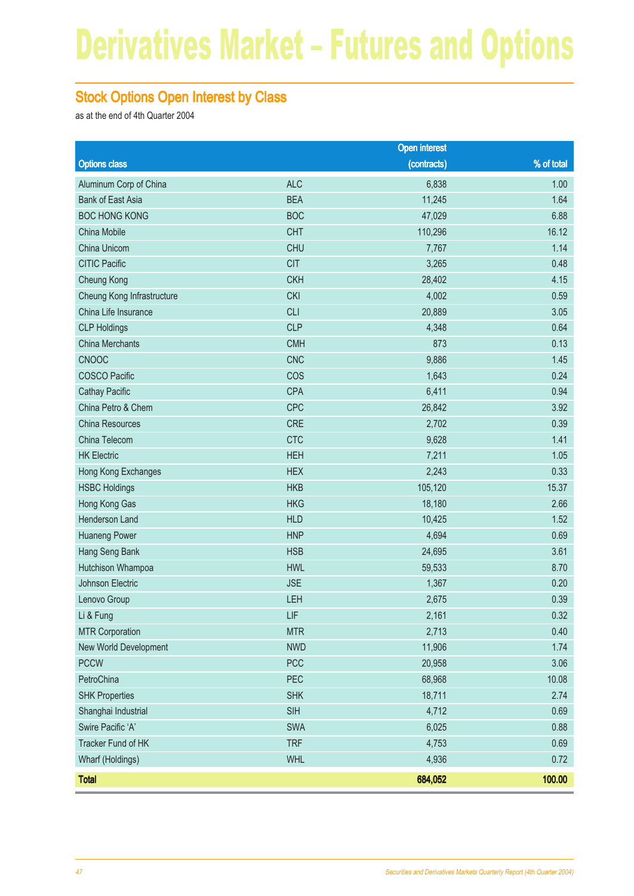# Derivatives Market – Futures and Options

## Stock Options Open Interest by Class

as at the end of 4th Quarter 2004

| Options class | | Open interest (contracts) | % of total |
|---|---|---|---|
| Aluminum Corp of China | ALC | 6,838 | 1.00 |
| Bank of East Asia | BEA | 11,245 | 1.64 |
| BOC HONG KONG | BOC | 47,029 | 6.88 |
| China Mobile | CHT | 110,296 | 16.12 |
| China Unicom | CHU | 7,767 | 1.14 |
| CITIC Pacific | CIT | 3,265 | 0.48 |
| Cheung Kong | CKH | 28,402 | 4.15 |
| Cheung Kong Infrastructure | CKI | 4,002 | 0.59 |
| China Life Insurance | CLI | 20,889 | 3.05 |
| CLP Holdings | CLP | 4,348 | 0.64 |
| China Merchants | CMH | 873 | 0.13 |
| CNOOC | CNC | 9,886 | 1.45 |
| COSCO Pacific | COS | 1,643 | 0.24 |
| Cathay Pacific | CPA | 6,411 | 0.94 |
| China Petro & Chem | CPC | 26,842 | 3.92 |
| China Resources | CRE | 2,702 | 0.39 |
| China Telecom | CTC | 9,628 | 1.41 |
| HK Electric | HEH | 7,211 | 1.05 |
| Hong Kong Exchanges | HEX | 2,243 | 0.33 |
| HSBC Holdings | HKB | 105,120 | 15.37 |
| Hong Kong Gas | HKG | 18,180 | 2.66 |
| Henderson Land | HLD | 10,425 | 1.52 |
| Huaneng Power | HNP | 4,694 | 0.69 |
| Hang Seng Bank | HSB | 24,695 | 3.61 |
| Hutchison Whampoa | HWL | 59,533 | 8.70 |
| Johnson Electric | JSE | 1,367 | 0.20 |
| Lenovo Group | LEH | 2,675 | 0.39 |
| Li & Fung | LIF | 2,161 | 0.32 |
| MTR Corporation | MTR | 2,713 | 0.40 |
| New World Development | NWD | 11,906 | 1.74 |
| PCCW | PCC | 20,958 | 3.06 |
| PetroChina | PEC | 68,968 | 10.08 |
| SHK Properties | SHK | 18,711 | 2.74 |
| Shanghai Industrial | SIH | 4,712 | 0.69 |
| Swire Pacific 'A' | SWA | 6,025 | 0.88 |
| Tracker Fund of HK | TRF | 4,753 | 0.69 |
| Wharf (Holdings) | WHL | 4,936 | 0.72 |
| **Total** | | **684,052** | **100.00** |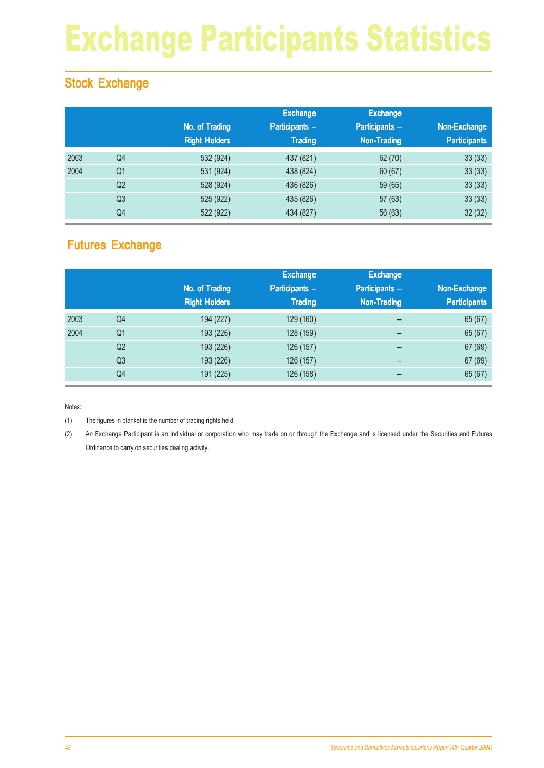# Exchange Participants Statistics

## Stock Exchange

| | | No. of Trading Right Holders | Exchange Participants – Trading | Exchange Participants – Non-Trading | Non-Exchange Participants |
|---|---|---|---|---|---|
| 2003 | Q4 | 532 (924) | 437 (821) | 62 (70) | 33 (33) |
| 2004 | Q1 | 531 (924) | 438 (824) | 60 (67) | 33 (33) |
| | Q2 | 528 (924) | 436 (826) | 59 (65) | 33 (33) |
| | Q3 | 525 (922) | 435 (826) | 57 (63) | 33 (33) |
| | Q4 | 522 (922) | 434 (827) | 56 (63) | 32 (32) |

## Futures Exchange

| | | No. of Trading Right Holders | Exchange Participants – Trading | Exchange Participants – Non-Trading | Non-Exchange Participants |
|---|---|---|---|---|---|
| 2003 | Q4 | 194 (227) | 129 (160) | – | 65 (67) |
| 2004 | Q1 | 193 (226) | 128 (159) | – | 65 (67) |
| | Q2 | 193 (226) | 126 (157) | – | 67 (69) |
| | Q3 | 193 (226) | 126 (157) | – | 67 (69) |
| | Q4 | 191 (225) | 126 (158) | – | 65 (67) |

Notes:

(1) The figures in blanket is the number of trading rights held.

(2) An Exchange Participant is an individual or corporation who may trade on or through the Exchange and is licensed under the Securities and Futures Ordinance to carry on securities dealing activity.